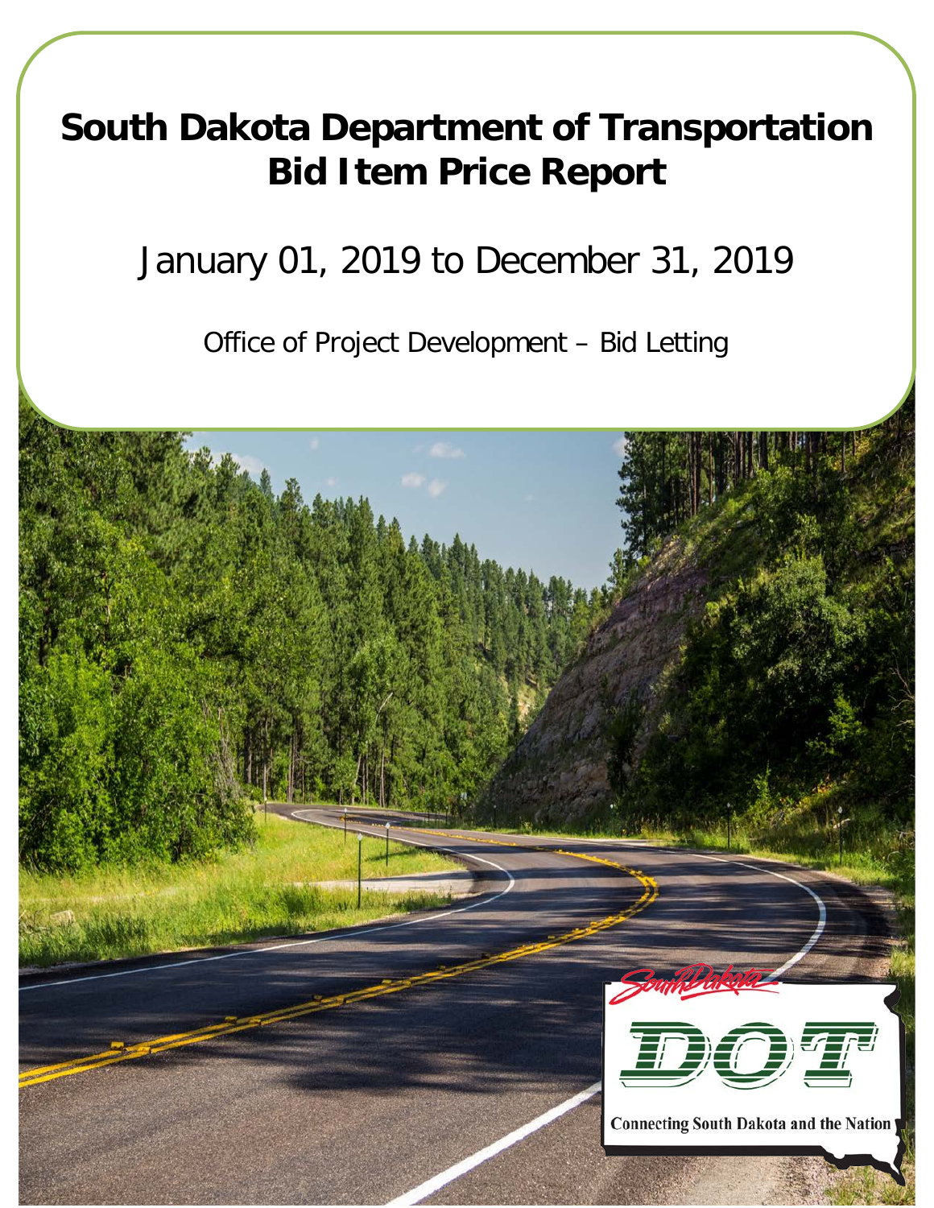# South Dakota Department of Transportation Bid Item Price Report

January 01, 2019 to December 31, 2019

Office of Project Development – Bid Letting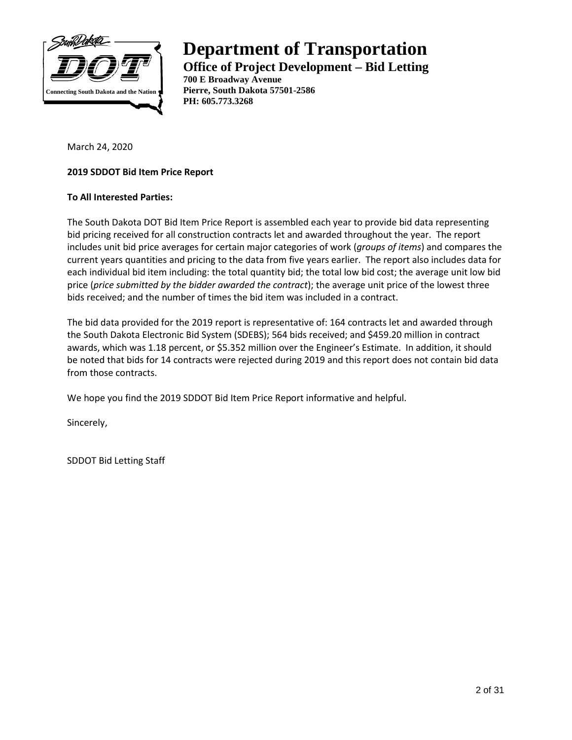# Department of Transportation

**Office of Project Development – Bid Letting**

**700 E Broadway Avenue**
**Pierre, South Dakota 57501-2586**
**PH: 605.773.3268**

Connecting South Dakota and the Nation

March 24, 2020

**2019 SDDOT Bid Item Price Report**

**To All Interested Parties:**

The South Dakota DOT Bid Item Price Report is assembled each year to provide bid data representing bid pricing received for all construction contracts let and awarded throughout the year. The report includes unit bid price averages for certain major categories of work (*groups of items*) and compares the current years quantities and pricing to the data from five years earlier. The report also includes data for each individual bid item including: the total quantity bid; the total low bid cost; the average unit low bid price (*price submitted by the bidder awarded the contract*); the average unit price of the lowest three bids received; and the number of times the bid item was included in a contract.

The bid data provided for the 2019 report is representative of: 164 contracts let and awarded through the South Dakota Electronic Bid System (SDEBS); 564 bids received; and $459.20 million in contract awards, which was 1.18 percent, or $5.352 million over the Engineer's Estimate. In addition, it should be noted that bids for 14 contracts were rejected during 2019 and this report does not contain bid data from those contracts.

We hope you find the 2019 SDDOT Bid Item Price Report informative and helpful.

Sincerely,

SDDOT Bid Letting Staff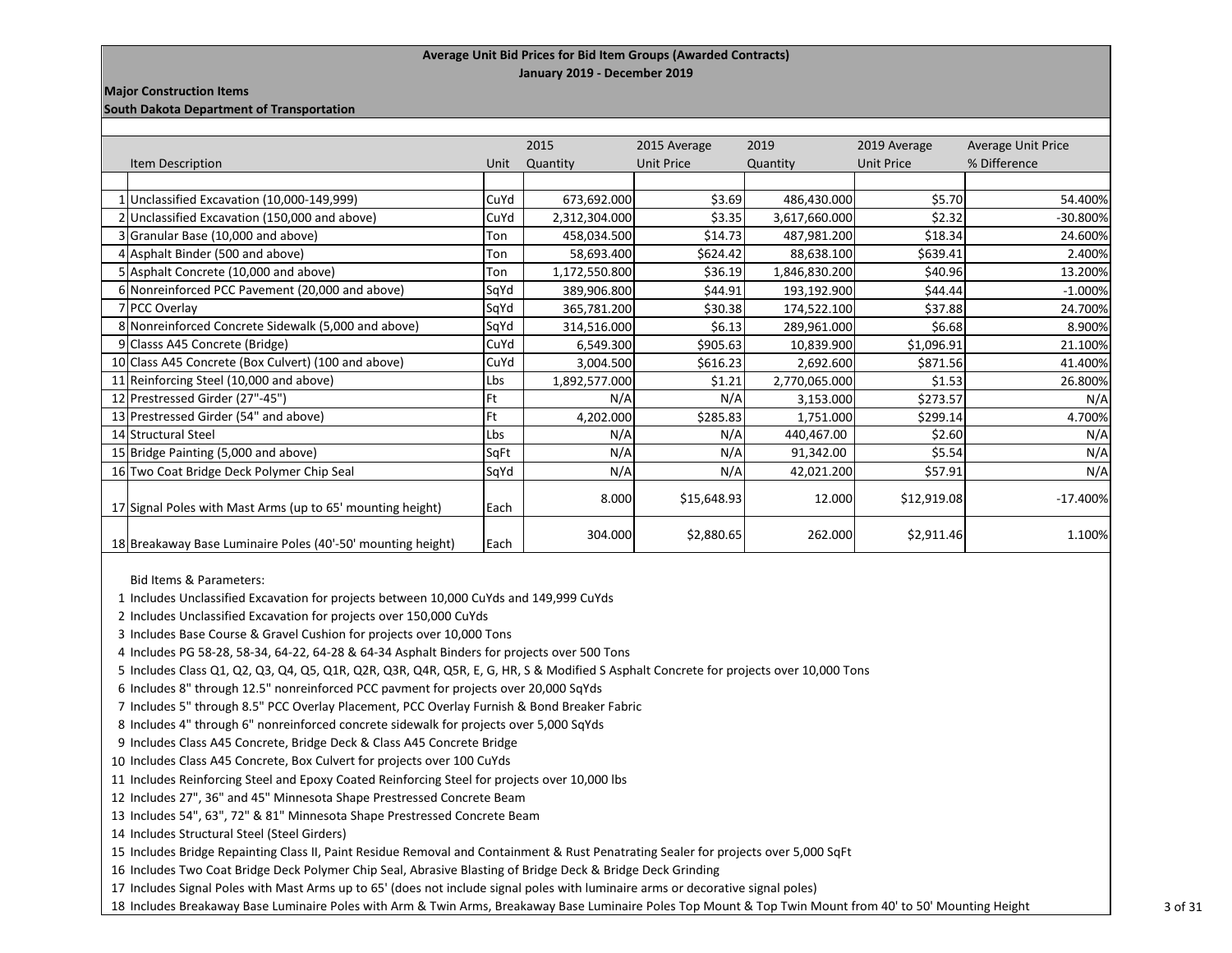**Average Unit Bid Prices for Bid Item Groups (Awarded Contracts)**
**January 2019 - December 2019**

**Major Construction Items**
**South Dakota Department of Transportation**

| | Item Description | Unit | 2015 Quantity | 2015 Average Unit Price | 2019 Quantity | 2019 Average Unit Price | Average Unit Price % Difference |
|---|---|---|---|---|---|---|---|
| 1 | Unclassified Excavation (10,000-149,999) | CuYd | 673,692.000 | $3.69 | 486,430.000 | $5.70 | 54.400% |
| 2 | Unclassified Excavation (150,000 and above) | CuYd | 2,312,304.000 | $3.35 | 3,617,660.000 | $2.32 | -30.800% |
| 3 | Granular Base (10,000 and above) | Ton | 458,034.500 | $14.73 | 487,981.200 | $18.34 | 24.600% |
| 4 | Asphalt Binder (500 and above) | Ton | 58,693.400 | $624.42 | 88,638.100 | $639.41 | 2.400% |
| 5 | Asphalt Concrete (10,000 and above) | Ton | 1,172,550.800 | $36.19 | 1,846,830.200 | $40.96 | 13.200% |
| 6 | Nonreinforced PCC Pavement (20,000 and above) | SqYd | 389,906.800 | $44.91 | 193,192.900 | $44.44 | -1.000% |
| 7 | PCC Overlay | SqYd | 365,781.200 | $30.38 | 174,522.100 | $37.88 | 24.700% |
| 8 | Nonreinforced Concrete Sidewalk (5,000 and above) | SqYd | 314,516.000 | $6.13 | 289,961.000 | $6.68 | 8.900% |
| 9 | Classs A45 Concrete (Bridge) | CuYd | 6,549.300 | $905.63 | 10,839.900 | $1,096.91 | 21.100% |
| 10 | Class A45 Concrete (Box Culvert) (100 and above) | CuYd | 3,004.500 | $616.23 | 2,692.600 | $871.56 | 41.400% |
| 11 | Reinforcing Steel (10,000 and above) | Lbs | 1,892,577.000 | $1.21 | 2,770,065.000 | $1.53 | 26.800% |
| 12 | Prestressed Girder (27"-45") | Ft | N/A | N/A | 3,153.000 | $273.57 | N/A |
| 13 | Prestressed Girder (54" and above) | Ft | 4,202.000 | $285.83 | 1,751.000 | $299.14 | 4.700% |
| 14 | Structural Steel | Lbs | N/A | N/A | 440,467.00 | $2.60 | N/A |
| 15 | Bridge Painting (5,000 and above) | SqFt | N/A | N/A | 91,342.00 | $5.54 | N/A |
| 16 | Two Coat Bridge Deck Polymer Chip Seal | SqYd | N/A | N/A | 42,021.200 | $57.91 | N/A |
| 17 | Signal Poles with Mast Arms (up to 65' mounting height) | Each | 8.000 | $15,648.93 | 12.000 | $12,919.08 | -17.400% |
| 18 | Breakaway Base Luminaire Poles (40'-50' mounting height) | Each | 304.000 | $2,880.65 | 262.000 | $2,911.46 | 1.100% |

Bid Items & Parameters:

1 Includes Unclassified Excavation for projects between 10,000 CuYds and 149,999 CuYds
2 Includes Unclassified Excavation for projects over 150,000 CuYds
3 Includes Base Course & Gravel Cushion for projects over 10,000 Tons
4 Includes PG 58-28, 58-34, 64-22, 64-28 & 64-34 Asphalt Binders for projects over 500 Tons
5 Includes Class Q1, Q2, Q3, Q4, Q5, Q1R, Q2R, Q3R, Q4R, Q5R, E, G, HR, S & Modified S Asphalt Concrete for projects over 10,000 Tons
6 Includes 8" through 12.5" nonreinforced PCC pavment for projects over 20,000 SqYds
7 Includes 5" through 8.5" PCC Overlay Placement, PCC Overlay Furnish & Bond Breaker Fabric
8 Includes 4" through 6" nonreinforced concrete sidewalk for projects over 5,000 SqYds
9 Includes Class A45 Concrete, Bridge Deck & Class A45 Concrete Bridge
10 Includes Class A45 Concrete, Box Culvert for projects over 100 CuYds
11 Includes Reinforcing Steel and Epoxy Coated Reinforcing Steel for projects over 10,000 lbs
12 Includes 27", 36" and 45" Minnesota Shape Prestressed Concrete Beam
13 Includes 54", 63", 72" & 81" Minnesota Shape Prestressed Concrete Beam
14 Includes Structural Steel (Steel Girders)
15 Includes Bridge Repainting Class II, Paint Residue Removal and Containment & Rust Penatrating Sealer for projects over 5,000 SqFt
16 Includes Two Coat Bridge Deck Polymer Chip Seal, Abrasive Blasting of Bridge Deck & Bridge Deck Grinding
17 Includes Signal Poles with Mast Arms up to 65' (does not include signal poles with luminaire arms or decorative signal poles)
18 Includes Breakaway Base Luminaire Poles with Arm & Twin Arms, Breakaway Base Luminaire Poles Top Mount & Top Twin Mount from 40' to 50' Mounting Height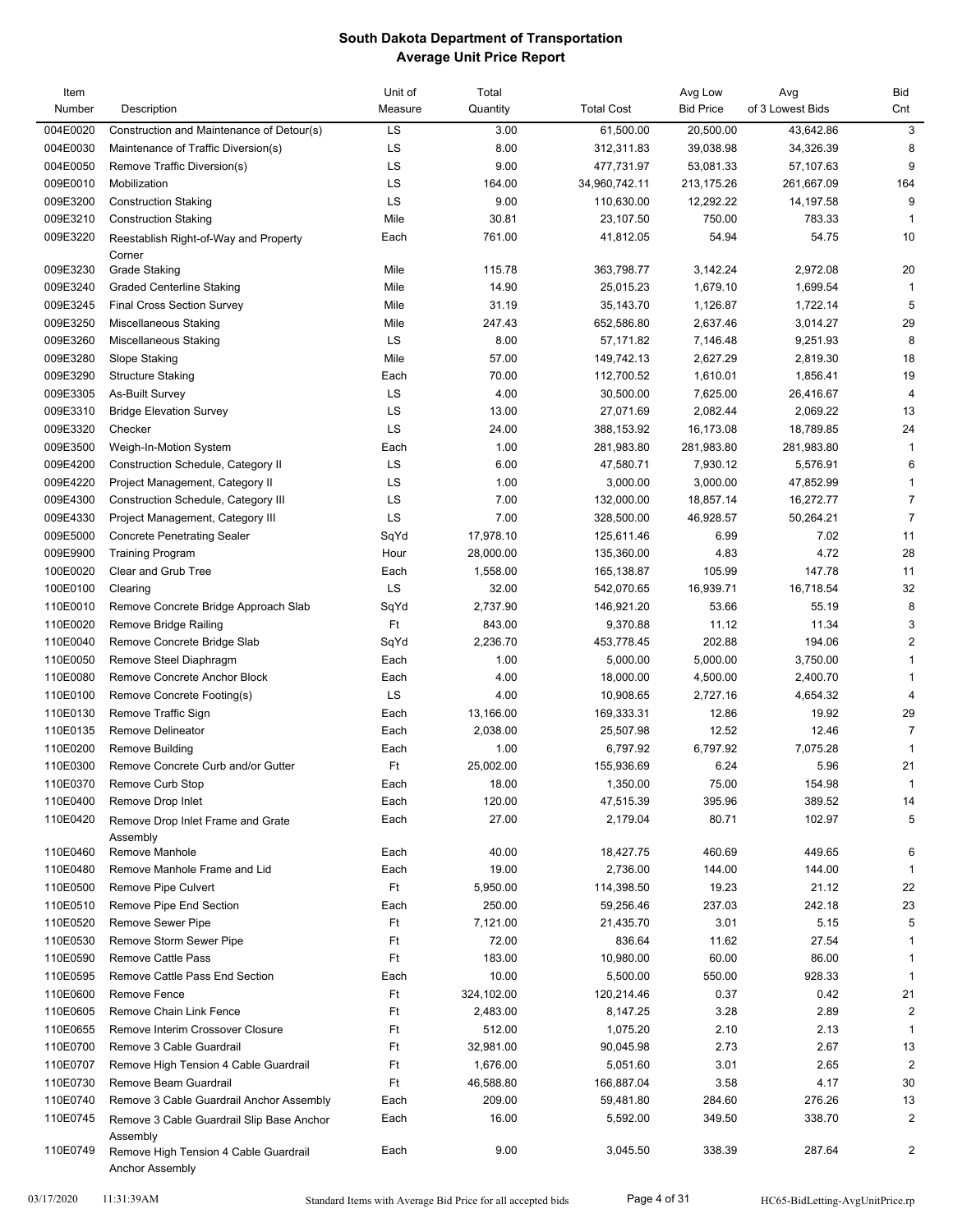# South Dakota Department of Transportation
## Average Unit Price Report

| Item Number | Description | Unit of Measure | Total Quantity | Total Cost | Avg Low Bid Price | Avg of 3 Lowest Bids | Bid Cnt |
|---|---|---|---|---|---|---|---|
| 004E0020 | Construction and Maintenance of Detour(s) | LS | 3.00 | 61,500.00 | 20,500.00 | 43,642.86 | 3 |
| 004E0030 | Maintenance of Traffic Diversion(s) | LS | 8.00 | 312,311.83 | 39,038.98 | 34,326.39 | 8 |
| 004E0050 | Remove Traffic Diversion(s) | LS | 9.00 | 477,731.97 | 53,081.33 | 57,107.63 | 9 |
| 009E0010 | Mobilization | LS | 164.00 | 34,960,742.11 | 213,175.26 | 261,667.09 | 164 |
| 009E3200 | Construction Staking | LS | 9.00 | 110,630.00 | 12,292.22 | 14,197.58 | 9 |
| 009E3210 | Construction Staking | Mile | 30.81 | 23,107.50 | 750.00 | 783.33 | 1 |
| 009E3220 | Reestablish Right-of-Way and Property Corner | Each | 761.00 | 41,812.05 | 54.94 | 54.75 | 10 |
| 009E3230 | Grade Staking | Mile | 115.78 | 363,798.77 | 3,142.24 | 2,972.08 | 20 |
| 009E3240 | Graded Centerline Staking | Mile | 14.90 | 25,015.23 | 1,679.10 | 1,699.54 | 1 |
| 009E3245 | Final Cross Section Survey | Mile | 31.19 | 35,143.70 | 1,126.87 | 1,722.14 | 5 |
| 009E3250 | Miscellaneous Staking | Mile | 247.43 | 652,586.80 | 2,637.46 | 3,014.27 | 29 |
| 009E3260 | Miscellaneous Staking | LS | 8.00 | 57,171.82 | 7,146.48 | 9,251.93 | 8 |
| 009E3280 | Slope Staking | Mile | 57.00 | 149,742.13 | 2,627.29 | 2,819.30 | 18 |
| 009E3290 | Structure Staking | Each | 70.00 | 112,700.52 | 1,610.01 | 1,856.41 | 19 |
| 009E3305 | As-Built Survey | LS | 4.00 | 30,500.00 | 7,625.00 | 26,416.67 | 4 |
| 009E3310 | Bridge Elevation Survey | LS | 13.00 | 27,071.69 | 2,082.44 | 2,069.22 | 13 |
| 009E3320 | Checker | LS | 24.00 | 388,153.92 | 16,173.08 | 18,789.85 | 24 |
| 009E3500 | Weigh-In-Motion System | Each | 1.00 | 281,983.80 | 281,983.80 | 281,983.80 | 1 |
| 009E4200 | Construction Schedule, Category II | LS | 6.00 | 47,580.71 | 7,930.12 | 5,576.91 | 6 |
| 009E4220 | Project Management, Category II | LS | 1.00 | 3,000.00 | 3,000.00 | 47,852.99 | 1 |
| 009E4300 | Construction Schedule, Category III | LS | 7.00 | 132,000.00 | 18,857.14 | 16,272.77 | 7 |
| 009E4330 | Project Management, Category III | LS | 7.00 | 328,500.00 | 46,928.57 | 50,264.21 | 7 |
| 009E5000 | Concrete Penetrating Sealer | SqYd | 17,978.10 | 125,611.46 | 6.99 | 7.02 | 11 |
| 009E9900 | Training Program | Hour | 28,000.00 | 135,360.00 | 4.83 | 4.72 | 28 |
| 100E0020 | Clear and Grub Tree | Each | 1,558.00 | 165,138.87 | 105.99 | 147.78 | 11 |
| 100E0100 | Clearing | LS | 32.00 | 542,070.65 | 16,939.71 | 16,718.54 | 32 |
| 110E0010 | Remove Concrete Bridge Approach Slab | SqYd | 2,737.90 | 146,921.20 | 53.66 | 55.19 | 8 |
| 110E0020 | Remove Bridge Railing | Ft | 843.00 | 9,370.88 | 11.12 | 11.34 | 3 |
| 110E0040 | Remove Concrete Bridge Slab | SqYd | 2,236.70 | 453,778.45 | 202.88 | 194.06 | 2 |
| 110E0050 | Remove Steel Diaphragm | Each | 1.00 | 5,000.00 | 5,000.00 | 3,750.00 | 1 |
| 110E0080 | Remove Concrete Anchor Block | Each | 4.00 | 18,000.00 | 4,500.00 | 2,400.70 | 1 |
| 110E0100 | Remove Concrete Footing(s) | LS | 4.00 | 10,908.65 | 2,727.16 | 4,654.32 | 4 |
| 110E0130 | Remove Traffic Sign | Each | 13,166.00 | 169,333.31 | 12.86 | 19.92 | 29 |
| 110E0135 | Remove Delineator | Each | 2,038.00 | 25,507.98 | 12.52 | 12.46 | 7 |
| 110E0200 | Remove Building | Each | 1.00 | 6,797.92 | 6,797.92 | 7,075.28 | 1 |
| 110E0300 | Remove Concrete Curb and/or Gutter | Ft | 25,002.00 | 155,936.69 | 6.24 | 5.96 | 21 |
| 110E0370 | Remove Curb Stop | Each | 18.00 | 1,350.00 | 75.00 | 154.98 | 1 |
| 110E0400 | Remove Drop Inlet | Each | 120.00 | 47,515.39 | 395.96 | 389.52 | 14 |
| 110E0420 | Remove Drop Inlet Frame and Grate Assembly | Each | 27.00 | 2,179.04 | 80.71 | 102.97 | 5 |
| 110E0460 | Remove Manhole | Each | 40.00 | 18,427.75 | 460.69 | 449.65 | 6 |
| 110E0480 | Remove Manhole Frame and Lid | Each | 19.00 | 2,736.00 | 144.00 | 144.00 | 1 |
| 110E0500 | Remove Pipe Culvert | Ft | 5,950.00 | 114,398.50 | 19.23 | 21.12 | 22 |
| 110E0510 | Remove Pipe End Section | Each | 250.00 | 59,256.46 | 237.03 | 242.18 | 23 |
| 110E0520 | Remove Sewer Pipe | Ft | 7,121.00 | 21,435.70 | 3.01 | 5.15 | 5 |
| 110E0530 | Remove Storm Sewer Pipe | Ft | 72.00 | 836.64 | 11.62 | 27.54 | 1 |
| 110E0590 | Remove Cattle Pass | Ft | 183.00 | 10,980.00 | 60.00 | 86.00 | 1 |
| 110E0595 | Remove Cattle Pass End Section | Each | 10.00 | 5,500.00 | 550.00 | 928.33 | 1 |
| 110E0600 | Remove Fence | Ft | 324,102.00 | 120,214.46 | 0.37 | 0.42 | 21 |
| 110E0605 | Remove Chain Link Fence | Ft | 2,483.00 | 8,147.25 | 3.28 | 2.89 | 2 |
| 110E0655 | Remove Interim Crossover Closure | Ft | 512.00 | 1,075.20 | 2.10 | 2.13 | 1 |
| 110E0700 | Remove 3 Cable Guardrail | Ft | 32,981.00 | 90,045.98 | 2.73 | 2.67 | 13 |
| 110E0707 | Remove High Tension 4 Cable Guardrail | Ft | 1,676.00 | 5,051.60 | 3.01 | 2.65 | 2 |
| 110E0730 | Remove Beam Guardrail | Ft | 46,588.80 | 166,887.04 | 3.58 | 4.17 | 30 |
| 110E0740 | Remove 3 Cable Guardrail Anchor Assembly | Each | 209.00 | 59,481.80 | 284.60 | 276.26 | 13 |
| 110E0745 | Remove 3 Cable Guardrail Slip Base Anchor Assembly | Each | 16.00 | 5,592.00 | 349.50 | 338.70 | 2 |
| 110E0749 | Remove High Tension 4 Cable Guardrail Anchor Assembly | Each | 9.00 | 3,045.50 | 338.39 | 287.64 | 2 |

03/17/2020 11:31:39AM Standard Items with Average Bid Price for all accepted bids HC65-BidLetting-AvgUnitPrice.rp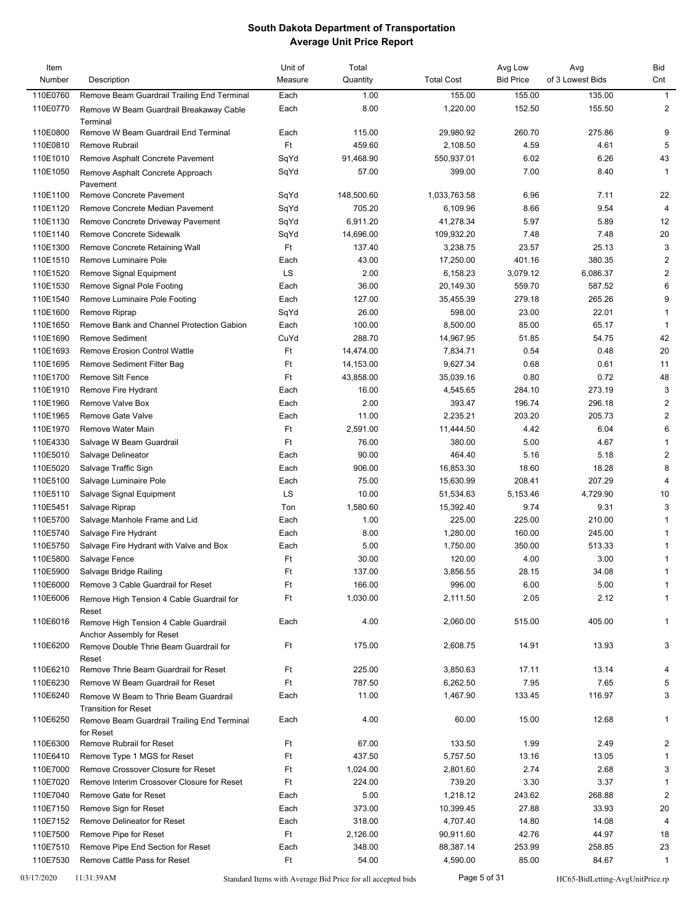# South Dakota Department of Transportation
## Average Unit Price Report

| Item Number | Description | Unit of Measure | Total Quantity | Total Cost | Avg Low Bid Price | Avg of 3 Lowest Bids | Bid Cnt |
|---|---|---|---|---|---|---|---|
| 110E0760 | Remove Beam Guardrail Trailing End Terminal | Each | 1.00 | 155.00 | 155.00 | 135.00 | 1 |
| 110E0770 | Remove W Beam Guardrail Breakaway Cable Terminal | Each | 8.00 | 1,220.00 | 152.50 | 155.50 | 2 |
| 110E0800 | Remove W Beam Guardrail End Terminal | Each | 115.00 | 29,980.92 | 260.70 | 275.86 | 9 |
| 110E0810 | Remove Rubrail | Ft | 459.60 | 2,108.50 | 4.59 | 4.61 | 5 |
| 110E1010 | Remove Asphalt Concrete Pavement | SqYd | 91,468.90 | 550,937.01 | 6.02 | 6.26 | 43 |
| 110E1050 | Remove Asphalt Concrete Approach Pavement | SqYd | 57.00 | 399.00 | 7.00 | 8.40 | 1 |
| 110E1100 | Remove Concrete Pavement | SqYd | 148,500.60 | 1,033,763.58 | 6.96 | 7.11 | 22 |
| 110E1120 | Remove Concrete Median Pavement | SqYd | 705.20 | 6,109.96 | 8.66 | 9.54 | 4 |
| 110E1130 | Remove Concrete Driveway Pavement | SqYd | 6,911.20 | 41,278.34 | 5.97 | 5.89 | 12 |
| 110E1140 | Remove Concrete Sidewalk | SqYd | 14,696.00 | 109,932.20 | 7.48 | 7.48 | 20 |
| 110E1300 | Remove Concrete Retaining Wall | Ft | 137.40 | 3,238.75 | 23.57 | 25.13 | 3 |
| 110E1510 | Remove Luminaire Pole | Each | 43.00 | 17,250.00 | 401.16 | 380.35 | 2 |
| 110E1520 | Remove Signal Equipment | LS | 2.00 | 6,158.23 | 3,079.12 | 6,086.37 | 2 |
| 110E1530 | Remove Signal Pole Footing | Each | 36.00 | 20,149.30 | 559.70 | 587.52 | 6 |
| 110E1540 | Remove Luminaire Pole Footing | Each | 127.00 | 35,455.39 | 279.18 | 265.26 | 9 |
| 110E1600 | Remove Riprap | SqYd | 26.00 | 598.00 | 23.00 | 22.01 | 1 |
| 110E1650 | Remove Bank and Channel Protection Gabion | Each | 100.00 | 8,500.00 | 85.00 | 65.17 | 1 |
| 110E1690 | Remove Sediment | CuYd | 288.70 | 14,967.95 | 51.85 | 54.75 | 42 |
| 110E1693 | Remove Erosion Control Wattle | Ft | 14,474.00 | 7,834.71 | 0.54 | 0.48 | 20 |
| 110E1695 | Remove Sediment Filter Bag | Ft | 14,153.00 | 9,627.34 | 0.68 | 0.61 | 11 |
| 110E1700 | Remove Silt Fence | Ft | 43,858.00 | 35,039.16 | 0.80 | 0.72 | 48 |
| 110E1910 | Remove Fire Hydrant | Each | 16.00 | 4,545.65 | 284.10 | 273.19 | 3 |
| 110E1960 | Remove Valve Box | Each | 2.00 | 393.47 | 196.74 | 296.18 | 2 |
| 110E1965 | Remove Gate Valve | Each | 11.00 | 2,235.21 | 203.20 | 205.73 | 2 |
| 110E1970 | Remove Water Main | Ft | 2,591.00 | 11,444.50 | 4.42 | 6.04 | 6 |
| 110E4330 | Salvage W Beam Guardrail | Ft | 76.00 | 380.00 | 5.00 | 4.67 | 1 |
| 110E5010 | Salvage Delineator | Each | 90.00 | 464.40 | 5.16 | 5.18 | 2 |
| 110E5020 | Salvage Traffic Sign | Each | 906.00 | 16,853.30 | 18.60 | 18.28 | 8 |
| 110E5100 | Salvage Luminaire Pole | Each | 75.00 | 15,630.99 | 208.41 | 207.29 | 4 |
| 110E5110 | Salvage Signal Equipment | LS | 10.00 | 51,534.63 | 5,153.46 | 4,729.90 | 10 |
| 110E5451 | Salvage Riprap | Ton | 1,580.60 | 15,392.40 | 9.74 | 9.31 | 3 |
| 110E5700 | Salvage Manhole Frame and Lid | Each | 1.00 | 225.00 | 225.00 | 210.00 | 1 |
| 110E5740 | Salvage Fire Hydrant | Each | 8.00 | 1,280.00 | 160.00 | 245.00 | 1 |
| 110E5750 | Salvage Fire Hydrant with Valve and Box | Each | 5.00 | 1,750.00 | 350.00 | 513.33 | 1 |
| 110E5800 | Salvage Fence | Ft | 30.00 | 120.00 | 4.00 | 3.00 | 1 |
| 110E5900 | Salvage Bridge Railing | Ft | 137.00 | 3,856.55 | 28.15 | 34.08 | 1 |
| 110E6000 | Remove 3 Cable Guardrail for Reset | Ft | 166.00 | 996.00 | 6.00 | 5.00 | 1 |
| 110E6006 | Remove High Tension 4 Cable Guardrail for Reset | Ft | 1,030.00 | 2,111.50 | 2.05 | 2.12 | 1 |
| 110E6016 | Remove High Tension 4 Cable Guardrail Anchor Assembly for Reset | Each | 4.00 | 2,060.00 | 515.00 | 405.00 | 1 |
| 110E6200 | Remove Double Thrie Beam Guardrail for Reset | Ft | 175.00 | 2,608.75 | 14.91 | 13.93 | 3 |
| 110E6210 | Remove Thrie Beam Guardrail for Reset | Ft | 225.00 | 3,850.63 | 17.11 | 13.14 | 4 |
| 110E6230 | Remove W Beam Guardrail for Reset | Ft | 787.50 | 6,262.50 | 7.95 | 7.65 | 5 |
| 110E6240 | Remove W Beam to Thrie Beam Guardrail Transition for Reset | Each | 11.00 | 1,467.90 | 133.45 | 116.97 | 3 |
| 110E6250 | Remove Beam Guardrail Trailing End Terminal for Reset | Each | 4.00 | 60.00 | 15.00 | 12.68 | 1 |
| 110E6300 | Remove Rubrail for Reset | Ft | 67.00 | 133.50 | 1.99 | 2.49 | 2 |
| 110E6410 | Remove Type 1 MGS for Reset | Ft | 437.50 | 5,757.50 | 13.16 | 13.05 | 1 |
| 110E7000 | Remove Crossover Closure for Reset | Ft | 1,024.00 | 2,801.60 | 2.74 | 2.68 | 3 |
| 110E7020 | Remove Interim Crossover Closure for Reset | Ft | 224.00 | 739.20 | 3.30 | 3.37 | 1 |
| 110E7040 | Remove Gate for Reset | Each | 5.00 | 1,218.12 | 243.62 | 268.88 | 2 |
| 110E7150 | Remove Sign for Reset | Each | 373.00 | 10,399.45 | 27.88 | 33.93 | 20 |
| 110E7152 | Remove Delineator for Reset | Each | 318.00 | 4,707.40 | 14.80 | 14.08 | 4 |
| 110E7500 | Remove Pipe for Reset | Ft | 2,126.00 | 90,911.60 | 42.76 | 44.97 | 18 |
| 110E7510 | Remove Pipe End Section for Reset | Each | 348.00 | 88,387.14 | 253.99 | 258.85 | 23 |
| 110E7530 | Remove Cattle Pass for Reset | Ft | 54.00 | 4,590.00 | 85.00 | 84.67 | 1 |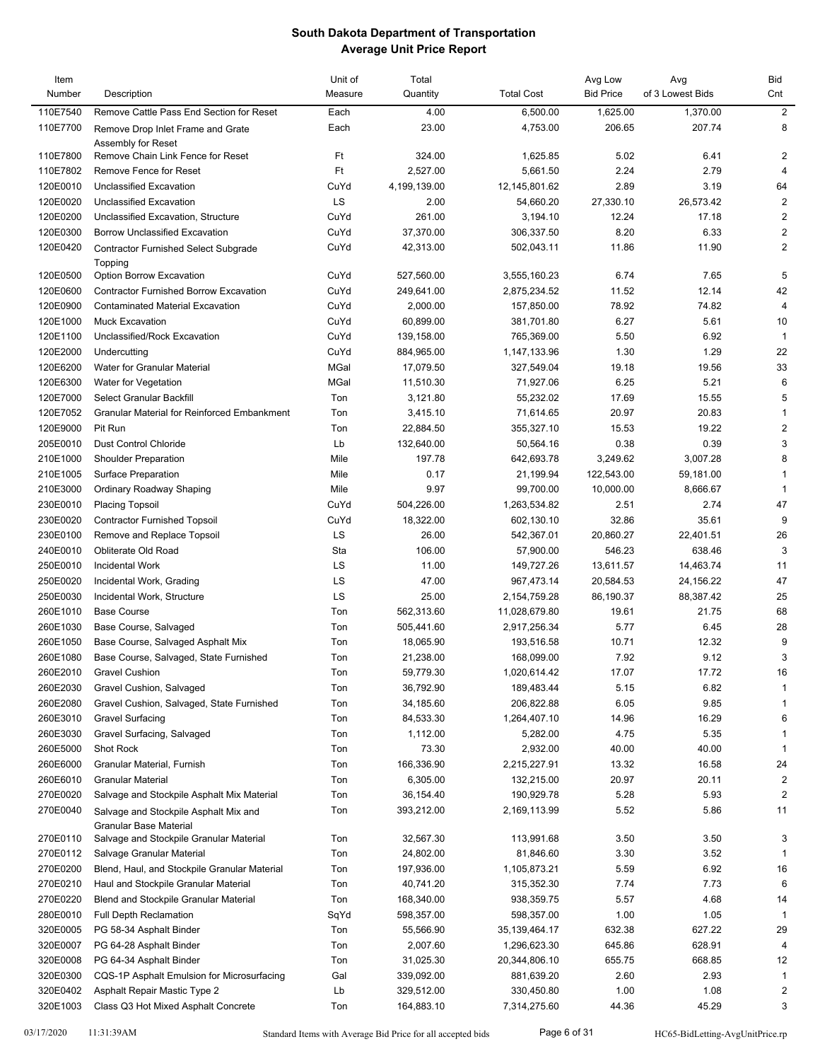# South Dakota Department of Transportation
## Average Unit Price Report

| Item Number | Description | Unit of Measure | Total Quantity | Total Cost | Avg Low Bid Price | Avg of 3 Lowest Bids | Bid Cnt |
|---|---|---|---|---|---|---|---|
| 110E7540 | Remove Cattle Pass End Section for Reset | Each | 4.00 | 6,500.00 | 1,625.00 | 1,370.00 | 2 |
| 110E7700 | Remove Drop Inlet Frame and Grate Assembly for Reset | Each | 23.00 | 4,753.00 | 206.65 | 207.74 | 8 |
| 110E7800 | Remove Chain Link Fence for Reset | Ft | 324.00 | 1,625.85 | 5.02 | 6.41 | 2 |
| 110E7802 | Remove Fence for Reset | Ft | 2,527.00 | 5,661.50 | 2.24 | 2.79 | 4 |
| 120E0010 | Unclassified Excavation | CuYd | 4,199,139.00 | 12,145,801.62 | 2.89 | 3.19 | 64 |
| 120E0020 | Unclassified Excavation | LS | 2.00 | 54,660.20 | 27,330.10 | 26,573.42 | 2 |
| 120E0200 | Unclassified Excavation, Structure | CuYd | 261.00 | 3,194.10 | 12.24 | 17.18 | 2 |
| 120E0300 | Borrow Unclassified Excavation | CuYd | 37,370.00 | 306,337.50 | 8.20 | 6.33 | 2 |
| 120E0420 | Contractor Furnished Select Subgrade Topping | CuYd | 42,313.00 | 502,043.11 | 11.86 | 11.90 | 2 |
| 120E0500 | Option Borrow Excavation | CuYd | 527,560.00 | 3,555,160.23 | 6.74 | 7.65 | 5 |
| 120E0600 | Contractor Furnished Borrow Excavation | CuYd | 249,641.00 | 2,875,234.52 | 11.52 | 12.14 | 42 |
| 120E0900 | Contaminated Material Excavation | CuYd | 2,000.00 | 157,850.00 | 78.92 | 74.82 | 4 |
| 120E1000 | Muck Excavation | CuYd | 60,899.00 | 381,701.80 | 6.27 | 5.61 | 10 |
| 120E1100 | Unclassified/Rock Excavation | CuYd | 139,158.00 | 765,369.00 | 5.50 | 6.92 | 1 |
| 120E2000 | Undercutting | CuYd | 884,965.00 | 1,147,133.96 | 1.30 | 1.29 | 22 |
| 120E6200 | Water for Granular Material | MGal | 17,079.50 | 327,549.04 | 19.18 | 19.56 | 33 |
| 120E6300 | Water for Vegetation | MGal | 11,510.30 | 71,927.06 | 6.25 | 5.21 | 6 |
| 120E7000 | Select Granular Backfill | Ton | 3,121.80 | 55,232.02 | 17.69 | 15.55 | 5 |
| 120E7052 | Granular Material for Reinforced Embankment | Ton | 3,415.10 | 71,614.65 | 20.97 | 20.83 | 1 |
| 120E9000 | Pit Run | Ton | 22,884.50 | 355,327.10 | 15.53 | 19.22 | 2 |
| 205E0010 | Dust Control Chloride | Lb | 132,640.00 | 50,564.16 | 0.38 | 0.39 | 3 |
| 210E1000 | Shoulder Preparation | Mile | 197.78 | 642,693.78 | 3,249.62 | 3,007.28 | 8 |
| 210E1005 | Surface Preparation | Mile | 0.17 | 21,199.94 | 122,543.00 | 59,181.00 | 1 |
| 210E3000 | Ordinary Roadway Shaping | Mile | 9.97 | 99,700.00 | 10,000.00 | 8,666.67 | 1 |
| 230E0010 | Placing Topsoil | CuYd | 504,226.00 | 1,263,534.82 | 2.51 | 2.74 | 47 |
| 230E0020 | Contractor Furnished Topsoil | CuYd | 18,322.00 | 602,130.10 | 32.86 | 35.61 | 9 |
| 230E0100 | Remove and Replace Topsoil | LS | 26.00 | 542,367.01 | 20,860.27 | 22,401.51 | 26 |
| 240E0010 | Obliterate Old Road | Sta | 106.00 | 57,900.00 | 546.23 | 638.46 | 3 |
| 250E0010 | Incidental Work | LS | 11.00 | 149,727.26 | 13,611.57 | 14,463.74 | 11 |
| 250E0020 | Incidental Work, Grading | LS | 47.00 | 967,473.14 | 20,584.53 | 24,156.22 | 47 |
| 250E0030 | Incidental Work, Structure | LS | 25.00 | 2,154,759.28 | 86,190.37 | 88,387.42 | 25 |
| 260E1010 | Base Course | Ton | 562,313.60 | 11,028,679.80 | 19.61 | 21.75 | 68 |
| 260E1030 | Base Course, Salvaged | Ton | 505,441.60 | 2,917,256.34 | 5.77 | 6.45 | 28 |
| 260E1050 | Base Course, Salvaged Asphalt Mix | Ton | 18,065.90 | 193,516.58 | 10.71 | 12.32 | 9 |
| 260E1080 | Base Course, Salvaged, State Furnished | Ton | 21,238.00 | 168,099.00 | 7.92 | 9.12 | 3 |
| 260E2010 | Gravel Cushion | Ton | 59,779.30 | 1,020,614.42 | 17.07 | 17.72 | 16 |
| 260E2030 | Gravel Cushion, Salvaged | Ton | 36,792.90 | 189,483.44 | 5.15 | 6.82 | 1 |
| 260E2080 | Gravel Cushion, Salvaged, State Furnished | Ton | 34,185.60 | 206,822.88 | 6.05 | 9.85 | 1 |
| 260E3010 | Gravel Surfacing | Ton | 84,533.30 | 1,264,407.10 | 14.96 | 16.29 | 6 |
| 260E3030 | Gravel Surfacing, Salvaged | Ton | 1,112.00 | 5,282.00 | 4.75 | 5.35 | 1 |
| 260E5000 | Shot Rock | Ton | 73.30 | 2,932.00 | 40.00 | 40.00 | 1 |
| 260E6000 | Granular Material, Furnish | Ton | 166,336.90 | 2,215,227.91 | 13.32 | 16.58 | 24 |
| 260E6010 | Granular Material | Ton | 6,305.00 | 132,215.00 | 20.97 | 20.11 | 2 |
| 270E0020 | Salvage and Stockpile Asphalt Mix Material | Ton | 36,154.40 | 190,929.78 | 5.28 | 5.93 | 2 |
| 270E0040 | Salvage and Stockpile Asphalt Mix and Granular Base Material | Ton | 393,212.00 | 2,169,113.99 | 5.52 | 5.86 | 11 |
| 270E0110 | Salvage and Stockpile Granular Material | Ton | 32,567.30 | 113,991.68 | 3.50 | 3.50 | 3 |
| 270E0112 | Salvage Granular Material | Ton | 24,802.00 | 81,846.60 | 3.30 | 3.52 | 1 |
| 270E0200 | Blend, Haul, and Stockpile Granular Material | Ton | 197,936.00 | 1,105,873.21 | 5.59 | 6.92 | 16 |
| 270E0210 | Haul and Stockpile Granular Material | Ton | 40,741.20 | 315,352.30 | 7.74 | 7.73 | 6 |
| 270E0220 | Blend and Stockpile Granular Material | Ton | 168,340.00 | 938,359.75 | 5.57 | 4.68 | 14 |
| 280E0010 | Full Depth Reclamation | SqYd | 598,357.00 | 598,357.00 | 1.00 | 1.05 | 1 |
| 320E0005 | PG 58-34 Asphalt Binder | Ton | 55,566.90 | 35,139,464.17 | 632.38 | 627.22 | 29 |
| 320E0007 | PG 64-28 Asphalt Binder | Ton | 2,007.60 | 1,296,623.30 | 645.86 | 628.91 | 4 |
| 320E0008 | PG 64-34 Asphalt Binder | Ton | 31,025.30 | 20,344,806.10 | 655.75 | 668.85 | 12 |
| 320E0300 | CQS-1P Asphalt Emulsion for Microsurfacing | Gal | 339,092.00 | 881,639.20 | 2.60 | 2.93 | 1 |
| 320E0402 | Asphalt Repair Mastic Type 2 | Lb | 329,512.00 | 330,450.80 | 1.00 | 1.08 | 2 |
| 320E1003 | Class Q3 Hot Mixed Asphalt Concrete | Ton | 164,883.10 | 7,314,275.60 | 44.36 | 45.29 | 3 |

03/17/2020 11:31:39AM Standard Items with Average Bid Price for all accepted bids HC65-BidLetting-AvgUnitPrice.rp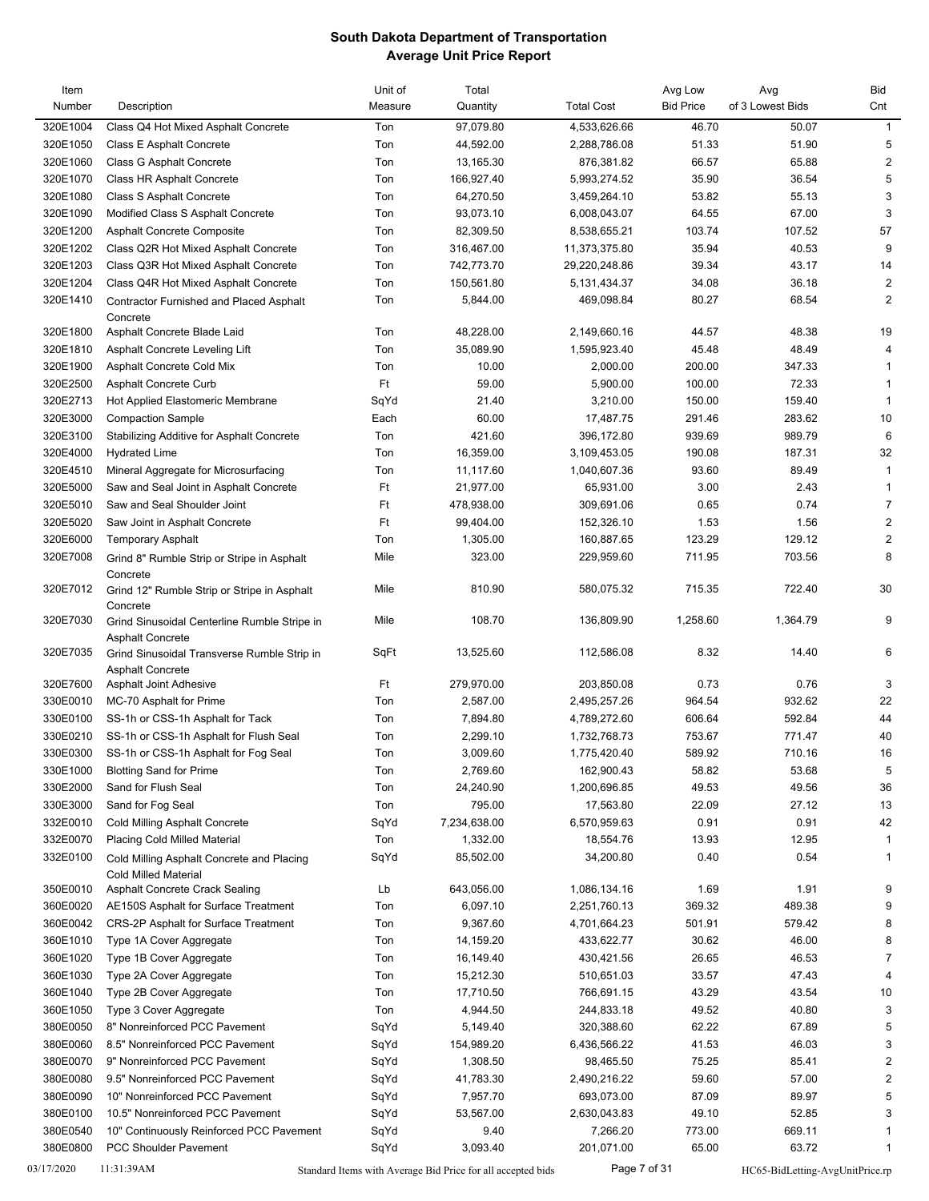# South Dakota Department of Transportation
## Average Unit Price Report

| Item Number | Description | Unit of Measure | Total Quantity | Total Cost | Avg Low Bid Price | Avg of 3 Lowest Bids | Bid Cnt |
|---|---|---|---|---|---|---|---|
| 320E1004 | Class Q4 Hot Mixed Asphalt Concrete | Ton | 97,079.80 | 4,533,626.66 | 46.70 | 50.07 | 1 |
| 320E1050 | Class E Asphalt Concrete | Ton | 44,592.00 | 2,288,786.08 | 51.33 | 51.90 | 5 |
| 320E1060 | Class G Asphalt Concrete | Ton | 13,165.30 | 876,381.82 | 66.57 | 65.88 | 2 |
| 320E1070 | Class HR Asphalt Concrete | Ton | 166,927.40 | 5,993,274.52 | 35.90 | 36.54 | 5 |
| 320E1080 | Class S Asphalt Concrete | Ton | 64,270.50 | 3,459,264.10 | 53.82 | 55.13 | 3 |
| 320E1090 | Modified Class S Asphalt Concrete | Ton | 93,073.10 | 6,008,043.07 | 64.55 | 67.00 | 3 |
| 320E1200 | Asphalt Concrete Composite | Ton | 82,309.50 | 8,538,655.21 | 103.74 | 107.52 | 57 |
| 320E1202 | Class Q2R Hot Mixed Asphalt Concrete | Ton | 316,467.00 | 11,373,375.80 | 35.94 | 40.53 | 9 |
| 320E1203 | Class Q3R Hot Mixed Asphalt Concrete | Ton | 742,773.70 | 29,220,248.86 | 39.34 | 43.17 | 14 |
| 320E1204 | Class Q4R Hot Mixed Asphalt Concrete | Ton | 150,561.80 | 5,131,434.37 | 34.08 | 36.18 | 2 |
| 320E1410 | Contractor Furnished and Placed Asphalt Concrete | Ton | 5,844.00 | 469,098.84 | 80.27 | 68.54 | 2 |
| 320E1800 | Asphalt Concrete Blade Laid | Ton | 48,228.00 | 2,149,660.16 | 44.57 | 48.38 | 19 |
| 320E1810 | Asphalt Concrete Leveling Lift | Ton | 35,089.90 | 1,595,923.40 | 45.48 | 48.49 | 4 |
| 320E1900 | Asphalt Concrete Cold Mix | Ton | 10.00 | 2,000.00 | 200.00 | 347.33 | 1 |
| 320E2500 | Asphalt Concrete Curb | Ft | 59.00 | 5,900.00 | 100.00 | 72.33 | 1 |
| 320E2713 | Hot Applied Elastomeric Membrane | SqYd | 21.40 | 3,210.00 | 150.00 | 159.40 | 1 |
| 320E3000 | Compaction Sample | Each | 60.00 | 17,487.75 | 291.46 | 283.62 | 10 |
| 320E3100 | Stabilizing Additive for Asphalt Concrete | Ton | 421.60 | 396,172.80 | 939.69 | 989.79 | 6 |
| 320E4000 | Hydrated Lime | Ton | 16,359.00 | 3,109,453.05 | 190.08 | 187.31 | 32 |
| 320E4510 | Mineral Aggregate for Microsurfacing | Ton | 11,117.60 | 1,040,607.36 | 93.60 | 89.49 | 1 |
| 320E5000 | Saw and Seal Joint in Asphalt Concrete | Ft | 21,977.00 | 65,931.00 | 3.00 | 2.43 | 1 |
| 320E5010 | Saw and Seal Shoulder Joint | Ft | 478,938.00 | 309,691.06 | 0.65 | 0.74 | 7 |
| 320E5020 | Saw Joint in Asphalt Concrete | Ft | 99,404.00 | 152,326.10 | 1.53 | 1.56 | 2 |
| 320E6000 | Temporary Asphalt | Ton | 1,305.00 | 160,887.65 | 123.29 | 129.12 | 2 |
| 320E7008 | Grind 8" Rumble Strip or Stripe in Asphalt Concrete | Mile | 323.00 | 229,959.60 | 711.95 | 703.56 | 8 |
| 320E7012 | Grind 12" Rumble Strip or Stripe in Asphalt Concrete | Mile | 810.90 | 580,075.32 | 715.35 | 722.40 | 30 |
| 320E7030 | Grind Sinusoidal Centerline Rumble Stripe in Asphalt Concrete | Mile | 108.70 | 136,809.90 | 1,258.60 | 1,364.79 | 9 |
| 320E7035 | Grind Sinusoidal Transverse Rumble Strip in Asphalt Concrete | SqFt | 13,525.60 | 112,586.08 | 8.32 | 14.40 | 6 |
| 320E7600 | Asphalt Joint Adhesive | Ft | 279,970.00 | 203,850.08 | 0.73 | 0.76 | 3 |
| 330E0010 | MC-70 Asphalt for Prime | Ton | 2,587.00 | 2,495,257.26 | 964.54 | 932.62 | 22 |
| 330E0100 | SS-1h or CSS-1h Asphalt for Tack | Ton | 7,894.80 | 4,789,272.60 | 606.64 | 592.84 | 44 |
| 330E0210 | SS-1h or CSS-1h Asphalt for Flush Seal | Ton | 2,299.10 | 1,732,768.73 | 753.67 | 771.47 | 40 |
| 330E0300 | SS-1h or CSS-1h Asphalt for Fog Seal | Ton | 3,009.60 | 1,775,420.40 | 589.92 | 710.16 | 16 |
| 330E1000 | Blotting Sand for Prime | Ton | 2,769.60 | 162,900.43 | 58.82 | 53.68 | 5 |
| 330E2000 | Sand for Flush Seal | Ton | 24,240.90 | 1,200,696.85 | 49.53 | 49.56 | 36 |
| 330E3000 | Sand for Fog Seal | Ton | 795.00 | 17,563.80 | 22.09 | 27.12 | 13 |
| 332E0010 | Cold Milling Asphalt Concrete | SqYd | 7,234,638.00 | 6,570,959.63 | 0.91 | 0.91 | 42 |
| 332E0070 | Placing Cold Milled Material | Ton | 1,332.00 | 18,554.76 | 13.93 | 12.95 | 1 |
| 332E0100 | Cold Milling Asphalt Concrete and Placing Cold Milled Material | SqYd | 85,502.00 | 34,200.80 | 0.40 | 0.54 | 1 |
| 350E0010 | Asphalt Concrete Crack Sealing | Lb | 643,056.00 | 1,086,134.16 | 1.69 | 1.91 | 9 |
| 360E0020 | AE150S Asphalt for Surface Treatment | Ton | 6,097.10 | 2,251,760.13 | 369.32 | 489.38 | 9 |
| 360E0042 | CRS-2P Asphalt for Surface Treatment | Ton | 9,367.60 | 4,701,664.23 | 501.91 | 579.42 | 8 |
| 360E1010 | Type 1A Cover Aggregate | Ton | 14,159.20 | 433,622.77 | 30.62 | 46.00 | 8 |
| 360E1020 | Type 1B Cover Aggregate | Ton | 16,149.40 | 430,421.56 | 26.65 | 46.53 | 7 |
| 360E1030 | Type 2A Cover Aggregate | Ton | 15,212.30 | 510,651.03 | 33.57 | 47.43 | 4 |
| 360E1040 | Type 2B Cover Aggregate | Ton | 17,710.50 | 766,691.15 | 43.29 | 43.54 | 10 |
| 360E1050 | Type 3 Cover Aggregate | Ton | 4,944.50 | 244,833.18 | 49.52 | 40.80 | 3 |
| 380E0050 | 8" Nonreinforced PCC Pavement | SqYd | 5,149.40 | 320,388.60 | 62.22 | 67.89 | 5 |
| 380E0060 | 8.5" Nonreinforced PCC Pavement | SqYd | 154,989.20 | 6,436,566.22 | 41.53 | 46.03 | 3 |
| 380E0070 | 9" Nonreinforced PCC Pavement | SqYd | 1,308.50 | 98,465.50 | 75.25 | 85.41 | 2 |
| 380E0080 | 9.5" Nonreinforced PCC Pavement | SqYd | 41,783.30 | 2,490,216.22 | 59.60 | 57.00 | 2 |
| 380E0090 | 10" Nonreinforced PCC Pavement | SqYd | 7,957.70 | 693,073.00 | 87.09 | 89.97 | 5 |
| 380E0100 | 10.5" Nonreinforced PCC Pavement | SqYd | 53,567.00 | 2,630,043.83 | 49.10 | 52.85 | 3 |
| 380E0540 | 10" Continuously Reinforced PCC Pavement | SqYd | 9.40 | 7,266.20 | 773.00 | 669.11 | 1 |
| 380E0800 | PCC Shoulder Pavement | SqYd | 3,093.40 | 201,071.00 | 65.00 | 63.72 | 1 |

03/17/2020 11:31:39AM Standard Items with Average Bid Price for all accepted bids HC65-BidLetting-AvgUnitPrice.rp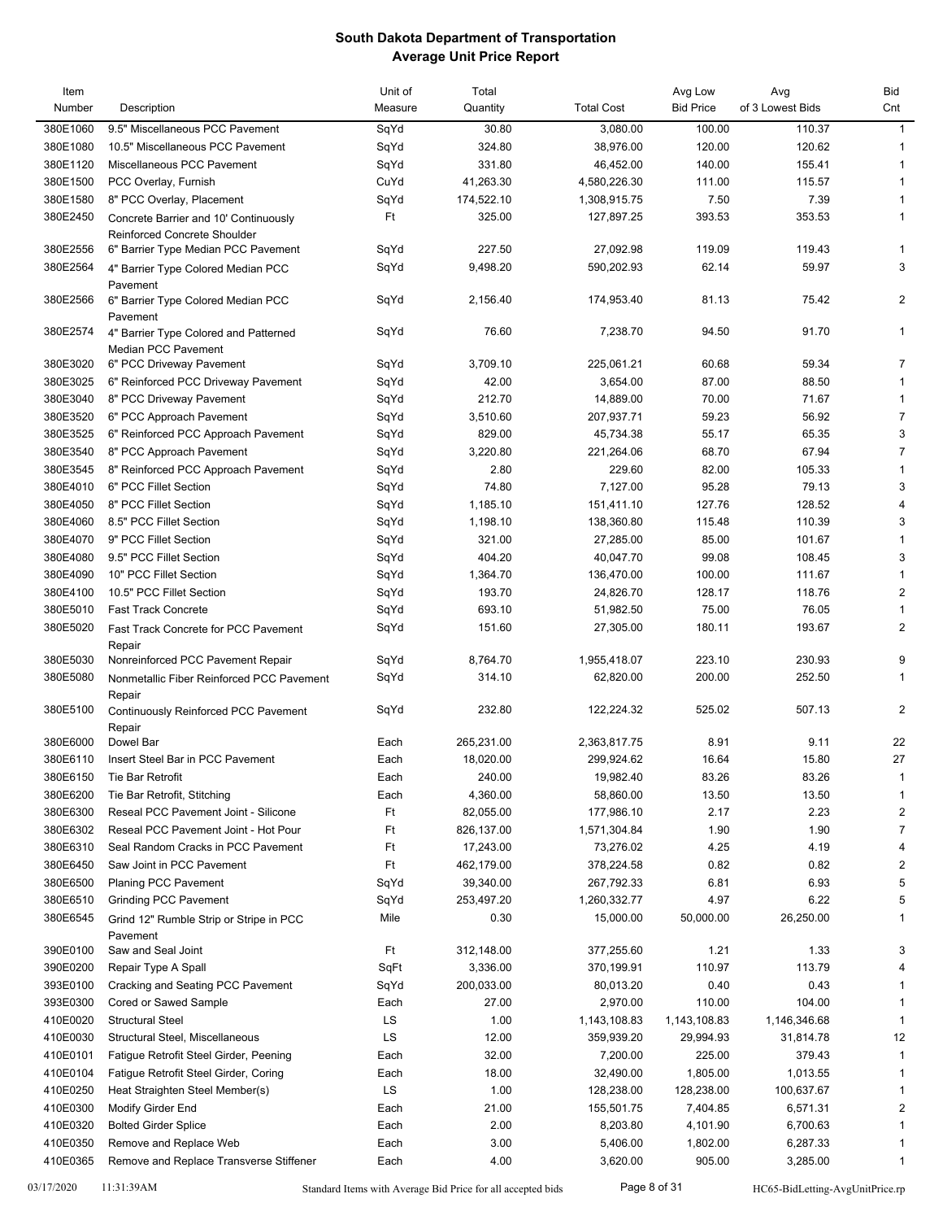# South Dakota Department of Transportation
## Average Unit Price Report

| Item Number | Description | Unit of Measure | Total Quantity | Total Cost | Avg Low Bid Price | Avg of 3 Lowest Bids | Bid Cnt |
|---|---|---|---|---|---|---|---|
| 380E1060 | 9.5" Miscellaneous PCC Pavement | SqYd | 30.80 | 3,080.00 | 100.00 | 110.37 | 1 |
| 380E1080 | 10.5" Miscellaneous PCC Pavement | SqYd | 324.80 | 38,976.00 | 120.00 | 120.62 | 1 |
| 380E1120 | Miscellaneous PCC Pavement | SqYd | 331.80 | 46,452.00 | 140.00 | 155.41 | 1 |
| 380E1500 | PCC Overlay, Furnish | CuYd | 41,263.30 | 4,580,226.30 | 111.00 | 115.57 | 1 |
| 380E1580 | 8" PCC Overlay, Placement | SqYd | 174,522.10 | 1,308,915.75 | 7.50 | 7.39 | 1 |
| 380E2450 | Concrete Barrier and 10' Continuously Reinforced Concrete Shoulder | Ft | 325.00 | 127,897.25 | 393.53 | 353.53 | 1 |
| 380E2556 | 6" Barrier Type Median PCC Pavement | SqYd | 227.50 | 27,092.98 | 119.09 | 119.43 | 1 |
| 380E2564 | 4" Barrier Type Colored Median PCC Pavement | SqYd | 9,498.20 | 590,202.93 | 62.14 | 59.97 | 3 |
| 380E2566 | 6" Barrier Type Colored Median PCC Pavement | SqYd | 2,156.40 | 174,953.40 | 81.13 | 75.42 | 2 |
| 380E2574 | 4" Barrier Type Colored and Patterned Median PCC Pavement | SqYd | 76.60 | 7,238.70 | 94.50 | 91.70 | 1 |
| 380E3020 | 6" PCC Driveway Pavement | SqYd | 3,709.10 | 225,061.21 | 60.68 | 59.34 | 7 |
| 380E3025 | 6" Reinforced PCC Driveway Pavement | SqYd | 42.00 | 3,654.00 | 87.00 | 88.50 | 1 |
| 380E3040 | 8" PCC Driveway Pavement | SqYd | 212.70 | 14,889.00 | 70.00 | 71.67 | 1 |
| 380E3520 | 6" PCC Approach Pavement | SqYd | 3,510.60 | 207,937.71 | 59.23 | 56.92 | 7 |
| 380E3525 | 6" Reinforced PCC Approach Pavement | SqYd | 829.00 | 45,734.38 | 55.17 | 65.35 | 3 |
| 380E3540 | 8" PCC Approach Pavement | SqYd | 3,220.80 | 221,264.06 | 68.70 | 67.94 | 7 |
| 380E3545 | 8" Reinforced PCC Approach Pavement | SqYd | 2.80 | 229.60 | 82.00 | 105.33 | 1 |
| 380E4010 | 6" PCC Fillet Section | SqYd | 74.80 | 7,127.00 | 95.28 | 79.13 | 3 |
| 380E4050 | 8" PCC Fillet Section | SqYd | 1,185.10 | 151,411.10 | 127.76 | 128.52 | 4 |
| 380E4060 | 8.5" PCC Fillet Section | SqYd | 1,198.10 | 138,360.80 | 115.48 | 110.39 | 3 |
| 380E4070 | 9" PCC Fillet Section | SqYd | 321.00 | 27,285.00 | 85.00 | 101.67 | 1 |
| 380E4080 | 9.5" PCC Fillet Section | SqYd | 404.20 | 40,047.70 | 99.08 | 108.45 | 3 |
| 380E4090 | 10" PCC Fillet Section | SqYd | 1,364.70 | 136,470.00 | 100.00 | 111.67 | 1 |
| 380E4100 | 10.5" PCC Fillet Section | SqYd | 193.70 | 24,826.70 | 128.17 | 118.76 | 2 |
| 380E5010 | Fast Track Concrete | SqYd | 693.10 | 51,982.50 | 75.00 | 76.05 | 1 |
| 380E5020 | Fast Track Concrete for PCC Pavement Repair | SqYd | 151.60 | 27,305.00 | 180.11 | 193.67 | 2 |
| 380E5030 | Nonreinforced PCC Pavement Repair | SqYd | 8,764.70 | 1,955,418.07 | 223.10 | 230.93 | 9 |
| 380E5080 | Nonmetallic Fiber Reinforced PCC Pavement Repair | SqYd | 314.10 | 62,820.00 | 200.00 | 252.50 | 1 |
| 380E5100 | Continuously Reinforced PCC Pavement Repair | SqYd | 232.80 | 122,224.32 | 525.02 | 507.13 | 2 |
| 380E6000 | Dowel Bar | Each | 265,231.00 | 2,363,817.75 | 8.91 | 9.11 | 22 |
| 380E6110 | Insert Steel Bar in PCC Pavement | Each | 18,020.00 | 299,924.62 | 16.64 | 15.80 | 27 |
| 380E6150 | Tie Bar Retrofit | Each | 240.00 | 19,982.40 | 83.26 | 83.26 | 1 |
| 380E6200 | Tie Bar Retrofit, Stitching | Each | 4,360.00 | 58,860.00 | 13.50 | 13.50 | 1 |
| 380E6300 | Reseal PCC Pavement Joint - Silicone | Ft | 82,055.00 | 177,986.10 | 2.17 | 2.23 | 2 |
| 380E6302 | Reseal PCC Pavement Joint - Hot Pour | Ft | 826,137.00 | 1,571,304.84 | 1.90 | 1.90 | 7 |
| 380E6310 | Seal Random Cracks in PCC Pavement | Ft | 17,243.00 | 73,276.02 | 4.25 | 4.19 | 4 |
| 380E6450 | Saw Joint in PCC Pavement | Ft | 462,179.00 | 378,224.58 | 0.82 | 0.82 | 2 |
| 380E6500 | Planing PCC Pavement | SqYd | 39,340.00 | 267,792.33 | 6.81 | 6.93 | 5 |
| 380E6510 | Grinding PCC Pavement | SqYd | 253,497.20 | 1,260,332.77 | 4.97 | 6.22 | 5 |
| 380E6545 | Grind 12" Rumble Strip or Stripe in PCC Pavement | Mile | 0.30 | 15,000.00 | 50,000.00 | 26,250.00 | 1 |
| 390E0100 | Saw and Seal Joint | Ft | 312,148.00 | 377,255.60 | 1.21 | 1.33 | 3 |
| 390E0200 | Repair Type A Spall | SqFt | 3,336.00 | 370,199.91 | 110.97 | 113.79 | 4 |
| 393E0100 | Cracking and Seating PCC Pavement | SqYd | 200,033.00 | 80,013.20 | 0.40 | 0.43 | 1 |
| 393E0300 | Cored or Sawed Sample | Each | 27.00 | 2,970.00 | 110.00 | 104.00 | 1 |
| 410E0020 | Structural Steel | LS | 1.00 | 1,143,108.83 | 1,143,108.83 | 1,146,346.68 | 1 |
| 410E0030 | Structural Steel, Miscellaneous | LS | 12.00 | 359,939.20 | 29,994.93 | 31,814.78 | 12 |
| 410E0101 | Fatigue Retrofit Steel Girder, Peening | Each | 32.00 | 7,200.00 | 225.00 | 379.43 | 1 |
| 410E0104 | Fatigue Retrofit Steel Girder, Coring | Each | 18.00 | 32,490.00 | 1,805.00 | 1,013.55 | 1 |
| 410E0250 | Heat Straighten Steel Member(s) | LS | 1.00 | 128,238.00 | 128,238.00 | 100,637.67 | 1 |
| 410E0300 | Modify Girder End | Each | 21.00 | 155,501.75 | 7,404.85 | 6,571.31 | 2 |
| 410E0320 | Bolted Girder Splice | Each | 2.00 | 8,203.80 | 4,101.90 | 6,700.63 | 1 |
| 410E0350 | Remove and Replace Web | Each | 3.00 | 5,406.00 | 1,802.00 | 6,287.33 | 1 |
| 410E0365 | Remove and Replace Transverse Stiffener | Each | 4.00 | 3,620.00 | 905.00 | 3,285.00 | 1 |

03/17/2020 11:31:39AM Standard Items with Average Bid Price for all accepted bids HC65-BidLetting-AvgUnitPrice.rp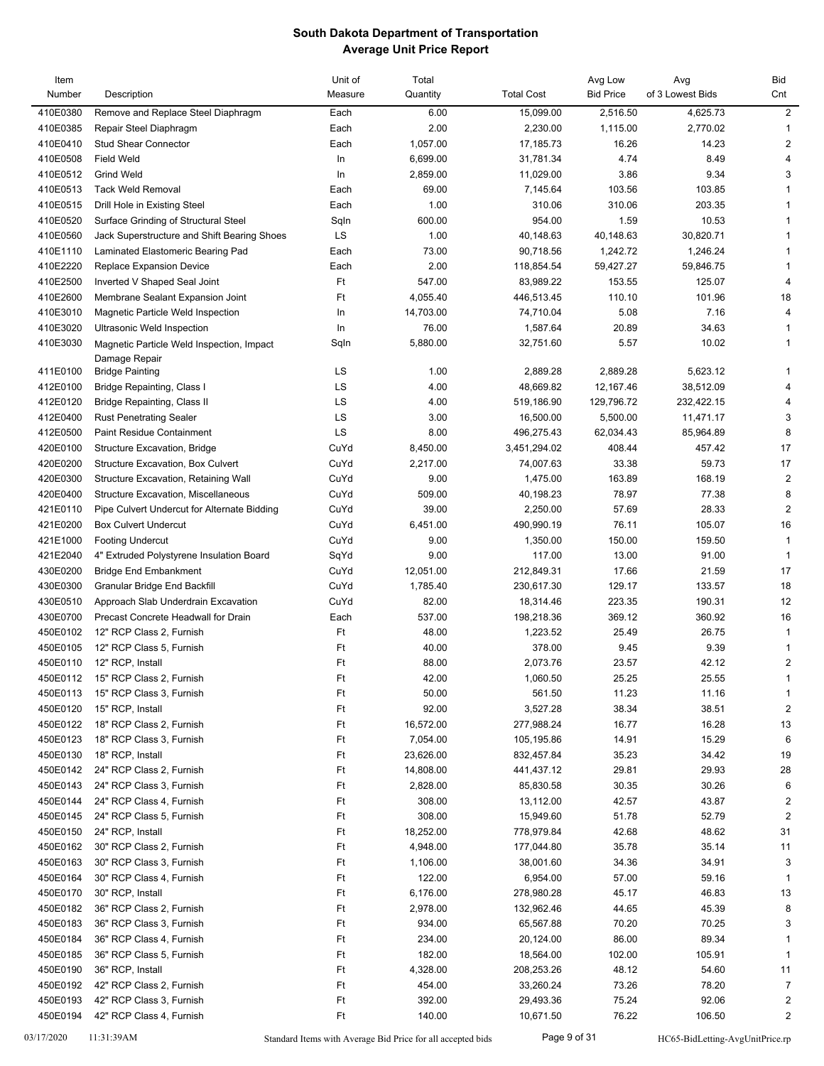# South Dakota Department of Transportation
## Average Unit Price Report

| Item Number | Description | Unit of Measure | Total Quantity | Total Cost | Avg Low Bid Price | Avg of 3 Lowest Bids | Bid Cnt |
|---|---|---|---|---|---|---|---|
| 410E0380 | Remove and Replace Steel Diaphragm | Each | 6.00 | 15,099.00 | 2,516.50 | 4,625.73 | 2 |
| 410E0385 | Repair Steel Diaphragm | Each | 2.00 | 2,230.00 | 1,115.00 | 2,770.02 | 1 |
| 410E0410 | Stud Shear Connector | Each | 1,057.00 | 17,185.73 | 16.26 | 14.23 | 2 |
| 410E0508 | Field Weld | In | 6,699.00 | 31,781.34 | 4.74 | 8.49 | 4 |
| 410E0512 | Grind Weld | In | 2,859.00 | 11,029.00 | 3.86 | 9.34 | 3 |
| 410E0513 | Tack Weld Removal | Each | 69.00 | 7,145.64 | 103.56 | 103.85 | 1 |
| 410E0515 | Drill Hole in Existing Steel | Each | 1.00 | 310.06 | 310.06 | 203.35 | 1 |
| 410E0520 | Surface Grinding of Structural Steel | SqIn | 600.00 | 954.00 | 1.59 | 10.53 | 1 |
| 410E0560 | Jack Superstructure and Shift Bearing Shoes | LS | 1.00 | 40,148.63 | 40,148.63 | 30,820.71 | 1 |
| 410E1110 | Laminated Elastomeric Bearing Pad | Each | 73.00 | 90,718.56 | 1,242.72 | 1,246.24 | 1 |
| 410E2220 | Replace Expansion Device | Each | 2.00 | 118,854.54 | 59,427.27 | 59,846.75 | 1 |
| 410E2500 | Inverted V Shaped Seal Joint | Ft | 547.00 | 83,989.22 | 153.55 | 125.07 | 4 |
| 410E2600 | Membrane Sealant Expansion Joint | Ft | 4,055.40 | 446,513.45 | 110.10 | 101.96 | 18 |
| 410E3010 | Magnetic Particle Weld Inspection | In | 14,703.00 | 74,710.04 | 5.08 | 7.16 | 4 |
| 410E3020 | Ultrasonic Weld Inspection | In | 76.00 | 1,587.64 | 20.89 | 34.63 | 1 |
| 410E3030 | Magnetic Particle Weld Inspection, Impact Damage Repair | SqIn | 5,880.00 | 32,751.60 | 5.57 | 10.02 | 1 |
| 411E0100 | Bridge Painting | LS | 1.00 | 2,889.28 | 2,889.28 | 5,623.12 | 1 |
| 412E0100 | Bridge Repainting, Class I | LS | 4.00 | 48,669.82 | 12,167.46 | 38,512.09 | 4 |
| 412E0120 | Bridge Repainting, Class II | LS | 4.00 | 519,186.90 | 129,796.72 | 232,422.15 | 4 |
| 412E0400 | Rust Penetrating Sealer | LS | 3.00 | 16,500.00 | 5,500.00 | 11,471.17 | 3 |
| 412E0500 | Paint Residue Containment | LS | 8.00 | 496,275.43 | 62,034.43 | 85,964.89 | 8 |
| 420E0100 | Structure Excavation, Bridge | CuYd | 8,450.00 | 3,451,294.02 | 408.44 | 457.42 | 17 |
| 420E0200 | Structure Excavation, Box Culvert | CuYd | 2,217.00 | 74,007.63 | 33.38 | 59.73 | 17 |
| 420E0300 | Structure Excavation, Retaining Wall | CuYd | 9.00 | 1,475.00 | 163.89 | 168.19 | 2 |
| 420E0400 | Structure Excavation, Miscellaneous | CuYd | 509.00 | 40,198.23 | 78.97 | 77.38 | 8 |
| 421E0110 | Pipe Culvert Undercut for Alternate Bidding | CuYd | 39.00 | 2,250.00 | 57.69 | 28.33 | 2 |
| 421E0200 | Box Culvert Undercut | CuYd | 6,451.00 | 490,990.19 | 76.11 | 105.07 | 16 |
| 421E1000 | Footing Undercut | CuYd | 9.00 | 1,350.00 | 150.00 | 159.50 | 1 |
| 421E2040 | 4" Extruded Polystyrene Insulation Board | SqYd | 9.00 | 117.00 | 13.00 | 91.00 | 1 |
| 430E0200 | Bridge End Embankment | CuYd | 12,051.00 | 212,849.31 | 17.66 | 21.59 | 17 |
| 430E0300 | Granular Bridge End Backfill | CuYd | 1,785.40 | 230,617.30 | 129.17 | 133.57 | 18 |
| 430E0510 | Approach Slab Underdrain Excavation | CuYd | 82.00 | 18,314.46 | 223.35 | 190.31 | 12 |
| 430E0700 | Precast Concrete Headwall for Drain | Each | 537.00 | 198,218.36 | 369.12 | 360.92 | 16 |
| 450E0102 | 12" RCP Class 2, Furnish | Ft | 48.00 | 1,223.52 | 25.49 | 26.75 | 1 |
| 450E0105 | 12" RCP Class 5, Furnish | Ft | 40.00 | 378.00 | 9.45 | 9.39 | 1 |
| 450E0110 | 12" RCP, Install | Ft | 88.00 | 2,073.76 | 23.57 | 42.12 | 2 |
| 450E0112 | 15" RCP Class 2, Furnish | Ft | 42.00 | 1,060.50 | 25.25 | 25.55 | 1 |
| 450E0113 | 15" RCP Class 3, Furnish | Ft | 50.00 | 561.50 | 11.23 | 11.16 | 1 |
| 450E0120 | 15" RCP, Install | Ft | 92.00 | 3,527.28 | 38.34 | 38.51 | 2 |
| 450E0122 | 18" RCP Class 2, Furnish | Ft | 16,572.00 | 277,988.24 | 16.77 | 16.28 | 13 |
| 450E0123 | 18" RCP Class 3, Furnish | Ft | 7,054.00 | 105,195.86 | 14.91 | 15.29 | 6 |
| 450E0130 | 18" RCP, Install | Ft | 23,626.00 | 832,457.84 | 35.23 | 34.42 | 19 |
| 450E0142 | 24" RCP Class 2, Furnish | Ft | 14,808.00 | 441,437.12 | 29.81 | 29.93 | 28 |
| 450E0143 | 24" RCP Class 3, Furnish | Ft | 2,828.00 | 85,830.58 | 30.35 | 30.26 | 6 |
| 450E0144 | 24" RCP Class 4, Furnish | Ft | 308.00 | 13,112.00 | 42.57 | 43.87 | 2 |
| 450E0145 | 24" RCP Class 5, Furnish | Ft | 308.00 | 15,949.60 | 51.78 | 52.79 | 2 |
| 450E0150 | 24" RCP, Install | Ft | 18,252.00 | 778,979.84 | 42.68 | 48.62 | 31 |
| 450E0162 | 30" RCP Class 2, Furnish | Ft | 4,948.00 | 177,044.80 | 35.78 | 35.14 | 11 |
| 450E0163 | 30" RCP Class 3, Furnish | Ft | 1,106.00 | 38,001.60 | 34.36 | 34.91 | 3 |
| 450E0164 | 30" RCP Class 4, Furnish | Ft | 122.00 | 6,954.00 | 57.00 | 59.16 | 1 |
| 450E0170 | 30" RCP, Install | Ft | 6,176.00 | 278,980.28 | 45.17 | 46.83 | 13 |
| 450E0182 | 36" RCP Class 2, Furnish | Ft | 2,978.00 | 132,962.46 | 44.65 | 45.39 | 8 |
| 450E0183 | 36" RCP Class 3, Furnish | Ft | 934.00 | 65,567.88 | 70.20 | 70.25 | 3 |
| 450E0184 | 36" RCP Class 4, Furnish | Ft | 234.00 | 20,124.00 | 86.00 | 89.34 | 1 |
| 450E0185 | 36" RCP Class 5, Furnish | Ft | 182.00 | 18,564.00 | 102.00 | 105.91 | 1 |
| 450E0190 | 36" RCP, Install | Ft | 4,328.00 | 208,253.26 | 48.12 | 54.60 | 11 |
| 450E0192 | 42" RCP Class 2, Furnish | Ft | 454.00 | 33,260.24 | 73.26 | 78.20 | 7 |
| 450E0193 | 42" RCP Class 3, Furnish | Ft | 392.00 | 29,493.36 | 75.24 | 92.06 | 2 |
| 450E0194 | 42" RCP Class 4, Furnish | Ft | 140.00 | 10,671.50 | 76.22 | 106.50 | 2 |

Standard Items with Average Bid Price for all accepted bids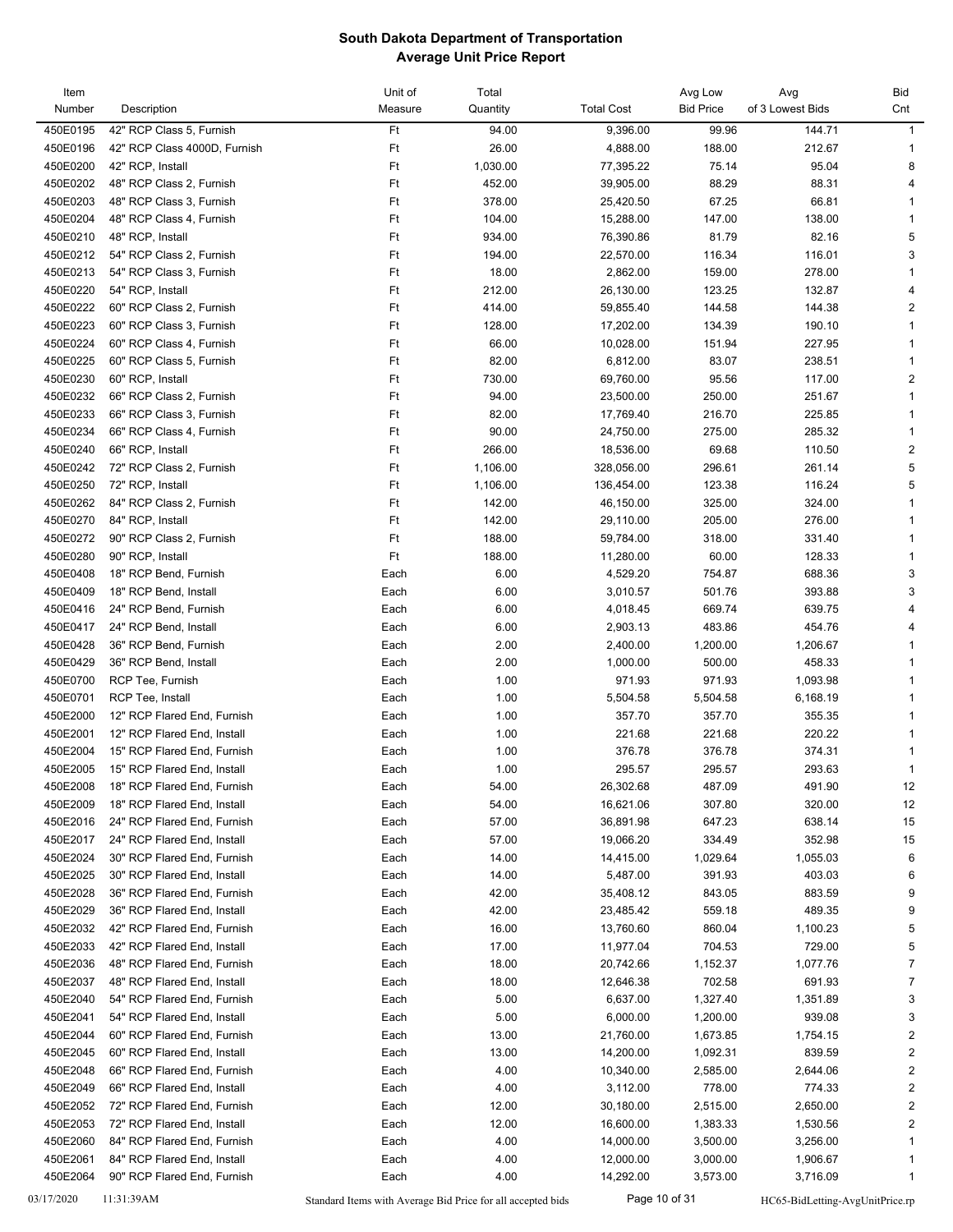# South Dakota Department of Transportation
## Average Unit Price Report

| Item Number | Description | Unit of Measure | Total Quantity | Total Cost | Avg Low Bid Price | Avg of 3 Lowest Bids | Bid Cnt |
|---|---|---|---|---|---|---|---|
| 450E0195 | 42" RCP Class 5, Furnish | Ft | 94.00 | 9,396.00 | 99.96 | 144.71 | 1 |
| 450E0196 | 42" RCP Class 4000D, Furnish | Ft | 26.00 | 4,888.00 | 188.00 | 212.67 | 1 |
| 450E0200 | 42" RCP, Install | Ft | 1,030.00 | 77,395.22 | 75.14 | 95.04 | 8 |
| 450E0202 | 48" RCP Class 2, Furnish | Ft | 452.00 | 39,905.00 | 88.29 | 88.31 | 4 |
| 450E0203 | 48" RCP Class 3, Furnish | Ft | 378.00 | 25,420.50 | 67.25 | 66.81 | 1 |
| 450E0204 | 48" RCP Class 4, Furnish | Ft | 104.00 | 15,288.00 | 147.00 | 138.00 | 1 |
| 450E0210 | 48" RCP, Install | Ft | 934.00 | 76,390.86 | 81.79 | 82.16 | 5 |
| 450E0212 | 54" RCP Class 2, Furnish | Ft | 194.00 | 22,570.00 | 116.34 | 116.01 | 3 |
| 450E0213 | 54" RCP Class 3, Furnish | Ft | 18.00 | 2,862.00 | 159.00 | 278.00 | 1 |
| 450E0220 | 54" RCP, Install | Ft | 212.00 | 26,130.00 | 123.25 | 132.87 | 4 |
| 450E0222 | 60" RCP Class 2, Furnish | Ft | 414.00 | 59,855.40 | 144.58 | 144.38 | 2 |
| 450E0223 | 60" RCP Class 3, Furnish | Ft | 128.00 | 17,202.00 | 134.39 | 190.10 | 1 |
| 450E0224 | 60" RCP Class 4, Furnish | Ft | 66.00 | 10,028.00 | 151.94 | 227.95 | 1 |
| 450E0225 | 60" RCP Class 5, Furnish | Ft | 82.00 | 6,812.00 | 83.07 | 238.51 | 1 |
| 450E0230 | 60" RCP, Install | Ft | 730.00 | 69,760.00 | 95.56 | 117.00 | 2 |
| 450E0232 | 66" RCP Class 2, Furnish | Ft | 94.00 | 23,500.00 | 250.00 | 251.67 | 1 |
| 450E0233 | 66" RCP Class 3, Furnish | Ft | 82.00 | 17,769.40 | 216.70 | 225.85 | 1 |
| 450E0234 | 66" RCP Class 4, Furnish | Ft | 90.00 | 24,750.00 | 275.00 | 285.32 | 1 |
| 450E0240 | 66" RCP, Install | Ft | 266.00 | 18,536.00 | 69.68 | 110.50 | 2 |
| 450E0242 | 72" RCP Class 2, Furnish | Ft | 1,106.00 | 328,056.00 | 296.61 | 261.14 | 5 |
| 450E0250 | 72" RCP, Install | Ft | 1,106.00 | 136,454.00 | 123.38 | 116.24 | 5 |
| 450E0262 | 84" RCP Class 2, Furnish | Ft | 142.00 | 46,150.00 | 325.00 | 324.00 | 1 |
| 450E0270 | 84" RCP, Install | Ft | 142.00 | 29,110.00 | 205.00 | 276.00 | 1 |
| 450E0272 | 90" RCP Class 2, Furnish | Ft | 188.00 | 59,784.00 | 318.00 | 331.40 | 1 |
| 450E0280 | 90" RCP, Install | Ft | 188.00 | 11,280.00 | 60.00 | 128.33 | 1 |
| 450E0408 | 18" RCP Bend, Furnish | Each | 6.00 | 4,529.20 | 754.87 | 688.36 | 3 |
| 450E0409 | 18" RCP Bend, Install | Each | 6.00 | 3,010.57 | 501.76 | 393.88 | 3 |
| 450E0416 | 24" RCP Bend, Furnish | Each | 6.00 | 4,018.45 | 669.74 | 639.75 | 4 |
| 450E0417 | 24" RCP Bend, Install | Each | 6.00 | 2,903.13 | 483.86 | 454.76 | 4 |
| 450E0428 | 36" RCP Bend, Furnish | Each | 2.00 | 2,400.00 | 1,200.00 | 1,206.67 | 1 |
| 450E0429 | 36" RCP Bend, Install | Each | 2.00 | 1,000.00 | 500.00 | 458.33 | 1 |
| 450E0700 | RCP Tee, Furnish | Each | 1.00 | 971.93 | 971.93 | 1,093.98 | 1 |
| 450E0701 | RCP Tee, Install | Each | 1.00 | 5,504.58 | 5,504.58 | 6,168.19 | 1 |
| 450E2000 | 12" RCP Flared End, Furnish | Each | 1.00 | 357.70 | 357.70 | 355.35 | 1 |
| 450E2001 | 12" RCP Flared End, Install | Each | 1.00 | 221.68 | 221.68 | 220.22 | 1 |
| 450E2004 | 15" RCP Flared End, Furnish | Each | 1.00 | 376.78 | 376.78 | 374.31 | 1 |
| 450E2005 | 15" RCP Flared End, Install | Each | 1.00 | 295.57 | 295.57 | 293.63 | 1 |
| 450E2008 | 18" RCP Flared End, Furnish | Each | 54.00 | 26,302.68 | 487.09 | 491.90 | 12 |
| 450E2009 | 18" RCP Flared End, Install | Each | 54.00 | 16,621.06 | 307.80 | 320.00 | 12 |
| 450E2016 | 24" RCP Flared End, Furnish | Each | 57.00 | 36,891.98 | 647.23 | 638.14 | 15 |
| 450E2017 | 24" RCP Flared End, Install | Each | 57.00 | 19,066.20 | 334.49 | 352.98 | 15 |
| 450E2024 | 30" RCP Flared End, Furnish | Each | 14.00 | 14,415.00 | 1,029.64 | 1,055.03 | 6 |
| 450E2025 | 30" RCP Flared End, Install | Each | 14.00 | 5,487.00 | 391.93 | 403.03 | 6 |
| 450E2028 | 36" RCP Flared End, Furnish | Each | 42.00 | 35,408.12 | 843.05 | 883.59 | 9 |
| 450E2029 | 36" RCP Flared End, Install | Each | 42.00 | 23,485.42 | 559.18 | 489.35 | 9 |
| 450E2032 | 42" RCP Flared End, Furnish | Each | 16.00 | 13,760.60 | 860.04 | 1,100.23 | 5 |
| 450E2033 | 42" RCP Flared End, Install | Each | 17.00 | 11,977.04 | 704.53 | 729.00 | 5 |
| 450E2036 | 48" RCP Flared End, Furnish | Each | 18.00 | 20,742.66 | 1,152.37 | 1,077.76 | 7 |
| 450E2037 | 48" RCP Flared End, Install | Each | 18.00 | 12,646.38 | 702.58 | 691.93 | 7 |
| 450E2040 | 54" RCP Flared End, Furnish | Each | 5.00 | 6,637.00 | 1,327.40 | 1,351.89 | 3 |
| 450E2041 | 54" RCP Flared End, Install | Each | 5.00 | 6,000.00 | 1,200.00 | 939.08 | 3 |
| 450E2044 | 60" RCP Flared End, Furnish | Each | 13.00 | 21,760.00 | 1,673.85 | 1,754.15 | 2 |
| 450E2045 | 60" RCP Flared End, Install | Each | 13.00 | 14,200.00 | 1,092.31 | 839.59 | 2 |
| 450E2048 | 66" RCP Flared End, Furnish | Each | 4.00 | 10,340.00 | 2,585.00 | 2,644.06 | 2 |
| 450E2049 | 66" RCP Flared End, Install | Each | 4.00 | 3,112.00 | 778.00 | 774.33 | 2 |
| 450E2052 | 72" RCP Flared End, Furnish | Each | 12.00 | 30,180.00 | 2,515.00 | 2,650.00 | 2 |
| 450E2053 | 72" RCP Flared End, Install | Each | 12.00 | 16,600.00 | 1,383.33 | 1,530.56 | 2 |
| 450E2060 | 84" RCP Flared End, Furnish | Each | 4.00 | 14,000.00 | 3,500.00 | 3,256.00 | 1 |
| 450E2061 | 84" RCP Flared End, Install | Each | 4.00 | 12,000.00 | 3,000.00 | 1,906.67 | 1 |
| 450E2064 | 90" RCP Flared End, Furnish | Each | 4.00 | 14,292.00 | 3,573.00 | 3,716.09 | 1 |

03/17/2020 11:31:39AM Standard Items with Average Bid Price for all accepted bids HC65-BidLetting-AvgUnitPrice.rp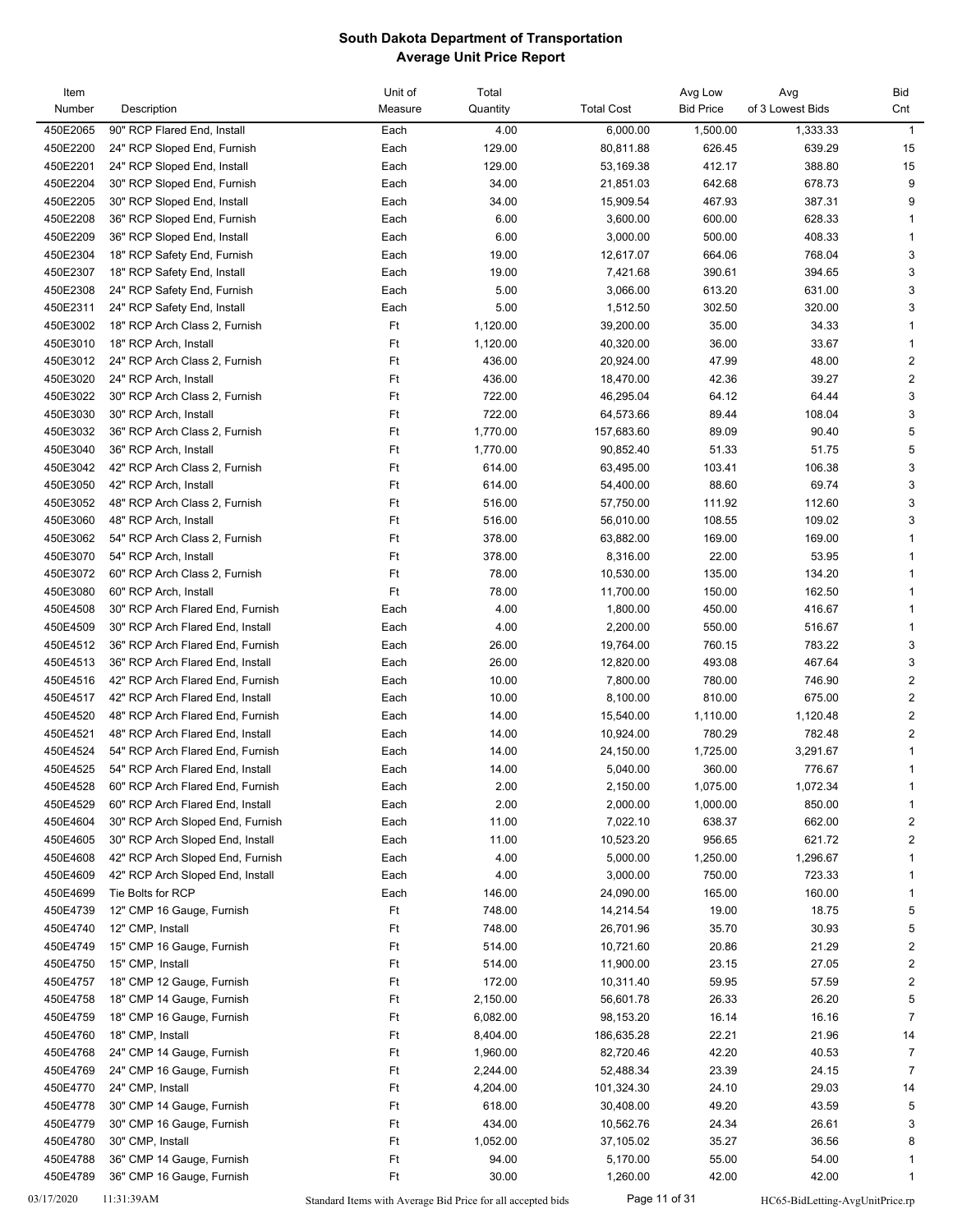# South Dakota Department of Transportation
## Average Unit Price Report

| Item Number | Description | Unit of Measure | Total Quantity | Total Cost | Avg Low Bid Price | Avg of 3 Lowest Bids | Bid Cnt |
|---|---|---|---|---|---|---|---|
| 450E2065 | 90" RCP Flared End, Install | Each | 4.00 | 6,000.00 | 1,500.00 | 1,333.33 | 1 |
| 450E2200 | 24" RCP Sloped End, Furnish | Each | 129.00 | 80,811.88 | 626.45 | 639.29 | 15 |
| 450E2201 | 24" RCP Sloped End, Install | Each | 129.00 | 53,169.38 | 412.17 | 388.80 | 15 |
| 450E2204 | 30" RCP Sloped End, Furnish | Each | 34.00 | 21,851.03 | 642.68 | 678.73 | 9 |
| 450E2205 | 30" RCP Sloped End, Install | Each | 34.00 | 15,909.54 | 467.93 | 387.31 | 9 |
| 450E2208 | 36" RCP Sloped End, Furnish | Each | 6.00 | 3,600.00 | 600.00 | 628.33 | 1 |
| 450E2209 | 36" RCP Sloped End, Install | Each | 6.00 | 3,000.00 | 500.00 | 408.33 | 1 |
| 450E2304 | 18" RCP Safety End, Furnish | Each | 19.00 | 12,617.07 | 664.06 | 768.04 | 3 |
| 450E2307 | 18" RCP Safety End, Install | Each | 19.00 | 7,421.68 | 390.61 | 394.65 | 3 |
| 450E2308 | 24" RCP Safety End, Furnish | Each | 5.00 | 3,066.00 | 613.20 | 631.00 | 3 |
| 450E2311 | 24" RCP Safety End, Install | Each | 5.00 | 1,512.50 | 302.50 | 320.00 | 3 |
| 450E3002 | 18" RCP Arch Class 2, Furnish | Ft | 1,120.00 | 39,200.00 | 35.00 | 34.33 | 1 |
| 450E3010 | 18" RCP Arch, Install | Ft | 1,120.00 | 40,320.00 | 36.00 | 33.67 | 1 |
| 450E3012 | 24" RCP Arch Class 2, Furnish | Ft | 436.00 | 20,924.00 | 47.99 | 48.00 | 2 |
| 450E3020 | 24" RCP Arch, Install | Ft | 436.00 | 18,470.00 | 42.36 | 39.27 | 2 |
| 450E3022 | 30" RCP Arch Class 2, Furnish | Ft | 722.00 | 46,295.04 | 64.12 | 64.44 | 3 |
| 450E3030 | 30" RCP Arch, Install | Ft | 722.00 | 64,573.66 | 89.44 | 108.04 | 3 |
| 450E3032 | 36" RCP Arch Class 2, Furnish | Ft | 1,770.00 | 157,683.60 | 89.09 | 90.40 | 5 |
| 450E3040 | 36" RCP Arch, Install | Ft | 1,770.00 | 90,852.40 | 51.33 | 51.75 | 5 |
| 450E3042 | 42" RCP Arch Class 2, Furnish | Ft | 614.00 | 63,495.00 | 103.41 | 106.38 | 3 |
| 450E3050 | 42" RCP Arch, Install | Ft | 614.00 | 54,400.00 | 88.60 | 69.74 | 3 |
| 450E3052 | 48" RCP Arch Class 2, Furnish | Ft | 516.00 | 57,750.00 | 111.92 | 112.60 | 3 |
| 450E3060 | 48" RCP Arch, Install | Ft | 516.00 | 56,010.00 | 108.55 | 109.02 | 3 |
| 450E3062 | 54" RCP Arch Class 2, Furnish | Ft | 378.00 | 63,882.00 | 169.00 | 169.00 | 1 |
| 450E3070 | 54" RCP Arch, Install | Ft | 378.00 | 8,316.00 | 22.00 | 53.95 | 1 |
| 450E3072 | 60" RCP Arch Class 2, Furnish | Ft | 78.00 | 10,530.00 | 135.00 | 134.20 | 1 |
| 450E3080 | 60" RCP Arch, Install | Ft | 78.00 | 11,700.00 | 150.00 | 162.50 | 1 |
| 450E4508 | 30" RCP Arch Flared End, Furnish | Each | 4.00 | 1,800.00 | 450.00 | 416.67 | 1 |
| 450E4509 | 30" RCP Arch Flared End, Install | Each | 4.00 | 2,200.00 | 550.00 | 516.67 | 1 |
| 450E4512 | 36" RCP Arch Flared End, Furnish | Each | 26.00 | 19,764.00 | 760.15 | 783.22 | 3 |
| 450E4513 | 36" RCP Arch Flared End, Install | Each | 26.00 | 12,820.00 | 493.08 | 467.64 | 3 |
| 450E4516 | 42" RCP Arch Flared End, Furnish | Each | 10.00 | 7,800.00 | 780.00 | 746.90 | 2 |
| 450E4517 | 42" RCP Arch Flared End, Install | Each | 10.00 | 8,100.00 | 810.00 | 675.00 | 2 |
| 450E4520 | 48" RCP Arch Flared End, Furnish | Each | 14.00 | 15,540.00 | 1,110.00 | 1,120.48 | 2 |
| 450E4521 | 48" RCP Arch Flared End, Install | Each | 14.00 | 10,924.00 | 780.29 | 782.48 | 2 |
| 450E4524 | 54" RCP Arch Flared End, Furnish | Each | 14.00 | 24,150.00 | 1,725.00 | 3,291.67 | 1 |
| 450E4525 | 54" RCP Arch Flared End, Install | Each | 14.00 | 5,040.00 | 360.00 | 776.67 | 1 |
| 450E4528 | 60" RCP Arch Flared End, Furnish | Each | 2.00 | 2,150.00 | 1,075.00 | 1,072.34 | 1 |
| 450E4529 | 60" RCP Arch Flared End, Install | Each | 2.00 | 2,000.00 | 1,000.00 | 850.00 | 1 |
| 450E4604 | 30" RCP Arch Sloped End, Furnish | Each | 11.00 | 7,022.10 | 638.37 | 662.00 | 2 |
| 450E4605 | 30" RCP Arch Sloped End, Install | Each | 11.00 | 10,523.20 | 956.65 | 621.72 | 2 |
| 450E4608 | 42" RCP Arch Sloped End, Furnish | Each | 4.00 | 5,000.00 | 1,250.00 | 1,296.67 | 1 |
| 450E4609 | 42" RCP Arch Sloped End, Install | Each | 4.00 | 3,000.00 | 750.00 | 723.33 | 1 |
| 450E4699 | Tie Bolts for RCP | Each | 146.00 | 24,090.00 | 165.00 | 160.00 | 1 |
| 450E4739 | 12" CMP 16 Gauge, Furnish | Ft | 748.00 | 14,214.54 | 19.00 | 18.75 | 5 |
| 450E4740 | 12" CMP, Install | Ft | 748.00 | 26,701.96 | 35.70 | 30.93 | 5 |
| 450E4749 | 15" CMP 16 Gauge, Furnish | Ft | 514.00 | 10,721.60 | 20.86 | 21.29 | 2 |
| 450E4750 | 15" CMP, Install | Ft | 514.00 | 11,900.00 | 23.15 | 27.05 | 2 |
| 450E4757 | 18" CMP 12 Gauge, Furnish | Ft | 172.00 | 10,311.40 | 59.95 | 57.59 | 2 |
| 450E4758 | 18" CMP 14 Gauge, Furnish | Ft | 2,150.00 | 56,601.78 | 26.33 | 26.20 | 5 |
| 450E4759 | 18" CMP 16 Gauge, Furnish | Ft | 6,082.00 | 98,153.20 | 16.14 | 16.16 | 7 |
| 450E4760 | 18" CMP, Install | Ft | 8,404.00 | 186,635.28 | 22.21 | 21.96 | 14 |
| 450E4768 | 24" CMP 14 Gauge, Furnish | Ft | 1,960.00 | 82,720.46 | 42.20 | 40.53 | 7 |
| 450E4769 | 24" CMP 16 Gauge, Furnish | Ft | 2,244.00 | 52,488.34 | 23.39 | 24.15 | 7 |
| 450E4770 | 24" CMP, Install | Ft | 4,204.00 | 101,324.30 | 24.10 | 29.03 | 14 |
| 450E4778 | 30" CMP 14 Gauge, Furnish | Ft | 618.00 | 30,408.00 | 49.20 | 43.59 | 5 |
| 450E4779 | 30" CMP 16 Gauge, Furnish | Ft | 434.00 | 10,562.76 | 24.34 | 26.61 | 3 |
| 450E4780 | 30" CMP, Install | Ft | 1,052.00 | 37,105.02 | 35.27 | 36.56 | 8 |
| 450E4788 | 36" CMP 14 Gauge, Furnish | Ft | 94.00 | 5,170.00 | 55.00 | 54.00 | 1 |
| 450E4789 | 36" CMP 16 Gauge, Furnish | Ft | 30.00 | 1,260.00 | 42.00 | 42.00 | 1 |

03/17/2020 11:31:39AM Standard Items with Average Bid Price for all accepted bids HC65-BidLetting-AvgUnitPrice.rp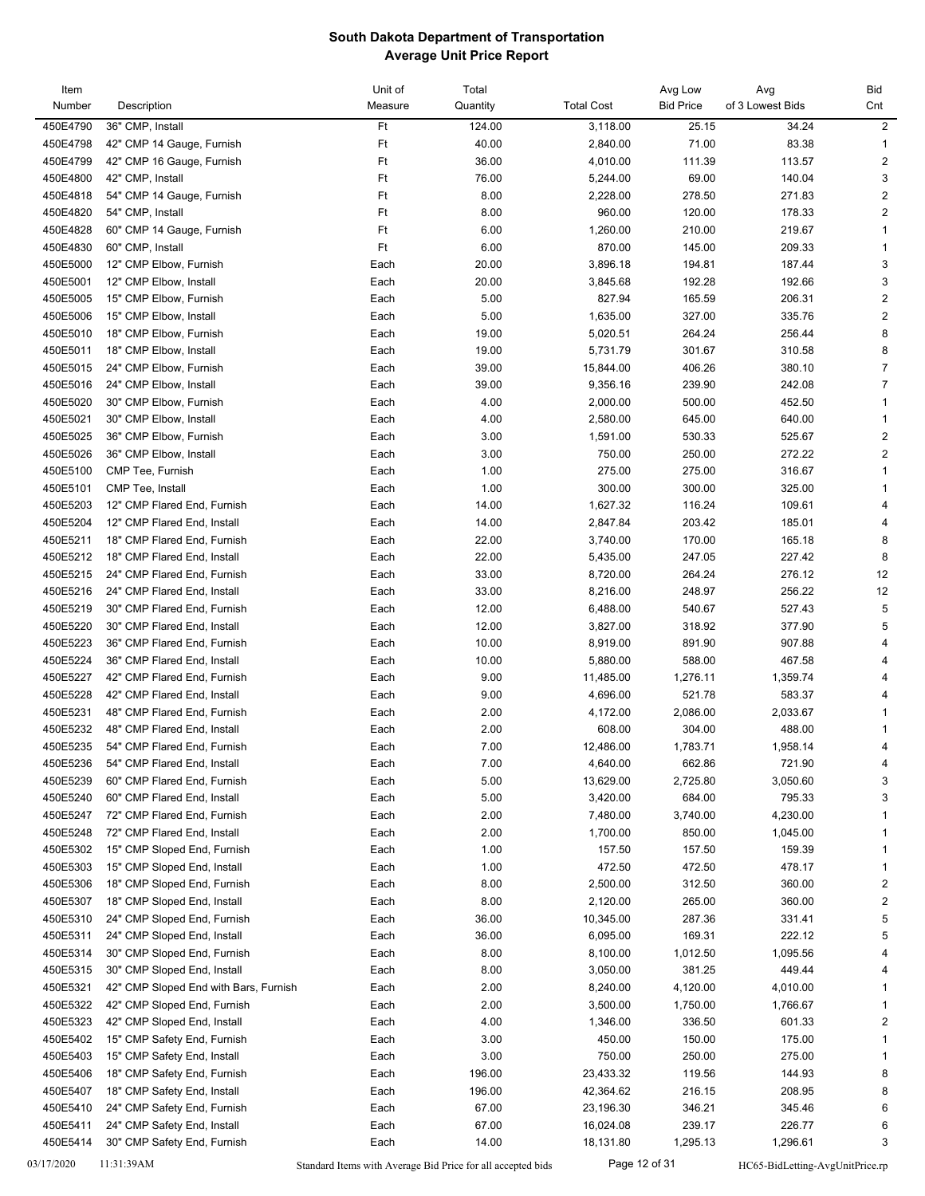# South Dakota Department of Transportation
## Average Unit Price Report

| Item Number | Description | Unit of Measure | Total Quantity | Total Cost | Avg Low Bid Price | Avg of 3 Lowest Bids | Bid Cnt |
|---|---|---|---|---|---|---|---|
| 450E4790 | 36" CMP, Install | Ft | 124.00 | 3,118.00 | 25.15 | 34.24 | 2 |
| 450E4798 | 42" CMP 14 Gauge, Furnish | Ft | 40.00 | 2,840.00 | 71.00 | 83.38 | 1 |
| 450E4799 | 42" CMP 16 Gauge, Furnish | Ft | 36.00 | 4,010.00 | 111.39 | 113.57 | 2 |
| 450E4800 | 42" CMP, Install | Ft | 76.00 | 5,244.00 | 69.00 | 140.04 | 3 |
| 450E4818 | 54" CMP 14 Gauge, Furnish | Ft | 8.00 | 2,228.00 | 278.50 | 271.83 | 2 |
| 450E4820 | 54" CMP, Install | Ft | 8.00 | 960.00 | 120.00 | 178.33 | 2 |
| 450E4828 | 60" CMP 14 Gauge, Furnish | Ft | 6.00 | 1,260.00 | 210.00 | 219.67 | 1 |
| 450E4830 | 60" CMP, Install | Ft | 6.00 | 870.00 | 145.00 | 209.33 | 1 |
| 450E5000 | 12" CMP Elbow, Furnish | Each | 20.00 | 3,896.18 | 194.81 | 187.44 | 3 |
| 450E5001 | 12" CMP Elbow, Install | Each | 20.00 | 3,845.68 | 192.28 | 192.66 | 3 |
| 450E5005 | 15" CMP Elbow, Furnish | Each | 5.00 | 827.94 | 165.59 | 206.31 | 2 |
| 450E5006 | 15" CMP Elbow, Install | Each | 5.00 | 1,635.00 | 327.00 | 335.76 | 2 |
| 450E5010 | 18" CMP Elbow, Furnish | Each | 19.00 | 5,020.51 | 264.24 | 256.44 | 8 |
| 450E5011 | 18" CMP Elbow, Install | Each | 19.00 | 5,731.79 | 301.67 | 310.58 | 8 |
| 450E5015 | 24" CMP Elbow, Furnish | Each | 39.00 | 15,844.00 | 406.26 | 380.10 | 7 |
| 450E5016 | 24" CMP Elbow, Install | Each | 39.00 | 9,356.16 | 239.90 | 242.08 | 7 |
| 450E5020 | 30" CMP Elbow, Furnish | Each | 4.00 | 2,000.00 | 500.00 | 452.50 | 1 |
| 450E5021 | 30" CMP Elbow, Install | Each | 4.00 | 2,580.00 | 645.00 | 640.00 | 1 |
| 450E5025 | 36" CMP Elbow, Furnish | Each | 3.00 | 1,591.00 | 530.33 | 525.67 | 2 |
| 450E5026 | 36" CMP Elbow, Install | Each | 3.00 | 750.00 | 250.00 | 272.22 | 2 |
| 450E5100 | CMP Tee, Furnish | Each | 1.00 | 275.00 | 275.00 | 316.67 | 1 |
| 450E5101 | CMP Tee, Install | Each | 1.00 | 300.00 | 300.00 | 325.00 | 1 |
| 450E5203 | 12" CMP Flared End, Furnish | Each | 14.00 | 1,627.32 | 116.24 | 109.61 | 4 |
| 450E5204 | 12" CMP Flared End, Install | Each | 14.00 | 2,847.84 | 203.42 | 185.01 | 4 |
| 450E5211 | 18" CMP Flared End, Furnish | Each | 22.00 | 3,740.00 | 170.00 | 165.18 | 8 |
| 450E5212 | 18" CMP Flared End, Install | Each | 22.00 | 5,435.00 | 247.05 | 227.42 | 8 |
| 450E5215 | 24" CMP Flared End, Furnish | Each | 33.00 | 8,720.00 | 264.24 | 276.12 | 12 |
| 450E5216 | 24" CMP Flared End, Install | Each | 33.00 | 8,216.00 | 248.97 | 256.22 | 12 |
| 450E5219 | 30" CMP Flared End, Furnish | Each | 12.00 | 6,488.00 | 540.67 | 527.43 | 5 |
| 450E5220 | 30" CMP Flared End, Install | Each | 12.00 | 3,827.00 | 318.92 | 377.90 | 5 |
| 450E5223 | 36" CMP Flared End, Furnish | Each | 10.00 | 8,919.00 | 891.90 | 907.88 | 4 |
| 450E5224 | 36" CMP Flared End, Install | Each | 10.00 | 5,880.00 | 588.00 | 467.58 | 4 |
| 450E5227 | 42" CMP Flared End, Furnish | Each | 9.00 | 11,485.00 | 1,276.11 | 1,359.74 | 4 |
| 450E5228 | 42" CMP Flared End, Install | Each | 9.00 | 4,696.00 | 521.78 | 583.37 | 4 |
| 450E5231 | 48" CMP Flared End, Furnish | Each | 2.00 | 4,172.00 | 2,086.00 | 2,033.67 | 1 |
| 450E5232 | 48" CMP Flared End, Install | Each | 2.00 | 608.00 | 304.00 | 488.00 | 1 |
| 450E5235 | 54" CMP Flared End, Furnish | Each | 7.00 | 12,486.00 | 1,783.71 | 1,958.14 | 4 |
| 450E5236 | 54" CMP Flared End, Install | Each | 7.00 | 4,640.00 | 662.86 | 721.90 | 4 |
| 450E5239 | 60" CMP Flared End, Furnish | Each | 5.00 | 13,629.00 | 2,725.80 | 3,050.60 | 3 |
| 450E5240 | 60" CMP Flared End, Install | Each | 5.00 | 3,420.00 | 684.00 | 795.33 | 3 |
| 450E5247 | 72" CMP Flared End, Furnish | Each | 2.00 | 7,480.00 | 3,740.00 | 4,230.00 | 1 |
| 450E5248 | 72" CMP Flared End, Install | Each | 2.00 | 1,700.00 | 850.00 | 1,045.00 | 1 |
| 450E5302 | 15" CMP Sloped End, Furnish | Each | 1.00 | 157.50 | 157.50 | 159.39 | 1 |
| 450E5303 | 15" CMP Sloped End, Install | Each | 1.00 | 472.50 | 472.50 | 478.17 | 1 |
| 450E5306 | 18" CMP Sloped End, Furnish | Each | 8.00 | 2,500.00 | 312.50 | 360.00 | 2 |
| 450E5307 | 18" CMP Sloped End, Install | Each | 8.00 | 2,120.00 | 265.00 | 360.00 | 2 |
| 450E5310 | 24" CMP Sloped End, Furnish | Each | 36.00 | 10,345.00 | 287.36 | 331.41 | 5 |
| 450E5311 | 24" CMP Sloped End, Install | Each | 36.00 | 6,095.00 | 169.31 | 222.12 | 5 |
| 450E5314 | 30" CMP Sloped End, Furnish | Each | 8.00 | 8,100.00 | 1,012.50 | 1,095.56 | 4 |
| 450E5315 | 30" CMP Sloped End, Install | Each | 8.00 | 3,050.00 | 381.25 | 449.44 | 4 |
| 450E5321 | 42" CMP Sloped End with Bars, Furnish | Each | 2.00 | 8,240.00 | 4,120.00 | 4,010.00 | 1 |
| 450E5322 | 42" CMP Sloped End, Furnish | Each | 2.00 | 3,500.00 | 1,750.00 | 1,766.67 | 1 |
| 450E5323 | 42" CMP Sloped End, Install | Each | 4.00 | 1,346.00 | 336.50 | 601.33 | 2 |
| 450E5402 | 15" CMP Safety End, Furnish | Each | 3.00 | 450.00 | 150.00 | 175.00 | 1 |
| 450E5403 | 15" CMP Safety End, Install | Each | 3.00 | 750.00 | 250.00 | 275.00 | 1 |
| 450E5406 | 18" CMP Safety End, Furnish | Each | 196.00 | 23,433.32 | 119.56 | 144.93 | 8 |
| 450E5407 | 18" CMP Safety End, Install | Each | 196.00 | 42,364.62 | 216.15 | 208.95 | 8 |
| 450E5410 | 24" CMP Safety End, Furnish | Each | 67.00 | 23,196.30 | 346.21 | 345.46 | 6 |
| 450E5411 | 24" CMP Safety End, Install | Each | 67.00 | 16,024.08 | 239.17 | 226.77 | 6 |
| 450E5414 | 30" CMP Safety End, Furnish | Each | 14.00 | 18,131.80 | 1,295.13 | 1,296.61 | 3 |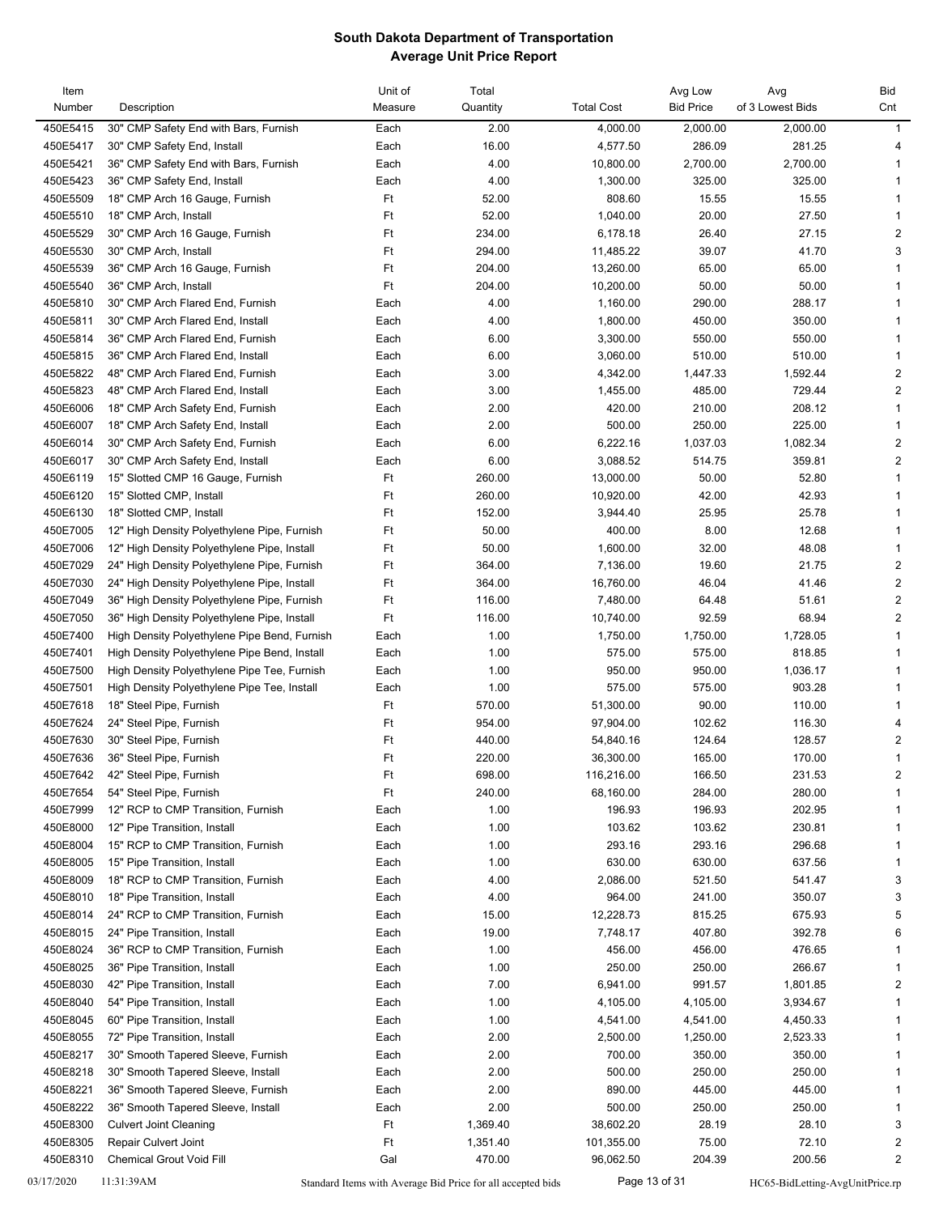# South Dakota Department of Transportation
## Average Unit Price Report

| Item Number | Description | Unit of Measure | Total Quantity | Total Cost | Avg Low Bid Price | Avg of 3 Lowest Bids | Bid Cnt |
|---|---|---|---|---|---|---|---|
| 450E5415 | 30" CMP Safety End with Bars, Furnish | Each | 2.00 | 4,000.00 | 2,000.00 | 2,000.00 | 1 |
| 450E5417 | 30" CMP Safety End, Install | Each | 16.00 | 4,577.50 | 286.09 | 281.25 | 4 |
| 450E5421 | 36" CMP Safety End with Bars, Furnish | Each | 4.00 | 10,800.00 | 2,700.00 | 2,700.00 | 1 |
| 450E5423 | 36" CMP Safety End, Install | Each | 4.00 | 1,300.00 | 325.00 | 325.00 | 1 |
| 450E5509 | 18" CMP Arch 16 Gauge, Furnish | Ft | 52.00 | 808.60 | 15.55 | 15.55 | 1 |
| 450E5510 | 18" CMP Arch, Install | Ft | 52.00 | 1,040.00 | 20.00 | 27.50 | 1 |
| 450E5529 | 30" CMP Arch 16 Gauge, Furnish | Ft | 234.00 | 6,178.18 | 26.40 | 27.15 | 2 |
| 450E5530 | 30" CMP Arch, Install | Ft | 294.00 | 11,485.22 | 39.07 | 41.70 | 3 |
| 450E5539 | 36" CMP Arch 16 Gauge, Furnish | Ft | 204.00 | 13,260.00 | 65.00 | 65.00 | 1 |
| 450E5540 | 36" CMP Arch, Install | Ft | 204.00 | 10,200.00 | 50.00 | 50.00 | 1 |
| 450E5810 | 30" CMP Arch Flared End, Furnish | Each | 4.00 | 1,160.00 | 290.00 | 288.17 | 1 |
| 450E5811 | 30" CMP Arch Flared End, Install | Each | 4.00 | 1,800.00 | 450.00 | 350.00 | 1 |
| 450E5814 | 36" CMP Arch Flared End, Furnish | Each | 6.00 | 3,300.00 | 550.00 | 550.00 | 1 |
| 450E5815 | 36" CMP Arch Flared End, Install | Each | 6.00 | 3,060.00 | 510.00 | 510.00 | 1 |
| 450E5822 | 48" CMP Arch Flared End, Furnish | Each | 3.00 | 4,342.00 | 1,447.33 | 1,592.44 | 2 |
| 450E5823 | 48" CMP Arch Flared End, Install | Each | 3.00 | 1,455.00 | 485.00 | 729.44 | 2 |
| 450E6006 | 18" CMP Arch Safety End, Furnish | Each | 2.00 | 420.00 | 210.00 | 208.12 | 1 |
| 450E6007 | 18" CMP Arch Safety End, Install | Each | 2.00 | 500.00 | 250.00 | 225.00 | 1 |
| 450E6014 | 30" CMP Arch Safety End, Furnish | Each | 6.00 | 6,222.16 | 1,037.03 | 1,082.34 | 2 |
| 450E6017 | 30" CMP Arch Safety End, Install | Each | 6.00 | 3,088.52 | 514.75 | 359.81 | 2 |
| 450E6119 | 15" Slotted CMP 16 Gauge, Furnish | Ft | 260.00 | 13,000.00 | 50.00 | 52.80 | 1 |
| 450E6120 | 15" Slotted CMP, Install | Ft | 260.00 | 10,920.00 | 42.00 | 42.93 | 1 |
| 450E6130 | 18" Slotted CMP, Install | Ft | 152.00 | 3,944.40 | 25.95 | 25.78 | 1 |
| 450E7005 | 12" High Density Polyethylene Pipe, Furnish | Ft | 50.00 | 400.00 | 8.00 | 12.68 | 1 |
| 450E7006 | 12" High Density Polyethylene Pipe, Install | Ft | 50.00 | 1,600.00 | 32.00 | 48.08 | 1 |
| 450E7029 | 24" High Density Polyethylene Pipe, Furnish | Ft | 364.00 | 7,136.00 | 19.60 | 21.75 | 2 |
| 450E7030 | 24" High Density Polyethylene Pipe, Install | Ft | 364.00 | 16,760.00 | 46.04 | 41.46 | 2 |
| 450E7049 | 36" High Density Polyethylene Pipe, Furnish | Ft | 116.00 | 7,480.00 | 64.48 | 51.61 | 2 |
| 450E7050 | 36" High Density Polyethylene Pipe, Install | Ft | 116.00 | 10,740.00 | 92.59 | 68.94 | 2 |
| 450E7400 | High Density Polyethylene Pipe Bend, Furnish | Each | 1.00 | 1,750.00 | 1,750.00 | 1,728.05 | 1 |
| 450E7401 | High Density Polyethylene Pipe Bend, Install | Each | 1.00 | 575.00 | 575.00 | 818.85 | 1 |
| 450E7500 | High Density Polyethylene Pipe Tee, Furnish | Each | 1.00 | 950.00 | 950.00 | 1,036.17 | 1 |
| 450E7501 | High Density Polyethylene Pipe Tee, Install | Each | 1.00 | 575.00 | 575.00 | 903.28 | 1 |
| 450E7618 | 18" Steel Pipe, Furnish | Ft | 570.00 | 51,300.00 | 90.00 | 110.00 | 1 |
| 450E7624 | 24" Steel Pipe, Furnish | Ft | 954.00 | 97,904.00 | 102.62 | 116.30 | 4 |
| 450E7630 | 30" Steel Pipe, Furnish | Ft | 440.00 | 54,840.16 | 124.64 | 128.57 | 2 |
| 450E7636 | 36" Steel Pipe, Furnish | Ft | 220.00 | 36,300.00 | 165.00 | 170.00 | 1 |
| 450E7642 | 42" Steel Pipe, Furnish | Ft | 698.00 | 116,216.00 | 166.50 | 231.53 | 2 |
| 450E7654 | 54" Steel Pipe, Furnish | Ft | 240.00 | 68,160.00 | 284.00 | 280.00 | 1 |
| 450E7999 | 12" RCP to CMP Transition, Furnish | Each | 1.00 | 196.93 | 196.93 | 202.95 | 1 |
| 450E8000 | 12" Pipe Transition, Install | Each | 1.00 | 103.62 | 103.62 | 230.81 | 1 |
| 450E8004 | 15" RCP to CMP Transition, Furnish | Each | 1.00 | 293.16 | 293.16 | 296.68 | 1 |
| 450E8005 | 15" Pipe Transition, Install | Each | 1.00 | 630.00 | 630.00 | 637.56 | 1 |
| 450E8009 | 18" RCP to CMP Transition, Furnish | Each | 4.00 | 2,086.00 | 521.50 | 541.47 | 3 |
| 450E8010 | 18" Pipe Transition, Install | Each | 4.00 | 964.00 | 241.00 | 350.07 | 3 |
| 450E8014 | 24" RCP to CMP Transition, Furnish | Each | 15.00 | 12,228.73 | 815.25 | 675.93 | 5 |
| 450E8015 | 24" Pipe Transition, Install | Each | 19.00 | 7,748.17 | 407.80 | 392.78 | 6 |
| 450E8024 | 36" RCP to CMP Transition, Furnish | Each | 1.00 | 456.00 | 456.00 | 476.65 | 1 |
| 450E8025 | 36" Pipe Transition, Install | Each | 1.00 | 250.00 | 250.00 | 266.67 | 1 |
| 450E8030 | 42" Pipe Transition, Install | Each | 7.00 | 6,941.00 | 991.57 | 1,801.85 | 2 |
| 450E8040 | 54" Pipe Transition, Install | Each | 1.00 | 4,105.00 | 4,105.00 | 3,934.67 | 1 |
| 450E8045 | 60" Pipe Transition, Install | Each | 1.00 | 4,541.00 | 4,541.00 | 4,450.33 | 1 |
| 450E8055 | 72" Pipe Transition, Install | Each | 2.00 | 2,500.00 | 1,250.00 | 2,523.33 | 1 |
| 450E8217 | 30" Smooth Tapered Sleeve, Furnish | Each | 2.00 | 700.00 | 350.00 | 350.00 | 1 |
| 450E8218 | 30" Smooth Tapered Sleeve, Install | Each | 2.00 | 500.00 | 250.00 | 250.00 | 1 |
| 450E8221 | 36" Smooth Tapered Sleeve, Furnish | Each | 2.00 | 890.00 | 445.00 | 445.00 | 1 |
| 450E8222 | 36" Smooth Tapered Sleeve, Install | Each | 2.00 | 500.00 | 250.00 | 250.00 | 1 |
| 450E8300 | Culvert Joint Cleaning | Ft | 1,369.40 | 38,602.20 | 28.19 | 28.10 | 3 |
| 450E8305 | Repair Culvert Joint | Ft | 1,351.40 | 101,355.00 | 75.00 | 72.10 | 2 |
| 450E8310 | Chemical Grout Void Fill | Gal | 470.00 | 96,062.50 | 204.39 | 200.56 | 2 |

03/17/2020 11:31:39AM Standard Items with Average Bid Price for all accepted bids HC65-BidLetting-AvgUnitPrice.rp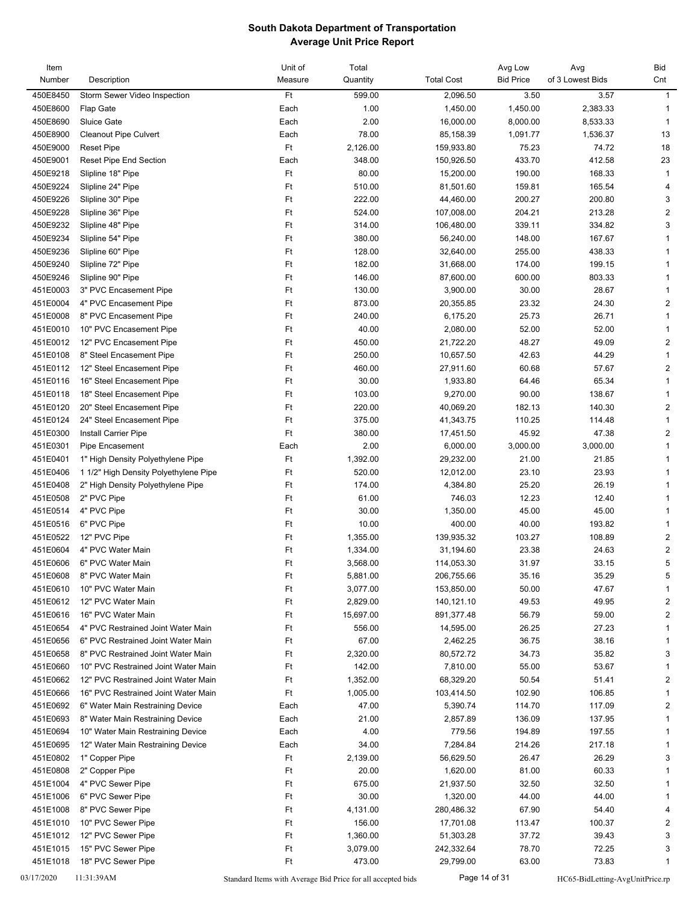# South Dakota Department of Transportation
## Average Unit Price Report

| Item Number | Description | Unit of Measure | Total Quantity | Total Cost | Avg Low Bid Price | Avg of 3 Lowest Bids | Bid Cnt |
|---|---|---|---|---|---|---|---|
| 450E8450 | Storm Sewer Video Inspection | Ft | 599.00 | 2,096.50 | 3.50 | 3.57 | 1 |
| 450E8600 | Flap Gate | Each | 1.00 | 1,450.00 | 1,450.00 | 2,383.33 | 1 |
| 450E8690 | Sluice Gate | Each | 2.00 | 16,000.00 | 8,000.00 | 8,533.33 | 1 |
| 450E8900 | Cleanout Pipe Culvert | Each | 78.00 | 85,158.39 | 1,091.77 | 1,536.37 | 13 |
| 450E9000 | Reset Pipe | Ft | 2,126.00 | 159,933.80 | 75.23 | 74.72 | 18 |
| 450E9001 | Reset Pipe End Section | Each | 348.00 | 150,926.50 | 433.70 | 412.58 | 23 |
| 450E9218 | Slipline 18" Pipe | Ft | 80.00 | 15,200.00 | 190.00 | 168.33 | 1 |
| 450E9224 | Slipline 24" Pipe | Ft | 510.00 | 81,501.60 | 159.81 | 165.54 | 4 |
| 450E9226 | Slipline 30" Pipe | Ft | 222.00 | 44,460.00 | 200.27 | 200.80 | 3 |
| 450E9228 | Slipline 36" Pipe | Ft | 524.00 | 107,008.00 | 204.21 | 213.28 | 2 |
| 450E9232 | Slipline 48" Pipe | Ft | 314.00 | 106,480.00 | 339.11 | 334.82 | 3 |
| 450E9234 | Slipline 54" Pipe | Ft | 380.00 | 56,240.00 | 148.00 | 167.67 | 1 |
| 450E9236 | Slipline 60" Pipe | Ft | 128.00 | 32,640.00 | 255.00 | 438.33 | 1 |
| 450E9240 | Slipline 72" Pipe | Ft | 182.00 | 31,668.00 | 174.00 | 199.15 | 1 |
| 450E9246 | Slipline 90" Pipe | Ft | 146.00 | 87,600.00 | 600.00 | 803.33 | 1 |
| 451E0003 | 3" PVC Encasement Pipe | Ft | 130.00 | 3,900.00 | 30.00 | 28.67 | 1 |
| 451E0004 | 4" PVC Encasement Pipe | Ft | 873.00 | 20,355.85 | 23.32 | 24.30 | 2 |
| 451E0008 | 8" PVC Encasement Pipe | Ft | 240.00 | 6,175.20 | 25.73 | 26.71 | 1 |
| 451E0010 | 10" PVC Encasement Pipe | Ft | 40.00 | 2,080.00 | 52.00 | 52.00 | 1 |
| 451E0012 | 12" PVC Encasement Pipe | Ft | 450.00 | 21,722.20 | 48.27 | 49.09 | 2 |
| 451E0108 | 8" Steel Encasement Pipe | Ft | 250.00 | 10,657.50 | 42.63 | 44.29 | 1 |
| 451E0112 | 12" Steel Encasement Pipe | Ft | 460.00 | 27,911.60 | 60.68 | 57.67 | 2 |
| 451E0116 | 16" Steel Encasement Pipe | Ft | 30.00 | 1,933.80 | 64.46 | 65.34 | 1 |
| 451E0118 | 18" Steel Encasement Pipe | Ft | 103.00 | 9,270.00 | 90.00 | 138.67 | 1 |
| 451E0120 | 20" Steel Encasement Pipe | Ft | 220.00 | 40,069.20 | 182.13 | 140.30 | 2 |
| 451E0124 | 24" Steel Encasement Pipe | Ft | 375.00 | 41,343.75 | 110.25 | 114.48 | 1 |
| 451E0300 | Install Carrier Pipe | Ft | 380.00 | 17,451.50 | 45.92 | 47.38 | 2 |
| 451E0301 | Pipe Encasement | Each | 2.00 | 6,000.00 | 3,000.00 | 3,000.00 | 1 |
| 451E0401 | 1" High Density Polyethylene Pipe | Ft | 1,392.00 | 29,232.00 | 21.00 | 21.85 | 1 |
| 451E0406 | 1 1/2" High Density Polyethylene Pipe | Ft | 520.00 | 12,012.00 | 23.10 | 23.93 | 1 |
| 451E0408 | 2" High Density Polyethylene Pipe | Ft | 174.00 | 4,384.80 | 25.20 | 26.19 | 1 |
| 451E0508 | 2" PVC Pipe | Ft | 61.00 | 746.03 | 12.23 | 12.40 | 1 |
| 451E0514 | 4" PVC Pipe | Ft | 30.00 | 1,350.00 | 45.00 | 45.00 | 1 |
| 451E0516 | 6" PVC Pipe | Ft | 10.00 | 400.00 | 40.00 | 193.82 | 1 |
| 451E0522 | 12" PVC Pipe | Ft | 1,355.00 | 139,935.32 | 103.27 | 108.89 | 2 |
| 451E0604 | 4" PVC Water Main | Ft | 1,334.00 | 31,194.60 | 23.38 | 24.63 | 2 |
| 451E0606 | 6" PVC Water Main | Ft | 3,568.00 | 114,053.30 | 31.97 | 33.15 | 5 |
| 451E0608 | 8" PVC Water Main | Ft | 5,881.00 | 206,755.66 | 35.16 | 35.29 | 5 |
| 451E0610 | 10" PVC Water Main | Ft | 3,077.00 | 153,850.00 | 50.00 | 47.67 | 1 |
| 451E0612 | 12" PVC Water Main | Ft | 2,829.00 | 140,121.10 | 49.53 | 49.95 | 2 |
| 451E0616 | 16" PVC Water Main | Ft | 15,697.00 | 891,377.48 | 56.79 | 59.00 | 2 |
| 451E0654 | 4" PVC Restrained Joint Water Main | Ft | 556.00 | 14,595.00 | 26.25 | 27.23 | 1 |
| 451E0656 | 6" PVC Restrained Joint Water Main | Ft | 67.00 | 2,462.25 | 36.75 | 38.16 | 1 |
| 451E0658 | 8" PVC Restrained Joint Water Main | Ft | 2,320.00 | 80,572.72 | 34.73 | 35.82 | 3 |
| 451E0660 | 10" PVC Restrained Joint Water Main | Ft | 142.00 | 7,810.00 | 55.00 | 53.67 | 1 |
| 451E0662 | 12" PVC Restrained Joint Water Main | Ft | 1,352.00 | 68,329.20 | 50.54 | 51.41 | 2 |
| 451E0666 | 16" PVC Restrained Joint Water Main | Ft | 1,005.00 | 103,414.50 | 102.90 | 106.85 | 1 |
| 451E0692 | 6" Water Main Restraining Device | Each | 47.00 | 5,390.74 | 114.70 | 117.09 | 2 |
| 451E0693 | 8" Water Main Restraining Device | Each | 21.00 | 2,857.89 | 136.09 | 137.95 | 1 |
| 451E0694 | 10" Water Main Restraining Device | Each | 4.00 | 779.56 | 194.89 | 197.55 | 1 |
| 451E0695 | 12" Water Main Restraining Device | Each | 34.00 | 7,284.84 | 214.26 | 217.18 | 1 |
| 451E0802 | 1" Copper Pipe | Ft | 2,139.00 | 56,629.50 | 26.47 | 26.29 | 3 |
| 451E0808 | 2" Copper Pipe | Ft | 20.00 | 1,620.00 | 81.00 | 60.33 | 1 |
| 451E1004 | 4" PVC Sewer Pipe | Ft | 675.00 | 21,937.50 | 32.50 | 32.50 | 1 |
| 451E1006 | 6" PVC Sewer Pipe | Ft | 30.00 | 1,320.00 | 44.00 | 44.00 | 1 |
| 451E1008 | 8" PVC Sewer Pipe | Ft | 4,131.00 | 280,486.32 | 67.90 | 54.40 | 4 |
| 451E1010 | 10" PVC Sewer Pipe | Ft | 156.00 | 17,701.08 | 113.47 | 100.37 | 2 |
| 451E1012 | 12" PVC Sewer Pipe | Ft | 1,360.00 | 51,303.28 | 37.72 | 39.43 | 3 |
| 451E1015 | 15" PVC Sewer Pipe | Ft | 3,079.00 | 242,332.64 | 78.70 | 72.25 | 3 |
| 451E1018 | 18" PVC Sewer Pipe | Ft | 473.00 | 29,799.00 | 63.00 | 73.83 | 1 |

03/17/2020 11:31:39AM Standard Items with Average Bid Price for all accepted bids HC65-BidLetting-AvgUnitPrice.rp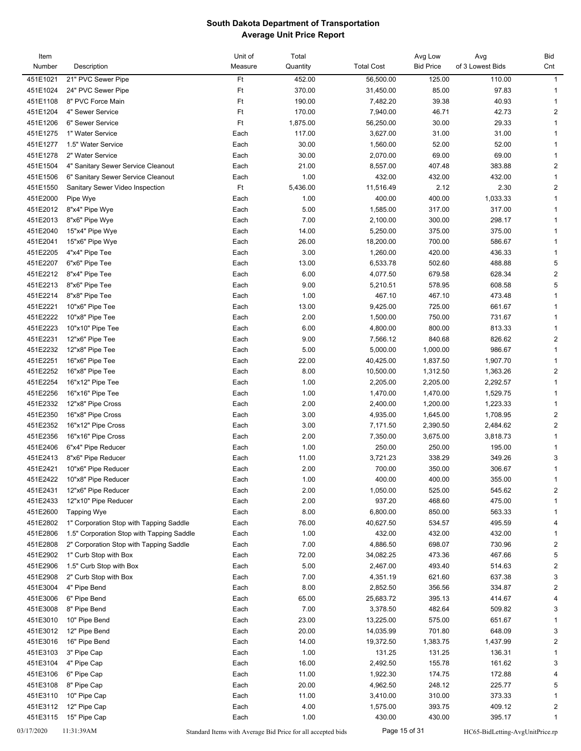# South Dakota Department of Transportation
## Average Unit Price Report

| Item Number | Description | Unit of Measure | Total Quantity | Total Cost | Avg Low Bid Price | Avg of 3 Lowest Bids | Bid Cnt |
|---|---|---|---|---|---|---|---|
| 451E1021 | 21" PVC Sewer Pipe | Ft | 452.00 | 56,500.00 | 125.00 | 110.00 | 1 |
| 451E1024 | 24" PVC Sewer Pipe | Ft | 370.00 | 31,450.00 | 85.00 | 97.83 | 1 |
| 451E1108 | 8" PVC Force Main | Ft | 190.00 | 7,482.20 | 39.38 | 40.93 | 1 |
| 451E1204 | 4" Sewer Service | Ft | 170.00 | 7,940.00 | 46.71 | 42.73 | 2 |
| 451E1206 | 6" Sewer Service | Ft | 1,875.00 | 56,250.00 | 30.00 | 29.33 | 1 |
| 451E1275 | 1" Water Service | Each | 117.00 | 3,627.00 | 31.00 | 31.00 | 1 |
| 451E1277 | 1.5" Water Service | Each | 30.00 | 1,560.00 | 52.00 | 52.00 | 1 |
| 451E1278 | 2" Water Service | Each | 30.00 | 2,070.00 | 69.00 | 69.00 | 1 |
| 451E1504 | 4" Sanitary Sewer Service Cleanout | Each | 21.00 | 8,557.00 | 407.48 | 383.88 | 2 |
| 451E1506 | 6" Sanitary Sewer Service Cleanout | Each | 1.00 | 432.00 | 432.00 | 432.00 | 1 |
| 451E1550 | Sanitary Sewer Video Inspection | Ft | 5,436.00 | 11,516.49 | 2.12 | 2.30 | 2 |
| 451E2000 | Pipe Wye | Each | 1.00 | 400.00 | 400.00 | 1,033.33 | 1 |
| 451E2012 | 8"x4" Pipe Wye | Each | 5.00 | 1,585.00 | 317.00 | 317.00 | 1 |
| 451E2013 | 8"x6" Pipe Wye | Each | 7.00 | 2,100.00 | 300.00 | 298.17 | 1 |
| 451E2040 | 15"x4" Pipe Wye | Each | 14.00 | 5,250.00 | 375.00 | 375.00 | 1 |
| 451E2041 | 15"x6" Pipe Wye | Each | 26.00 | 18,200.00 | 700.00 | 586.67 | 1 |
| 451E2205 | 4"x4" Pipe Tee | Each | 3.00 | 1,260.00 | 420.00 | 436.33 | 1 |
| 451E2207 | 6"x6" Pipe Tee | Each | 13.00 | 6,533.78 | 502.60 | 488.88 | 5 |
| 451E2212 | 8"x4" Pipe Tee | Each | 6.00 | 4,077.50 | 679.58 | 628.34 | 2 |
| 451E2213 | 8"x6" Pipe Tee | Each | 9.00 | 5,210.51 | 578.95 | 608.58 | 5 |
| 451E2214 | 8"x8" Pipe Tee | Each | 1.00 | 467.10 | 467.10 | 473.48 | 1 |
| 451E2221 | 10"x6" Pipe Tee | Each | 13.00 | 9,425.00 | 725.00 | 661.67 | 1 |
| 451E2222 | 10"x8" Pipe Tee | Each | 2.00 | 1,500.00 | 750.00 | 731.67 | 1 |
| 451E2223 | 10"x10" Pipe Tee | Each | 6.00 | 4,800.00 | 800.00 | 813.33 | 1 |
| 451E2231 | 12"x6" Pipe Tee | Each | 9.00 | 7,566.12 | 840.68 | 826.62 | 2 |
| 451E2232 | 12"x8" Pipe Tee | Each | 5.00 | 5,000.00 | 1,000.00 | 986.67 | 1 |
| 451E2251 | 16"x6" Pipe Tee | Each | 22.00 | 40,425.00 | 1,837.50 | 1,907.70 | 1 |
| 451E2252 | 16"x8" Pipe Tee | Each | 8.00 | 10,500.00 | 1,312.50 | 1,363.26 | 2 |
| 451E2254 | 16"x12" Pipe Tee | Each | 1.00 | 2,205.00 | 2,205.00 | 2,292.57 | 1 |
| 451E2256 | 16"x16" Pipe Tee | Each | 1.00 | 1,470.00 | 1,470.00 | 1,529.75 | 1 |
| 451E2332 | 12"x8" Pipe Cross | Each | 2.00 | 2,400.00 | 1,200.00 | 1,223.33 | 1 |
| 451E2350 | 16"x8" Pipe Cross | Each | 3.00 | 4,935.00 | 1,645.00 | 1,708.95 | 2 |
| 451E2352 | 16"x12" Pipe Cross | Each | 3.00 | 7,171.50 | 2,390.50 | 2,484.62 | 2 |
| 451E2356 | 16"x16" Pipe Cross | Each | 2.00 | 7,350.00 | 3,675.00 | 3,818.73 | 1 |
| 451E2406 | 6"x4" Pipe Reducer | Each | 1.00 | 250.00 | 250.00 | 195.00 | 1 |
| 451E2413 | 8"x6" Pipe Reducer | Each | 11.00 | 3,721.23 | 338.29 | 349.26 | 3 |
| 451E2421 | 10"x6" Pipe Reducer | Each | 2.00 | 700.00 | 350.00 | 306.67 | 1 |
| 451E2422 | 10"x8" Pipe Reducer | Each | 1.00 | 400.00 | 400.00 | 355.00 | 1 |
| 451E2431 | 12"x6" Pipe Reducer | Each | 2.00 | 1,050.00 | 525.00 | 545.62 | 2 |
| 451E2433 | 12"x10" Pipe Reducer | Each | 2.00 | 937.20 | 468.60 | 475.00 | 1 |
| 451E2600 | Tapping Wye | Each | 8.00 | 6,800.00 | 850.00 | 563.33 | 1 |
| 451E2802 | 1" Corporation Stop with Tapping Saddle | Each | 76.00 | 40,627.50 | 534.57 | 495.59 | 4 |
| 451E2806 | 1.5" Corporation Stop with Tapping Saddle | Each | 1.00 | 432.00 | 432.00 | 432.00 | 1 |
| 451E2808 | 2" Corporation Stop with Tapping Saddle | Each | 7.00 | 4,886.50 | 698.07 | 730.96 | 2 |
| 451E2902 | 1" Curb Stop with Box | Each | 72.00 | 34,082.25 | 473.36 | 467.66 | 5 |
| 451E2906 | 1.5" Curb Stop with Box | Each | 5.00 | 2,467.00 | 493.40 | 514.63 | 2 |
| 451E2908 | 2" Curb Stop with Box | Each | 7.00 | 4,351.19 | 621.60 | 637.38 | 3 |
| 451E3004 | 4" Pipe Bend | Each | 8.00 | 2,852.50 | 356.56 | 334.87 | 2 |
| 451E3006 | 6" Pipe Bend | Each | 65.00 | 25,683.72 | 395.13 | 414.67 | 4 |
| 451E3008 | 8" Pipe Bend | Each | 7.00 | 3,378.50 | 482.64 | 509.82 | 3 |
| 451E3010 | 10" Pipe Bend | Each | 23.00 | 13,225.00 | 575.00 | 651.67 | 1 |
| 451E3012 | 12" Pipe Bend | Each | 20.00 | 14,035.99 | 701.80 | 648.09 | 3 |
| 451E3016 | 16" Pipe Bend | Each | 14.00 | 19,372.50 | 1,383.75 | 1,437.99 | 2 |
| 451E3103 | 3" Pipe Cap | Each | 1.00 | 131.25 | 131.25 | 136.31 | 1 |
| 451E3104 | 4" Pipe Cap | Each | 16.00 | 2,492.50 | 155.78 | 161.62 | 3 |
| 451E3106 | 6" Pipe Cap | Each | 11.00 | 1,922.30 | 174.75 | 172.88 | 4 |
| 451E3108 | 8" Pipe Cap | Each | 20.00 | 4,962.50 | 248.12 | 225.77 | 5 |
| 451E3110 | 10" Pipe Cap | Each | 11.00 | 3,410.00 | 310.00 | 373.33 | 1 |
| 451E3112 | 12" Pipe Cap | Each | 4.00 | 1,575.00 | 393.75 | 409.12 | 2 |
| 451E3115 | 15" Pipe Cap | Each | 1.00 | 430.00 | 430.00 | 395.17 | 1 |

Standard Items with Average Bid Price for all accepted bids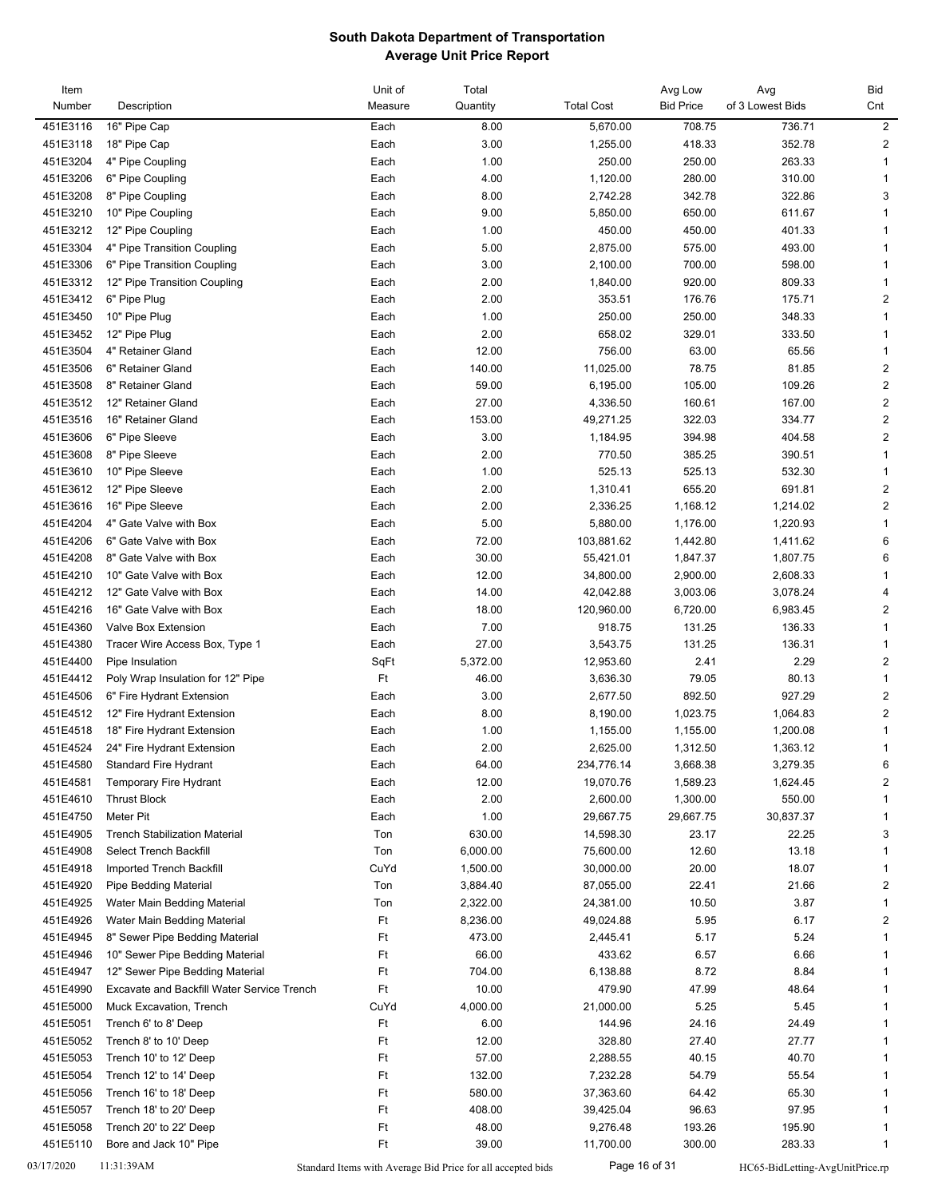# South Dakota Department of Transportation
## Average Unit Price Report

| Item Number | Description | Unit of Measure | Total Quantity | Total Cost | Avg Low Bid Price | Avg of 3 Lowest Bids | Bid Cnt |
|---|---|---|---|---|---|---|---|
| 451E3116 | 16" Pipe Cap | Each | 8.00 | 5,670.00 | 708.75 | 736.71 | 2 |
| 451E3118 | 18" Pipe Cap | Each | 3.00 | 1,255.00 | 418.33 | 352.78 | 2 |
| 451E3204 | 4" Pipe Coupling | Each | 1.00 | 250.00 | 250.00 | 263.33 | 1 |
| 451E3206 | 6" Pipe Coupling | Each | 4.00 | 1,120.00 | 280.00 | 310.00 | 1 |
| 451E3208 | 8" Pipe Coupling | Each | 8.00 | 2,742.28 | 342.78 | 322.86 | 3 |
| 451E3210 | 10" Pipe Coupling | Each | 9.00 | 5,850.00 | 650.00 | 611.67 | 1 |
| 451E3212 | 12" Pipe Coupling | Each | 1.00 | 450.00 | 450.00 | 401.33 | 1 |
| 451E3304 | 4" Pipe Transition Coupling | Each | 5.00 | 2,875.00 | 575.00 | 493.00 | 1 |
| 451E3306 | 6" Pipe Transition Coupling | Each | 3.00 | 2,100.00 | 700.00 | 598.00 | 1 |
| 451E3312 | 12" Pipe Transition Coupling | Each | 2.00 | 1,840.00 | 920.00 | 809.33 | 1 |
| 451E3412 | 6" Pipe Plug | Each | 2.00 | 353.51 | 176.76 | 175.71 | 2 |
| 451E3450 | 10" Pipe Plug | Each | 1.00 | 250.00 | 250.00 | 348.33 | 1 |
| 451E3452 | 12" Pipe Plug | Each | 2.00 | 658.02 | 329.01 | 333.50 | 1 |
| 451E3504 | 4" Retainer Gland | Each | 12.00 | 756.00 | 63.00 | 65.56 | 1 |
| 451E3506 | 6" Retainer Gland | Each | 140.00 | 11,025.00 | 78.75 | 81.85 | 2 |
| 451E3508 | 8" Retainer Gland | Each | 59.00 | 6,195.00 | 105.00 | 109.26 | 2 |
| 451E3512 | 12" Retainer Gland | Each | 27.00 | 4,336.50 | 160.61 | 167.00 | 2 |
| 451E3516 | 16" Retainer Gland | Each | 153.00 | 49,271.25 | 322.03 | 334.77 | 2 |
| 451E3606 | 6" Pipe Sleeve | Each | 3.00 | 1,184.95 | 394.98 | 404.58 | 2 |
| 451E3608 | 8" Pipe Sleeve | Each | 2.00 | 770.50 | 385.25 | 390.51 | 1 |
| 451E3610 | 10" Pipe Sleeve | Each | 1.00 | 525.13 | 525.13 | 532.30 | 1 |
| 451E3612 | 12" Pipe Sleeve | Each | 2.00 | 1,310.41 | 655.20 | 691.81 | 2 |
| 451E3616 | 16" Pipe Sleeve | Each | 2.00 | 2,336.25 | 1,168.12 | 1,214.02 | 2 |
| 451E4204 | 4" Gate Valve with Box | Each | 5.00 | 5,880.00 | 1,176.00 | 1,220.93 | 1 |
| 451E4206 | 6" Gate Valve with Box | Each | 72.00 | 103,881.62 | 1,442.80 | 1,411.62 | 6 |
| 451E4208 | 8" Gate Valve with Box | Each | 30.00 | 55,421.01 | 1,847.37 | 1,807.75 | 6 |
| 451E4210 | 10" Gate Valve with Box | Each | 12.00 | 34,800.00 | 2,900.00 | 2,608.33 | 1 |
| 451E4212 | 12" Gate Valve with Box | Each | 14.00 | 42,042.88 | 3,003.06 | 3,078.24 | 4 |
| 451E4216 | 16" Gate Valve with Box | Each | 18.00 | 120,960.00 | 6,720.00 | 6,983.45 | 2 |
| 451E4360 | Valve Box Extension | Each | 7.00 | 918.75 | 131.25 | 136.33 | 1 |
| 451E4380 | Tracer Wire Access Box, Type 1 | Each | 27.00 | 3,543.75 | 131.25 | 136.31 | 1 |
| 451E4400 | Pipe Insulation | SqFt | 5,372.00 | 12,953.60 | 2.41 | 2.29 | 2 |
| 451E4412 | Poly Wrap Insulation for 12" Pipe | Ft | 46.00 | 3,636.30 | 79.05 | 80.13 | 1 |
| 451E4506 | 6" Fire Hydrant Extension | Each | 3.00 | 2,677.50 | 892.50 | 927.29 | 2 |
| 451E4512 | 12" Fire Hydrant Extension | Each | 8.00 | 8,190.00 | 1,023.75 | 1,064.83 | 2 |
| 451E4518 | 18" Fire Hydrant Extension | Each | 1.00 | 1,155.00 | 1,155.00 | 1,200.08 | 1 |
| 451E4524 | 24" Fire Hydrant Extension | Each | 2.00 | 2,625.00 | 1,312.50 | 1,363.12 | 1 |
| 451E4580 | Standard Fire Hydrant | Each | 64.00 | 234,776.14 | 3,668.38 | 3,279.35 | 6 |
| 451E4581 | Temporary Fire Hydrant | Each | 12.00 | 19,070.76 | 1,589.23 | 1,624.45 | 2 |
| 451E4610 | Thrust Block | Each | 2.00 | 2,600.00 | 1,300.00 | 550.00 | 1 |
| 451E4750 | Meter Pit | Each | 1.00 | 29,667.75 | 29,667.75 | 30,837.37 | 1 |
| 451E4905 | Trench Stabilization Material | Ton | 630.00 | 14,598.30 | 23.17 | 22.25 | 3 |
| 451E4908 | Select Trench Backfill | Ton | 6,000.00 | 75,600.00 | 12.60 | 13.18 | 1 |
| 451E4918 | Imported Trench Backfill | CuYd | 1,500.00 | 30,000.00 | 20.00 | 18.07 | 1 |
| 451E4920 | Pipe Bedding Material | Ton | 3,884.40 | 87,055.00 | 22.41 | 21.66 | 2 |
| 451E4925 | Water Main Bedding Material | Ton | 2,322.00 | 24,381.00 | 10.50 | 3.87 | 1 |
| 451E4926 | Water Main Bedding Material | Ft | 8,236.00 | 49,024.88 | 5.95 | 6.17 | 2 |
| 451E4945 | 8" Sewer Pipe Bedding Material | Ft | 473.00 | 2,445.41 | 5.17 | 5.24 | 1 |
| 451E4946 | 10" Sewer Pipe Bedding Material | Ft | 66.00 | 433.62 | 6.57 | 6.66 | 1 |
| 451E4947 | 12" Sewer Pipe Bedding Material | Ft | 704.00 | 6,138.88 | 8.72 | 8.84 | 1 |
| 451E4990 | Excavate and Backfill Water Service Trench | Ft | 10.00 | 479.90 | 47.99 | 48.64 | 1 |
| 451E5000 | Muck Excavation, Trench | CuYd | 4,000.00 | 21,000.00 | 5.25 | 5.45 | 1 |
| 451E5051 | Trench 6' to 8' Deep | Ft | 6.00 | 144.96 | 24.16 | 24.49 | 1 |
| 451E5052 | Trench 8' to 10' Deep | Ft | 12.00 | 328.80 | 27.40 | 27.77 | 1 |
| 451E5053 | Trench 10' to 12' Deep | Ft | 57.00 | 2,288.55 | 40.15 | 40.70 | 1 |
| 451E5054 | Trench 12' to 14' Deep | Ft | 132.00 | 7,232.28 | 54.79 | 55.54 | 1 |
| 451E5056 | Trench 16' to 18' Deep | Ft | 580.00 | 37,363.60 | 64.42 | 65.30 | 1 |
| 451E5057 | Trench 18' to 20' Deep | Ft | 408.00 | 39,425.04 | 96.63 | 97.95 | 1 |
| 451E5058 | Trench 20' to 22' Deep | Ft | 48.00 | 9,276.48 | 193.26 | 195.90 | 1 |
| 451E5110 | Bore and Jack 10" Pipe | Ft | 39.00 | 11,700.00 | 300.00 | 283.33 | 1 |

03/17/2020 11:31:39AM Standard Items with Average Bid Price for all accepted bids HC65-BidLetting-AvgUnitPrice.rp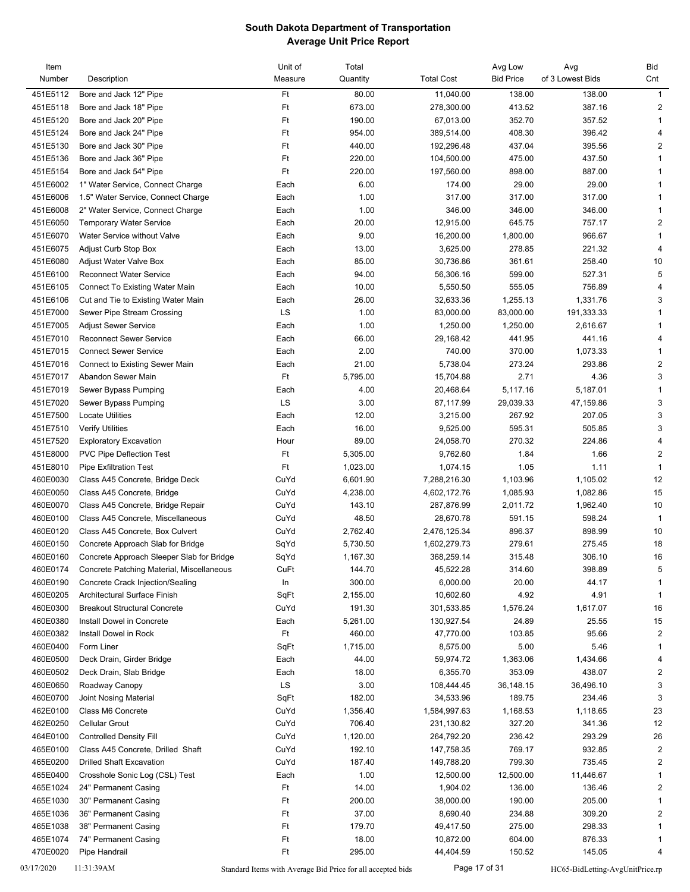# South Dakota Department of Transportation
## Average Unit Price Report

| Item Number | Description | Unit of Measure | Total Quantity | Total Cost | Avg Low Bid Price | Avg of 3 Lowest Bids | Bid Cnt |
|---|---|---|---|---|---|---|---|
| 451E5112 | Bore and Jack 12" Pipe | Ft | 80.00 | 11,040.00 | 138.00 | 138.00 | 1 |
| 451E5118 | Bore and Jack 18" Pipe | Ft | 673.00 | 278,300.00 | 413.52 | 387.16 | 2 |
| 451E5120 | Bore and Jack 20" Pipe | Ft | 190.00 | 67,013.00 | 352.70 | 357.52 | 1 |
| 451E5124 | Bore and Jack 24" Pipe | Ft | 954.00 | 389,514.00 | 408.30 | 396.42 | 4 |
| 451E5130 | Bore and Jack 30" Pipe | Ft | 440.00 | 192,296.48 | 437.04 | 395.56 | 2 |
| 451E5136 | Bore and Jack 36" Pipe | Ft | 220.00 | 104,500.00 | 475.00 | 437.50 | 1 |
| 451E5154 | Bore and Jack 54" Pipe | Ft | 220.00 | 197,560.00 | 898.00 | 887.00 | 1 |
| 451E6002 | 1" Water Service, Connect Charge | Each | 6.00 | 174.00 | 29.00 | 29.00 | 1 |
| 451E6006 | 1.5" Water Service, Connect Charge | Each | 1.00 | 317.00 | 317.00 | 317.00 | 1 |
| 451E6008 | 2" Water Service, Connect Charge | Each | 1.00 | 346.00 | 346.00 | 346.00 | 1 |
| 451E6050 | Temporary Water Service | Each | 20.00 | 12,915.00 | 645.75 | 757.17 | 2 |
| 451E6070 | Water Service without Valve | Each | 9.00 | 16,200.00 | 1,800.00 | 966.67 | 1 |
| 451E6075 | Adjust Curb Stop Box | Each | 13.00 | 3,625.00 | 278.85 | 221.32 | 4 |
| 451E6080 | Adjust Water Valve Box | Each | 85.00 | 30,736.86 | 361.61 | 258.40 | 10 |
| 451E6100 | Reconnect Water Service | Each | 94.00 | 56,306.16 | 599.00 | 527.31 | 5 |
| 451E6105 | Connect To Existing Water Main | Each | 10.00 | 5,550.50 | 555.05 | 756.89 | 4 |
| 451E6106 | Cut and Tie to Existing Water Main | Each | 26.00 | 32,633.36 | 1,255.13 | 1,331.76 | 3 |
| 451E7000 | Sewer Pipe Stream Crossing | LS | 1.00 | 83,000.00 | 83,000.00 | 191,333.33 | 1 |
| 451E7005 | Adjust Sewer Service | Each | 1.00 | 1,250.00 | 1,250.00 | 2,616.67 | 1 |
| 451E7010 | Reconnect Sewer Service | Each | 66.00 | 29,168.42 | 441.95 | 441.16 | 4 |
| 451E7015 | Connect Sewer Service | Each | 2.00 | 740.00 | 370.00 | 1,073.33 | 1 |
| 451E7016 | Connect to Existing Sewer Main | Each | 21.00 | 5,738.04 | 273.24 | 293.86 | 2 |
| 451E7017 | Abandon Sewer Main | Ft | 5,795.00 | 15,704.88 | 2.71 | 4.36 | 3 |
| 451E7019 | Sewer Bypass Pumping | Each | 4.00 | 20,468.64 | 5,117.16 | 5,187.01 | 1 |
| 451E7020 | Sewer Bypass Pumping | LS | 3.00 | 87,117.99 | 29,039.33 | 47,159.86 | 3 |
| 451E7500 | Locate Utilities | Each | 12.00 | 3,215.00 | 267.92 | 207.05 | 3 |
| 451E7510 | Verify Utilities | Each | 16.00 | 9,525.00 | 595.31 | 505.85 | 3 |
| 451E7520 | Exploratory Excavation | Hour | 89.00 | 24,058.70 | 270.32 | 224.86 | 4 |
| 451E8000 | PVC Pipe Deflection Test | Ft | 5,305.00 | 9,762.60 | 1.84 | 1.66 | 2 |
| 451E8010 | Pipe Exfiltration Test | Ft | 1,023.00 | 1,074.15 | 1.05 | 1.11 | 1 |
| 460E0030 | Class A45 Concrete, Bridge Deck | CuYd | 6,601.90 | 7,288,216.30 | 1,103.96 | 1,105.02 | 12 |
| 460E0050 | Class A45 Concrete, Bridge | CuYd | 4,238.00 | 4,602,172.76 | 1,085.93 | 1,082.86 | 15 |
| 460E0070 | Class A45 Concrete, Bridge Repair | CuYd | 143.10 | 287,876.99 | 2,011.72 | 1,962.40 | 10 |
| 460E0100 | Class A45 Concrete, Miscellaneous | CuYd | 48.50 | 28,670.78 | 591.15 | 598.24 | 1 |
| 460E0120 | Class A45 Concrete, Box Culvert | CuYd | 2,762.40 | 2,476,125.34 | 896.37 | 898.99 | 10 |
| 460E0150 | Concrete Approach Slab for Bridge | SqYd | 5,730.50 | 1,602,279.73 | 279.61 | 275.45 | 18 |
| 460E0160 | Concrete Approach Sleeper Slab for Bridge | SqYd | 1,167.30 | 368,259.14 | 315.48 | 306.10 | 16 |
| 460E0174 | Concrete Patching Material, Miscellaneous | CuFt | 144.70 | 45,522.28 | 314.60 | 398.89 | 5 |
| 460E0190 | Concrete Crack Injection/Sealing | In | 300.00 | 6,000.00 | 20.00 | 44.17 | 1 |
| 460E0205 | Architectural Surface Finish | SqFt | 2,155.00 | 10,602.60 | 4.92 | 4.91 | 1 |
| 460E0300 | Breakout Structural Concrete | CuYd | 191.30 | 301,533.85 | 1,576.24 | 1,617.07 | 16 |
| 460E0380 | Install Dowel in Concrete | Each | 5,261.00 | 130,927.54 | 24.89 | 25.55 | 15 |
| 460E0382 | Install Dowel in Rock | Ft | 460.00 | 47,770.00 | 103.85 | 95.66 | 2 |
| 460E0400 | Form Liner | SqFt | 1,715.00 | 8,575.00 | 5.00 | 5.46 | 1 |
| 460E0500 | Deck Drain, Girder Bridge | Each | 44.00 | 59,974.72 | 1,363.06 | 1,434.66 | 4 |
| 460E0502 | Deck Drain, Slab Bridge | Each | 18.00 | 6,355.70 | 353.09 | 438.07 | 2 |
| 460E0650 | Roadway Canopy | LS | 3.00 | 108,444.45 | 36,148.15 | 36,496.10 | 3 |
| 460E0700 | Joint Nosing Material | SqFt | 182.00 | 34,533.96 | 189.75 | 234.46 | 3 |
| 462E0100 | Class M6 Concrete | CuYd | 1,356.40 | 1,584,997.63 | 1,168.53 | 1,118.65 | 23 |
| 462E0250 | Cellular Grout | CuYd | 706.40 | 231,130.82 | 327.20 | 341.36 | 12 |
| 464E0100 | Controlled Density Fill | CuYd | 1,120.00 | 264,792.20 | 236.42 | 293.29 | 26 |
| 465E0100 | Class A45 Concrete, Drilled Shaft | CuYd | 192.10 | 147,758.35 | 769.17 | 932.85 | 2 |
| 465E0200 | Drilled Shaft Excavation | CuYd | 187.40 | 149,788.20 | 799.30 | 735.45 | 2 |
| 465E0400 | Crosshole Sonic Log (CSL) Test | Each | 1.00 | 12,500.00 | 12,500.00 | 11,446.67 | 1 |
| 465E1024 | 24" Permanent Casing | Ft | 14.00 | 1,904.02 | 136.00 | 136.46 | 2 |
| 465E1030 | 30" Permanent Casing | Ft | 200.00 | 38,000.00 | 190.00 | 205.00 | 1 |
| 465E1036 | 36" Permanent Casing | Ft | 37.00 | 8,690.40 | 234.88 | 309.20 | 2 |
| 465E1038 | 38" Permanent Casing | Ft | 179.70 | 49,417.50 | 275.00 | 298.33 | 1 |
| 465E1074 | 74" Permanent Casing | Ft | 18.00 | 10,872.00 | 604.00 | 876.33 | 1 |
| 470E0020 | Pipe Handrail | Ft | 295.00 | 44,404.59 | 150.52 | 145.05 | 4 |

03/17/2020 11:31:39AM Standard Items with Average Bid Price for all accepted bids HC65-BidLetting-AvgUnitPrice.rp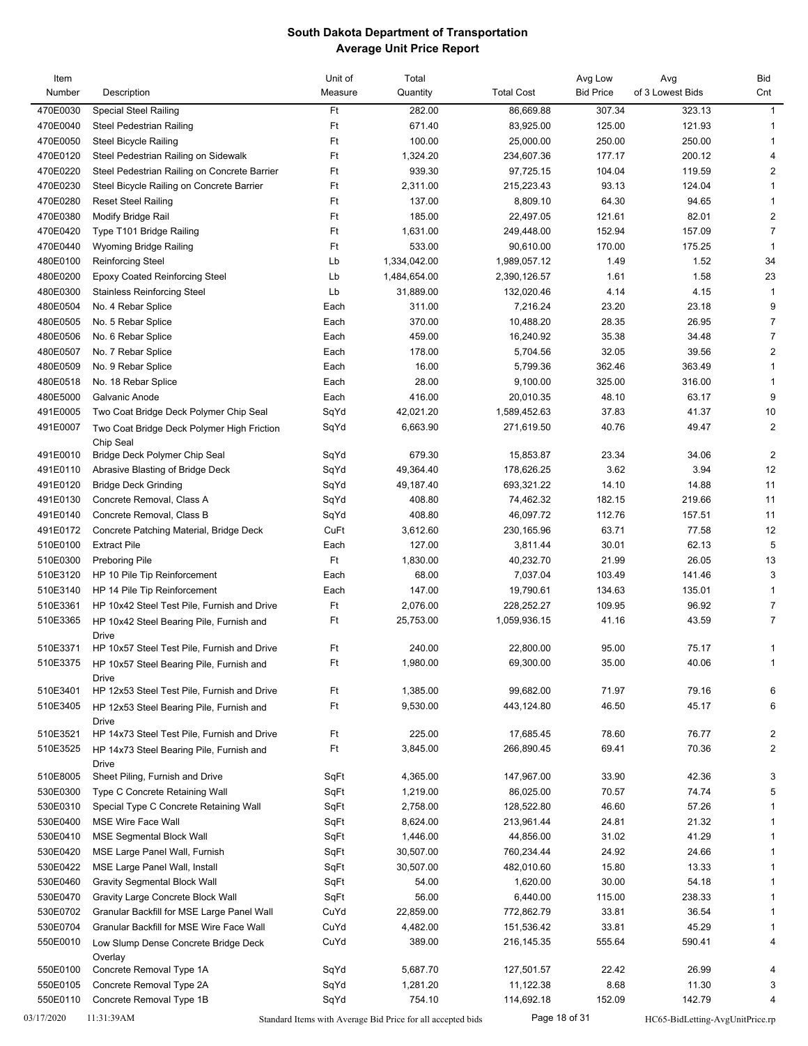# South Dakota Department of Transportation
## Average Unit Price Report

| Item Number | Description | Unit of Measure | Total Quantity | Total Cost | Avg Low Bid Price | Avg of 3 Lowest Bids | Bid Cnt |
|---|---|---|---|---|---|---|---|
| 470E0030 | Special Steel Railing | Ft | 282.00 | 86,669.88 | 307.34 | 323.13 | 1 |
| 470E0040 | Steel Pedestrian Railing | Ft | 671.40 | 83,925.00 | 125.00 | 121.93 | 1 |
| 470E0050 | Steel Bicycle Railing | Ft | 100.00 | 25,000.00 | 250.00 | 250.00 | 1 |
| 470E0120 | Steel Pedestrian Railing on Sidewalk | Ft | 1,324.20 | 234,607.36 | 177.17 | 200.12 | 4 |
| 470E0220 | Steel Pedestrian Railing on Concrete Barrier | Ft | 939.30 | 97,725.15 | 104.04 | 119.59 | 2 |
| 470E0230 | Steel Bicycle Railing on Concrete Barrier | Ft | 2,311.00 | 215,223.43 | 93.13 | 124.04 | 1 |
| 470E0280 | Reset Steel Railing | Ft | 137.00 | 8,809.10 | 64.30 | 94.65 | 1 |
| 470E0380 | Modify Bridge Rail | Ft | 185.00 | 22,497.05 | 121.61 | 82.01 | 2 |
| 470E0420 | Type T101 Bridge Railing | Ft | 1,631.00 | 249,448.00 | 152.94 | 157.09 | 7 |
| 470E0440 | Wyoming Bridge Railing | Ft | 533.00 | 90,610.00 | 170.00 | 175.25 | 1 |
| 480E0100 | Reinforcing Steel | Lb | 1,334,042.00 | 1,989,057.12 | 1.49 | 1.52 | 34 |
| 480E0200 | Epoxy Coated Reinforcing Steel | Lb | 1,484,654.00 | 2,390,126.57 | 1.61 | 1.58 | 23 |
| 480E0300 | Stainless Reinforcing Steel | Lb | 31,889.00 | 132,020.46 | 4.14 | 4.15 | 1 |
| 480E0504 | No. 4 Rebar Splice | Each | 311.00 | 7,216.24 | 23.20 | 23.18 | 9 |
| 480E0505 | No. 5 Rebar Splice | Each | 370.00 | 10,488.20 | 28.35 | 26.95 | 7 |
| 480E0506 | No. 6 Rebar Splice | Each | 459.00 | 16,240.92 | 35.38 | 34.48 | 7 |
| 480E0507 | No. 7 Rebar Splice | Each | 178.00 | 5,704.56 | 32.05 | 39.56 | 2 |
| 480E0509 | No. 9 Rebar Splice | Each | 16.00 | 5,799.36 | 362.46 | 363.49 | 1 |
| 480E0518 | No. 18 Rebar Splice | Each | 28.00 | 9,100.00 | 325.00 | 316.00 | 1 |
| 480E5000 | Galvanic Anode | Each | 416.00 | 20,010.35 | 48.10 | 63.17 | 9 |
| 491E0005 | Two Coat Bridge Deck Polymer Chip Seal | SqYd | 42,021.20 | 1,589,452.63 | 37.83 | 41.37 | 10 |
| 491E0007 | Two Coat Bridge Deck Polymer High Friction Chip Seal | SqYd | 6,663.90 | 271,619.50 | 40.76 | 49.47 | 2 |
| 491E0010 | Bridge Deck Polymer Chip Seal | SqYd | 679.30 | 15,853.87 | 23.34 | 34.06 | 2 |
| 491E0110 | Abrasive Blasting of Bridge Deck | SqYd | 49,364.40 | 178,626.25 | 3.62 | 3.94 | 12 |
| 491E0120 | Bridge Deck Grinding | SqYd | 49,187.40 | 693,321.22 | 14.10 | 14.88 | 11 |
| 491E0130 | Concrete Removal, Class A | SqYd | 408.80 | 74,462.32 | 182.15 | 219.66 | 11 |
| 491E0140 | Concrete Removal, Class B | SqYd | 408.80 | 46,097.72 | 112.76 | 157.51 | 11 |
| 491E0172 | Concrete Patching Material, Bridge Deck | CuFt | 3,612.60 | 230,165.96 | 63.71 | 77.58 | 12 |
| 510E0100 | Extract Pile | Each | 127.00 | 3,811.44 | 30.01 | 62.13 | 5 |
| 510E0300 | Preboring Pile | Ft | 1,830.00 | 40,232.70 | 21.99 | 26.05 | 13 |
| 510E3120 | HP 10 Pile Tip Reinforcement | Each | 68.00 | 7,037.04 | 103.49 | 141.46 | 3 |
| 510E3140 | HP 14 Pile Tip Reinforcement | Each | 147.00 | 19,790.61 | 134.63 | 135.01 | 1 |
| 510E3361 | HP 10x42 Steel Test Pile, Furnish and Drive | Ft | 2,076.00 | 228,252.27 | 109.95 | 96.92 | 7 |
| 510E3365 | HP 10x42 Steel Bearing Pile, Furnish and Drive | Ft | 25,753.00 | 1,059,936.15 | 41.16 | 43.59 | 7 |
| 510E3371 | HP 10x57 Steel Test Pile, Furnish and Drive | Ft | 240.00 | 22,800.00 | 95.00 | 75.17 | 1 |
| 510E3375 | HP 10x57 Steel Bearing Pile, Furnish and Drive | Ft | 1,980.00 | 69,300.00 | 35.00 | 40.06 | 1 |
| 510E3401 | HP 12x53 Steel Test Pile, Furnish and Drive | Ft | 1,385.00 | 99,682.00 | 71.97 | 79.16 | 6 |
| 510E3405 | HP 12x53 Steel Bearing Pile, Furnish and Drive | Ft | 9,530.00 | 443,124.80 | 46.50 | 45.17 | 6 |
| 510E3521 | HP 14x73 Steel Test Pile, Furnish and Drive | Ft | 225.00 | 17,685.45 | 78.60 | 76.77 | 2 |
| 510E3525 | HP 14x73 Steel Bearing Pile, Furnish and Drive | Ft | 3,845.00 | 266,890.45 | 69.41 | 70.36 | 2 |
| 510E8005 | Sheet Piling, Furnish and Drive | SqFt | 4,365.00 | 147,967.00 | 33.90 | 42.36 | 3 |
| 530E0300 | Type C Concrete Retaining Wall | SqFt | 1,219.00 | 86,025.00 | 70.57 | 74.74 | 5 |
| 530E0310 | Special Type C Concrete Retaining Wall | SqFt | 2,758.00 | 128,522.80 | 46.60 | 57.26 | 1 |
| 530E0400 | MSE Wire Face Wall | SqFt | 8,624.00 | 213,961.44 | 24.81 | 21.32 | 1 |
| 530E0410 | MSE Segmental Block Wall | SqFt | 1,446.00 | 44,856.00 | 31.02 | 41.29 | 1 |
| 530E0420 | MSE Large Panel Wall, Furnish | SqFt | 30,507.00 | 760,234.44 | 24.92 | 24.66 | 1 |
| 530E0422 | MSE Large Panel Wall, Install | SqFt | 30,507.00 | 482,010.60 | 15.80 | 13.33 | 1 |
| 530E0460 | Gravity Segmental Block Wall | SqFt | 54.00 | 1,620.00 | 30.00 | 54.18 | 1 |
| 530E0470 | Gravity Large Concrete Block Wall | SqFt | 56.00 | 6,440.00 | 115.00 | 238.33 | 1 |
| 530E0702 | Granular Backfill for MSE Large Panel Wall | CuYd | 22,859.00 | 772,862.79 | 33.81 | 36.54 | 1 |
| 530E0704 | Granular Backfill for MSE Wire Face Wall | CuYd | 4,482.00 | 151,536.42 | 33.81 | 45.29 | 1 |
| 550E0010 | Low Slump Dense Concrete Bridge Deck Overlay | CuYd | 389.00 | 216,145.35 | 555.64 | 590.41 | 4 |
| 550E0100 | Concrete Removal Type 1A | SqYd | 5,687.70 | 127,501.57 | 22.42 | 26.99 | 4 |
| 550E0105 | Concrete Removal Type 2A | SqYd | 1,281.20 | 11,122.38 | 8.68 | 11.30 | 3 |
| 550E0110 | Concrete Removal Type 1B | SqYd | 754.10 | 114,692.18 | 152.09 | 142.79 | 4 |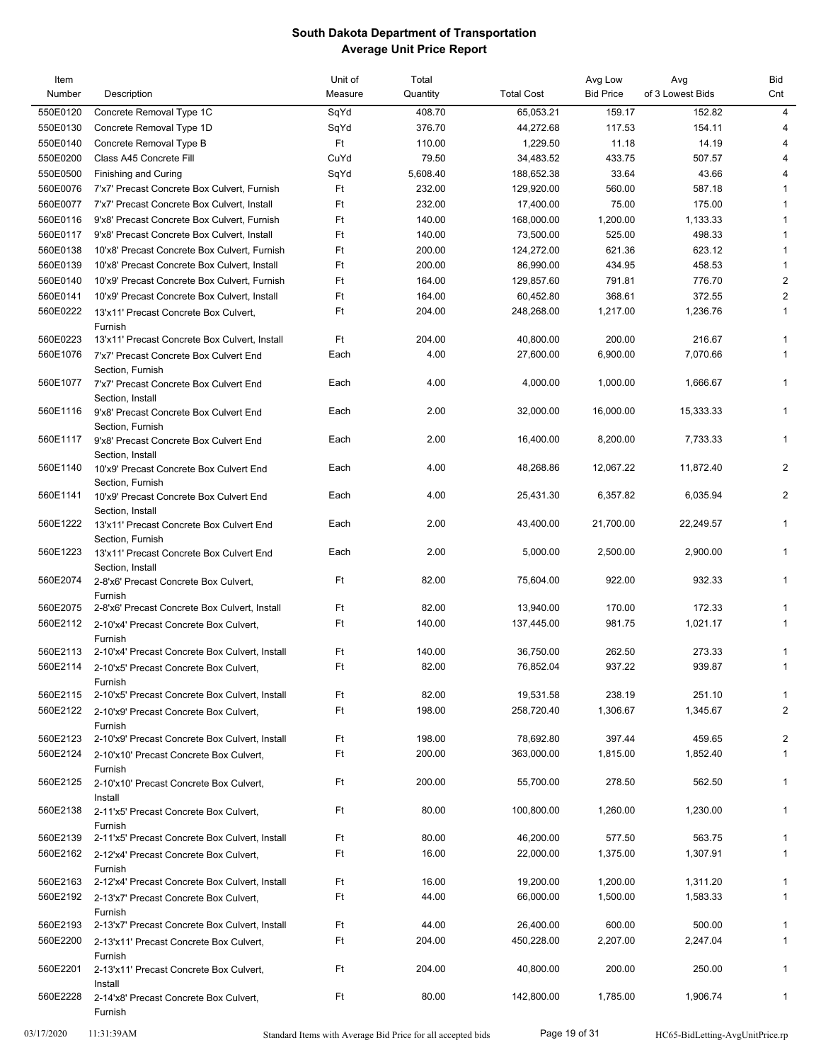# South Dakota Department of Transportation
## Average Unit Price Report

| Item Number | Description | Unit of Measure | Total Quantity | Total Cost | Avg Low Bid Price | Avg of 3 Lowest Bids | Bid Cnt |
|---|---|---|---|---|---|---|---|
| 550E0120 | Concrete Removal Type 1C | SqYd | 408.70 | 65,053.21 | 159.17 | 152.82 | 4 |
| 550E0130 | Concrete Removal Type 1D | SqYd | 376.70 | 44,272.68 | 117.53 | 154.11 | 4 |
| 550E0140 | Concrete Removal Type B | Ft | 110.00 | 1,229.50 | 11.18 | 14.19 | 4 |
| 550E0200 | Class A45 Concrete Fill | CuYd | 79.50 | 34,483.52 | 433.75 | 507.57 | 4 |
| 550E0500 | Finishing and Curing | SqYd | 5,608.40 | 188,652.38 | 33.64 | 43.66 | 4 |
| 560E0076 | 7'x7' Precast Concrete Box Culvert, Furnish | Ft | 232.00 | 129,920.00 | 560.00 | 587.18 | 1 |
| 560E0077 | 7'x7' Precast Concrete Box Culvert, Install | Ft | 232.00 | 17,400.00 | 75.00 | 175.00 | 1 |
| 560E0116 | 9'x8' Precast Concrete Box Culvert, Furnish | Ft | 140.00 | 168,000.00 | 1,200.00 | 1,133.33 | 1 |
| 560E0117 | 9'x8' Precast Concrete Box Culvert, Install | Ft | 140.00 | 73,500.00 | 525.00 | 498.33 | 1 |
| 560E0138 | 10'x8' Precast Concrete Box Culvert, Furnish | Ft | 200.00 | 124,272.00 | 621.36 | 623.12 | 1 |
| 560E0139 | 10'x8' Precast Concrete Box Culvert, Install | Ft | 200.00 | 86,990.00 | 434.95 | 458.53 | 1 |
| 560E0140 | 10'x9' Precast Concrete Box Culvert, Furnish | Ft | 164.00 | 129,857.60 | 791.81 | 776.70 | 2 |
| 560E0141 | 10'x9' Precast Concrete Box Culvert, Install | Ft | 164.00 | 60,452.80 | 368.61 | 372.55 | 2 |
| 560E0222 | 13'x11' Precast Concrete Box Culvert, Furnish | Ft | 204.00 | 248,268.00 | 1,217.00 | 1,236.76 | 1 |
| 560E0223 | 13'x11' Precast Concrete Box Culvert, Install | Ft | 204.00 | 40,800.00 | 200.00 | 216.67 | 1 |
| 560E1076 | 7'x7' Precast Concrete Box Culvert End Section, Furnish | Each | 4.00 | 27,600.00 | 6,900.00 | 7,070.66 | 1 |
| 560E1077 | 7'x7' Precast Concrete Box Culvert End Section, Install | Each | 4.00 | 4,000.00 | 1,000.00 | 1,666.67 | 1 |
| 560E1116 | 9'x8' Precast Concrete Box Culvert End Section, Furnish | Each | 2.00 | 32,000.00 | 16,000.00 | 15,333.33 | 1 |
| 560E1117 | 9'x8' Precast Concrete Box Culvert End Section, Install | Each | 2.00 | 16,400.00 | 8,200.00 | 7,733.33 | 1 |
| 560E1140 | 10'x9' Precast Concrete Box Culvert End Section, Furnish | Each | 4.00 | 48,268.86 | 12,067.22 | 11,872.40 | 2 |
| 560E1141 | 10'x9' Precast Concrete Box Culvert End Section, Install | Each | 4.00 | 25,431.30 | 6,357.82 | 6,035.94 | 2 |
| 560E1222 | 13'x11' Precast Concrete Box Culvert End Section, Furnish | Each | 2.00 | 43,400.00 | 21,700.00 | 22,249.57 | 1 |
| 560E1223 | 13'x11' Precast Concrete Box Culvert End Section, Install | Each | 2.00 | 5,000.00 | 2,500.00 | 2,900.00 | 1 |
| 560E2074 | 2-8'x6' Precast Concrete Box Culvert, Furnish | Ft | 82.00 | 75,604.00 | 922.00 | 932.33 | 1 |
| 560E2075 | 2-8'x6' Precast Concrete Box Culvert, Install | Ft | 82.00 | 13,940.00 | 170.00 | 172.33 | 1 |
| 560E2112 | 2-10'x4' Precast Concrete Box Culvert, Furnish | Ft | 140.00 | 137,445.00 | 981.75 | 1,021.17 | 1 |
| 560E2113 | 2-10'x4' Precast Concrete Box Culvert, Install | Ft | 140.00 | 36,750.00 | 262.50 | 273.33 | 1 |
| 560E2114 | 2-10'x5' Precast Concrete Box Culvert, Furnish | Ft | 82.00 | 76,852.04 | 937.22 | 939.87 | 1 |
| 560E2115 | 2-10'x5' Precast Concrete Box Culvert, Install | Ft | 82.00 | 19,531.58 | 238.19 | 251.10 | 1 |
| 560E2122 | 2-10'x9' Precast Concrete Box Culvert, Furnish | Ft | 198.00 | 258,720.40 | 1,306.67 | 1,345.67 | 2 |
| 560E2123 | 2-10'x9' Precast Concrete Box Culvert, Install | Ft | 198.00 | 78,692.80 | 397.44 | 459.65 | 2 |
| 560E2124 | 2-10'x10' Precast Concrete Box Culvert, Furnish | Ft | 200.00 | 363,000.00 | 1,815.00 | 1,852.40 | 1 |
| 560E2125 | 2-10'x10' Precast Concrete Box Culvert, Install | Ft | 200.00 | 55,700.00 | 278.50 | 562.50 | 1 |
| 560E2138 | 2-11'x5' Precast Concrete Box Culvert, Furnish | Ft | 80.00 | 100,800.00 | 1,260.00 | 1,230.00 | 1 |
| 560E2139 | 2-11'x5' Precast Concrete Box Culvert, Install | Ft | 80.00 | 46,200.00 | 577.50 | 563.75 | 1 |
| 560E2162 | 2-12'x4' Precast Concrete Box Culvert, Furnish | Ft | 16.00 | 22,000.00 | 1,375.00 | 1,307.91 | 1 |
| 560E2163 | 2-12'x4' Precast Concrete Box Culvert, Install | Ft | 16.00 | 19,200.00 | 1,200.00 | 1,311.20 | 1 |
| 560E2192 | 2-13'x7' Precast Concrete Box Culvert, Furnish | Ft | 44.00 | 66,000.00 | 1,500.00 | 1,583.33 | 1 |
| 560E2193 | 2-13'x7' Precast Concrete Box Culvert, Install | Ft | 44.00 | 26,400.00 | 600.00 | 500.00 | 1 |
| 560E2200 | 2-13'x11' Precast Concrete Box Culvert, Furnish | Ft | 204.00 | 450,228.00 | 2,207.00 | 2,247.04 | 1 |
| 560E2201 | 2-13'x11' Precast Concrete Box Culvert, Install | Ft | 204.00 | 40,800.00 | 200.00 | 250.00 | 1 |
| 560E2228 | 2-14'x8' Precast Concrete Box Culvert, Furnish | Ft | 80.00 | 142,800.00 | 1,785.00 | 1,906.74 | 1 |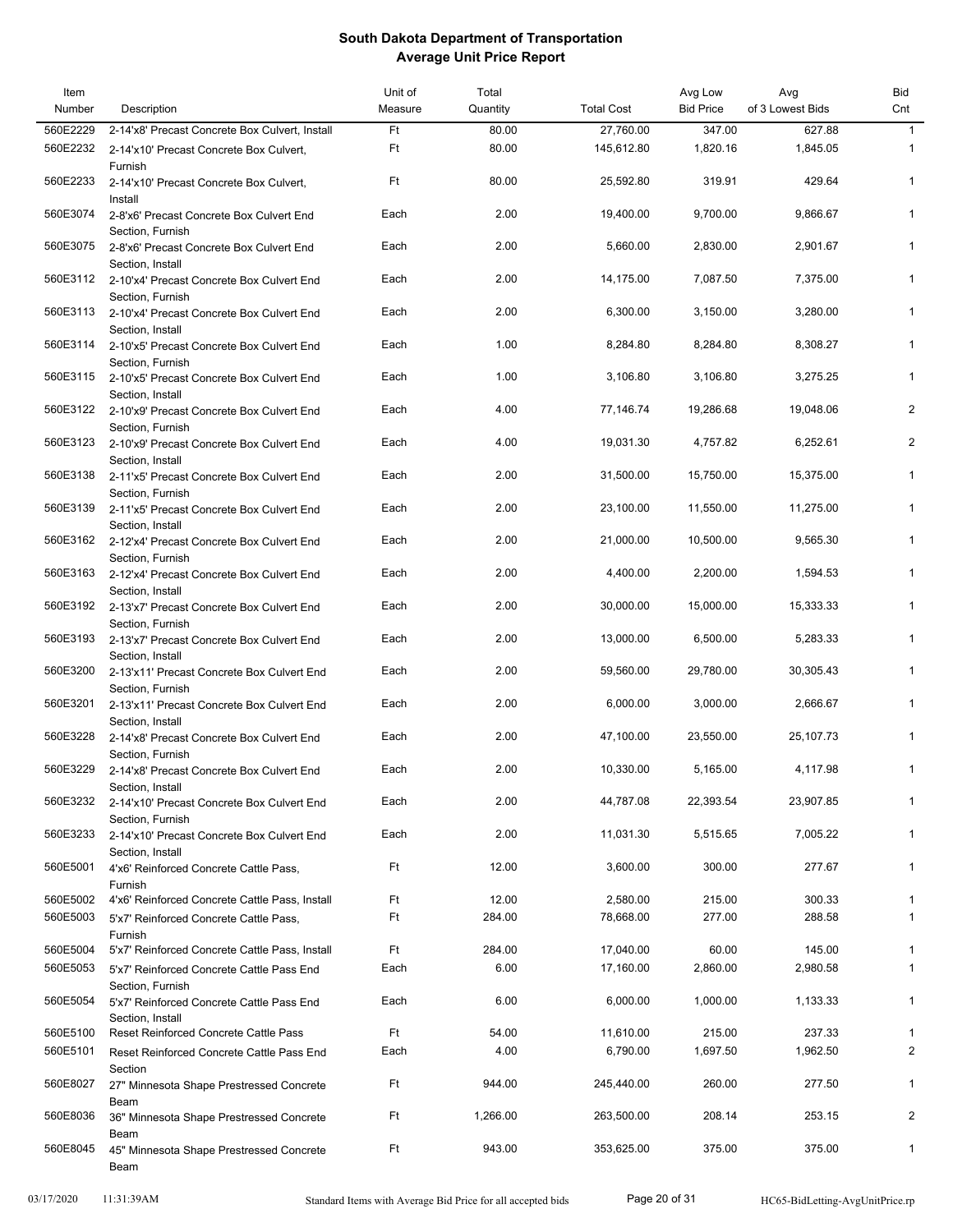# South Dakota Department of Transportation
## Average Unit Price Report

| Item Number | Description | Unit of Measure | Total Quantity | Total Cost | Avg Low Bid Price | Avg of 3 Lowest Bids | Bid Cnt |
|---|---|---|---|---|---|---|---|
| 560E2229 | 2-14'x8' Precast Concrete Box Culvert, Install | Ft | 80.00 | 27,760.00 | 347.00 | 627.88 | 1 |
| 560E2232 | 2-14'x10' Precast Concrete Box Culvert, Furnish | Ft | 80.00 | 145,612.80 | 1,820.16 | 1,845.05 | 1 |
| 560E2233 | 2-14'x10' Precast Concrete Box Culvert, Install | Ft | 80.00 | 25,592.80 | 319.91 | 429.64 | 1 |
| 560E3074 | 2-8'x6' Precast Concrete Box Culvert End Section, Furnish | Each | 2.00 | 19,400.00 | 9,700.00 | 9,866.67 | 1 |
| 560E3075 | 2-8'x6' Precast Concrete Box Culvert End Section, Install | Each | 2.00 | 5,660.00 | 2,830.00 | 2,901.67 | 1 |
| 560E3112 | 2-10'x4' Precast Concrete Box Culvert End Section, Furnish | Each | 2.00 | 14,175.00 | 7,087.50 | 7,375.00 | 1 |
| 560E3113 | 2-10'x4' Precast Concrete Box Culvert End Section, Install | Each | 2.00 | 6,300.00 | 3,150.00 | 3,280.00 | 1 |
| 560E3114 | 2-10'x5' Precast Concrete Box Culvert End Section, Furnish | Each | 1.00 | 8,284.80 | 8,284.80 | 8,308.27 | 1 |
| 560E3115 | 2-10'x5' Precast Concrete Box Culvert End Section, Install | Each | 1.00 | 3,106.80 | 3,106.80 | 3,275.25 | 1 |
| 560E3122 | 2-10'x9' Precast Concrete Box Culvert End Section, Furnish | Each | 4.00 | 77,146.74 | 19,286.68 | 19,048.06 | 2 |
| 560E3123 | 2-10'x9' Precast Concrete Box Culvert End Section, Install | Each | 4.00 | 19,031.30 | 4,757.82 | 6,252.61 | 2 |
| 560E3138 | 2-11'x5' Precast Concrete Box Culvert End Section, Furnish | Each | 2.00 | 31,500.00 | 15,750.00 | 15,375.00 | 1 |
| 560E3139 | 2-11'x5' Precast Concrete Box Culvert End Section, Install | Each | 2.00 | 23,100.00 | 11,550.00 | 11,275.00 | 1 |
| 560E3162 | 2-12'x4' Precast Concrete Box Culvert End Section, Furnish | Each | 2.00 | 21,000.00 | 10,500.00 | 9,565.30 | 1 |
| 560E3163 | 2-12'x4' Precast Concrete Box Culvert End Section, Install | Each | 2.00 | 4,400.00 | 2,200.00 | 1,594.53 | 1 |
| 560E3192 | 2-13'x7' Precast Concrete Box Culvert End Section, Furnish | Each | 2.00 | 30,000.00 | 15,000.00 | 15,333.33 | 1 |
| 560E3193 | 2-13'x7' Precast Concrete Box Culvert End Section, Install | Each | 2.00 | 13,000.00 | 6,500.00 | 5,283.33 | 1 |
| 560E3200 | 2-13'x11' Precast Concrete Box Culvert End Section, Furnish | Each | 2.00 | 59,560.00 | 29,780.00 | 30,305.43 | 1 |
| 560E3201 | 2-13'x11' Precast Concrete Box Culvert End Section, Install | Each | 2.00 | 6,000.00 | 3,000.00 | 2,666.67 | 1 |
| 560E3228 | 2-14'x8' Precast Concrete Box Culvert End Section, Furnish | Each | 2.00 | 47,100.00 | 23,550.00 | 25,107.73 | 1 |
| 560E3229 | 2-14'x8' Precast Concrete Box Culvert End Section, Install | Each | 2.00 | 10,330.00 | 5,165.00 | 4,117.98 | 1 |
| 560E3232 | 2-14'x10' Precast Concrete Box Culvert End Section, Furnish | Each | 2.00 | 44,787.08 | 22,393.54 | 23,907.85 | 1 |
| 560E3233 | 2-14'x10' Precast Concrete Box Culvert End Section, Install | Each | 2.00 | 11,031.30 | 5,515.65 | 7,005.22 | 1 |
| 560E5001 | 4'x6' Reinforced Concrete Cattle Pass, Furnish | Ft | 12.00 | 3,600.00 | 300.00 | 277.67 | 1 |
| 560E5002 | 4'x6' Reinforced Concrete Cattle Pass, Install | Ft | 12.00 | 2,580.00 | 215.00 | 300.33 | 1 |
| 560E5003 | 5'x7' Reinforced Concrete Cattle Pass, Furnish | Ft | 284.00 | 78,668.00 | 277.00 | 288.58 | 1 |
| 560E5004 | 5'x7' Reinforced Concrete Cattle Pass, Install | Ft | 284.00 | 17,040.00 | 60.00 | 145.00 | 1 |
| 560E5053 | 5'x7' Reinforced Concrete Cattle Pass End Section, Furnish | Each | 6.00 | 17,160.00 | 2,860.00 | 2,980.58 | 1 |
| 560E5054 | 5'x7' Reinforced Concrete Cattle Pass End Section, Install | Each | 6.00 | 6,000.00 | 1,000.00 | 1,133.33 | 1 |
| 560E5100 | Reset Reinforced Concrete Cattle Pass | Ft | 54.00 | 11,610.00 | 215.00 | 237.33 | 1 |
| 560E5101 | Reset Reinforced Concrete Cattle Pass End Section | Each | 4.00 | 6,790.00 | 1,697.50 | 1,962.50 | 2 |
| 560E8027 | 27" Minnesota Shape Prestressed Concrete Beam | Ft | 944.00 | 245,440.00 | 260.00 | 277.50 | 1 |
| 560E8036 | 36" Minnesota Shape Prestressed Concrete Beam | Ft | 1,266.00 | 263,500.00 | 208.14 | 253.15 | 2 |
| 560E8045 | 45" Minnesota Shape Prestressed Concrete Beam | Ft | 943.00 | 353,625.00 | 375.00 | 375.00 | 1 |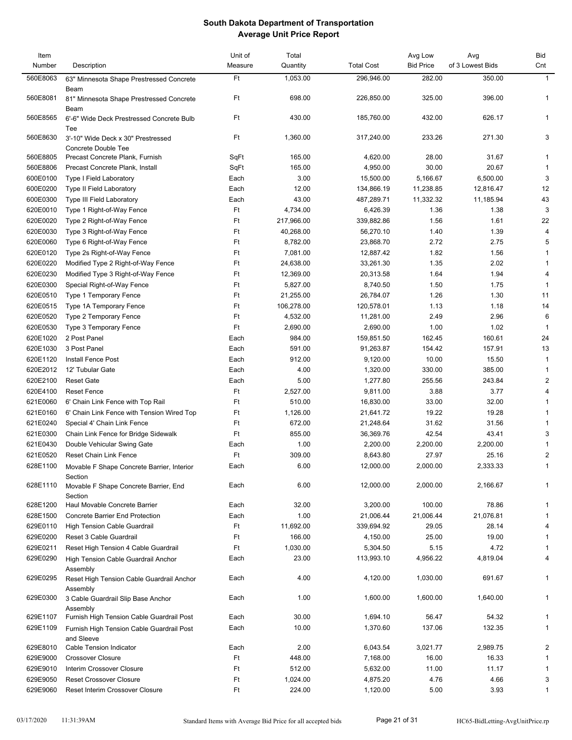# South Dakota Department of Transportation
## Average Unit Price Report

| Item Number | Description | Unit of Measure | Total Quantity | Total Cost | Avg Low Bid Price | Avg of 3 Lowest Bids | Bid Cnt |
|---|---|---|---|---|---|---|---|
| 560E8063 | 63" Minnesota Shape Prestressed Concrete Beam | Ft | 1,053.00 | 296,946.00 | 282.00 | 350.00 | 1 |
| 560E8081 | 81" Minnesota Shape Prestressed Concrete Beam | Ft | 698.00 | 226,850.00 | 325.00 | 396.00 | 1 |
| 560E8565 | 6'-6" Wide Deck Prestressed Concrete Bulb Tee | Ft | 430.00 | 185,760.00 | 432.00 | 626.17 | 1 |
| 560E8630 | 3'-10" Wide Deck x 30" Prestressed Concrete Double Tee | Ft | 1,360.00 | 317,240.00 | 233.26 | 271.30 | 3 |
| 560E8805 | Precast Concrete Plank, Furnish | SqFt | 165.00 | 4,620.00 | 28.00 | 31.67 | 1 |
| 560E8806 | Precast Concrete Plank, Install | SqFt | 165.00 | 4,950.00 | 30.00 | 20.67 | 1 |
| 600E0100 | Type I Field Laboratory | Each | 3.00 | 15,500.00 | 5,166.67 | 6,500.00 | 3 |
| 600E0200 | Type II Field Laboratory | Each | 12.00 | 134,866.19 | 11,238.85 | 12,816.47 | 12 |
| 600E0300 | Type III Field Laboratory | Each | 43.00 | 487,289.71 | 11,332.32 | 11,185.94 | 43 |
| 620E0010 | Type 1 Right-of-Way Fence | Ft | 4,734.00 | 6,426.39 | 1.36 | 1.38 | 3 |
| 620E0020 | Type 2 Right-of-Way Fence | Ft | 217,966.00 | 339,882.86 | 1.56 | 1.61 | 22 |
| 620E0030 | Type 3 Right-of-Way Fence | Ft | 40,268.00 | 56,270.10 | 1.40 | 1.39 | 4 |
| 620E0060 | Type 6 Right-of-Way Fence | Ft | 8,782.00 | 23,868.70 | 2.72 | 2.75 | 5 |
| 620E0120 | Type 2s Right-of-Way Fence | Ft | 7,081.00 | 12,887.42 | 1.82 | 1.56 | 1 |
| 620E0220 | Modified Type 2 Right-of-Way Fence | Ft | 24,638.00 | 33,261.30 | 1.35 | 2.02 | 1 |
| 620E0230 | Modified Type 3 Right-of-Way Fence | Ft | 12,369.00 | 20,313.58 | 1.64 | 1.94 | 4 |
| 620E0300 | Special Right-of-Way Fence | Ft | 5,827.00 | 8,740.50 | 1.50 | 1.75 | 1 |
| 620E0510 | Type 1 Temporary Fence | Ft | 21,255.00 | 26,784.07 | 1.26 | 1.30 | 11 |
| 620E0515 | Type 1A Temporary Fence | Ft | 106,278.00 | 120,578.01 | 1.13 | 1.18 | 14 |
| 620E0520 | Type 2 Temporary Fence | Ft | 4,532.00 | 11,281.00 | 2.49 | 2.96 | 6 |
| 620E0530 | Type 3 Temporary Fence | Ft | 2,690.00 | 2,690.00 | 1.00 | 1.02 | 1 |
| 620E1020 | 2 Post Panel | Each | 984.00 | 159,851.50 | 162.45 | 160.61 | 24 |
| 620E1030 | 3 Post Panel | Each | 591.00 | 91,263.87 | 154.42 | 157.91 | 13 |
| 620E1120 | Install Fence Post | Each | 912.00 | 9,120.00 | 10.00 | 15.50 | 1 |
| 620E2012 | 12' Tubular Gate | Each | 4.00 | 1,320.00 | 330.00 | 385.00 | 1 |
| 620E2100 | Reset Gate | Each | 5.00 | 1,277.80 | 255.56 | 243.84 | 2 |
| 620E4100 | Reset Fence | Ft | 2,527.00 | 9,811.00 | 3.88 | 3.77 | 4 |
| 621E0060 | 6' Chain Link Fence with Top Rail | Ft | 510.00 | 16,830.00 | 33.00 | 32.00 | 1 |
| 621E0160 | 6' Chain Link Fence with Tension Wired Top | Ft | 1,126.00 | 21,641.72 | 19.22 | 19.28 | 1 |
| 621E0240 | Special 4' Chain Link Fence | Ft | 672.00 | 21,248.64 | 31.62 | 31.56 | 1 |
| 621E0300 | Chain Link Fence for Bridge Sidewalk | Ft | 855.00 | 36,369.76 | 42.54 | 43.41 | 3 |
| 621E0430 | Double Vehicular Swing Gate | Each | 1.00 | 2,200.00 | 2,200.00 | 2,200.00 | 1 |
| 621E0520 | Reset Chain Link Fence | Ft | 309.00 | 8,643.80 | 27.97 | 25.16 | 2 |
| 628E1100 | Movable F Shape Concrete Barrier, Interior Section | Each | 6.00 | 12,000.00 | 2,000.00 | 2,333.33 | 1 |
| 628E1110 | Movable F Shape Concrete Barrier, End Section | Each | 6.00 | 12,000.00 | 2,000.00 | 2,166.67 | 1 |
| 628E1200 | Haul Movable Concrete Barrier | Each | 32.00 | 3,200.00 | 100.00 | 78.86 | 1 |
| 628E1500 | Concrete Barrier End Protection | Each | 1.00 | 21,006.44 | 21,006.44 | 21,076.81 | 1 |
| 629E0110 | High Tension Cable Guardrail | Ft | 11,692.00 | 339,694.92 | 29.05 | 28.14 | 4 |
| 629E0200 | Reset 3 Cable Guardrail | Ft | 166.00 | 4,150.00 | 25.00 | 19.00 | 1 |
| 629E0211 | Reset High Tension 4 Cable Guardrail | Ft | 1,030.00 | 5,304.50 | 5.15 | 4.72 | 1 |
| 629E0290 | High Tension Cable Guardrail Anchor Assembly | Each | 23.00 | 113,993.10 | 4,956.22 | 4,819.04 | 4 |
| 629E0295 | Reset High Tension Cable Guardrail Anchor Assembly | Each | 4.00 | 4,120.00 | 1,030.00 | 691.67 | 1 |
| 629E0300 | 3 Cable Guardrail Slip Base Anchor Assembly | Each | 1.00 | 1,600.00 | 1,600.00 | 1,640.00 | 1 |
| 629E1107 | Furnish High Tension Cable Guardrail Post | Each | 30.00 | 1,694.10 | 56.47 | 54.32 | 1 |
| 629E1109 | Furnish High Tension Cable Guardrail Post and Sleeve | Each | 10.00 | 1,370.60 | 137.06 | 132.35 | 1 |
| 629E8010 | Cable Tension Indicator | Each | 2.00 | 6,043.54 | 3,021.77 | 2,989.75 | 2 |
| 629E9000 | Crossover Closure | Ft | 448.00 | 7,168.00 | 16.00 | 16.33 | 1 |
| 629E9010 | Interim Crossover Closure | Ft | 512.00 | 5,632.00 | 11.00 | 11.17 | 1 |
| 629E9050 | Reset Crossover Closure | Ft | 1,024.00 | 4,875.20 | 4.76 | 4.66 | 3 |
| 629E9060 | Reset Interim Crossover Closure | Ft | 224.00 | 1,120.00 | 5.00 | 3.93 | 1 |

03/17/2020 11:31:39AM Standard Items with Average Bid Price for all accepted bids HC65-BidLetting-AvgUnitPrice.rp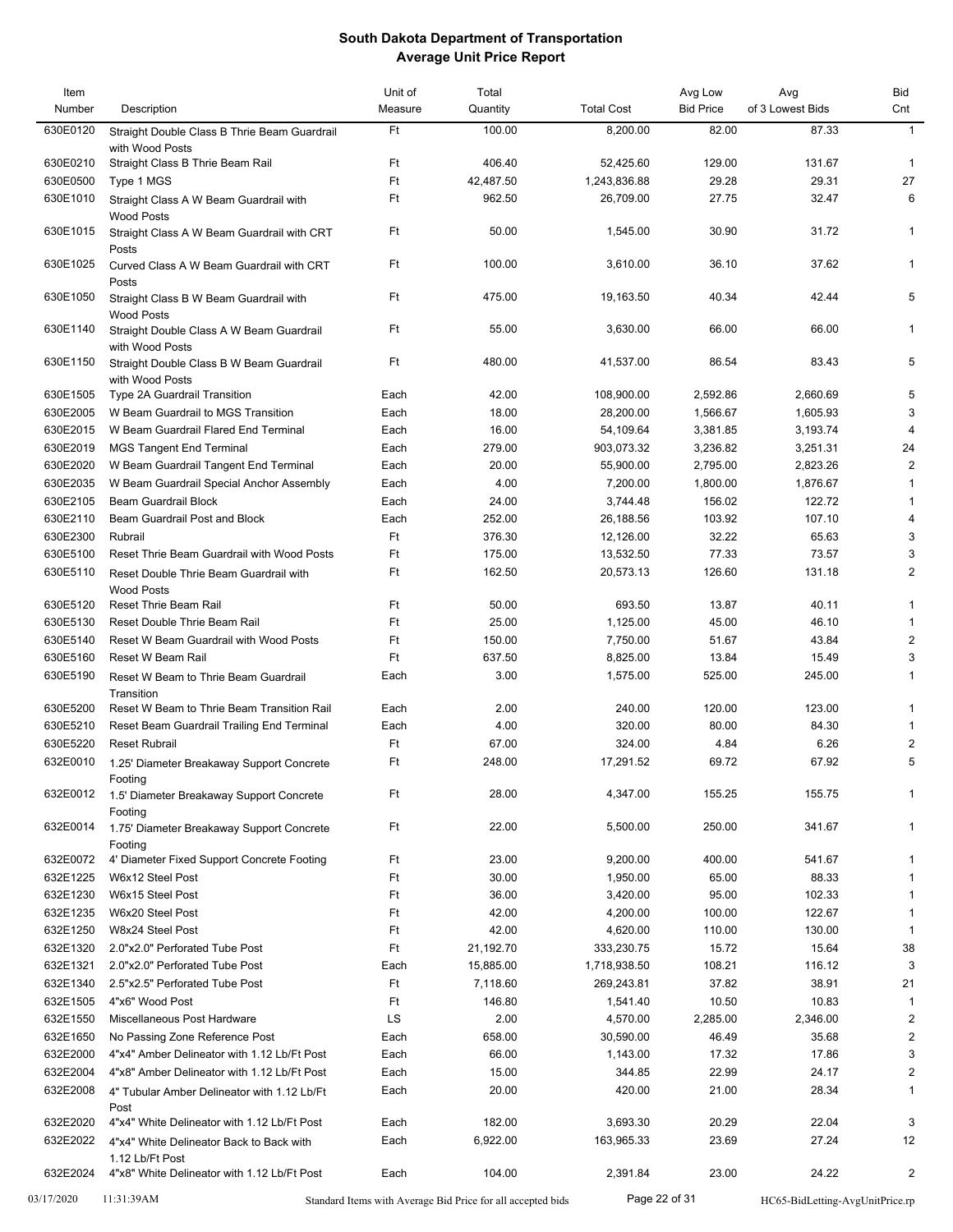# South Dakota Department of Transportation
## Average Unit Price Report

| Item Number | Description | Unit of Measure | Total Quantity | Total Cost | Avg Low Bid Price | Avg of 3 Lowest Bids | Bid Cnt |
|---|---|---|---|---|---|---|---|
| 630E0120 | Straight Double Class B Thrie Beam Guardrail with Wood Posts | Ft | 100.00 | 8,200.00 | 82.00 | 87.33 | 1 |
| 630E0210 | Straight Class B Thrie Beam Rail | Ft | 406.40 | 52,425.60 | 129.00 | 131.67 | 1 |
| 630E0500 | Type 1 MGS | Ft | 42,487.50 | 1,243,836.88 | 29.28 | 29.31 | 27 |
| 630E1010 | Straight Class A W Beam Guardrail with Wood Posts | Ft | 962.50 | 26,709.00 | 27.75 | 32.47 | 6 |
| 630E1015 | Straight Class A W Beam Guardrail with CRT Posts | Ft | 50.00 | 1,545.00 | 30.90 | 31.72 | 1 |
| 630E1025 | Curved Class A W Beam Guardrail with CRT Posts | Ft | 100.00 | 3,610.00 | 36.10 | 37.62 | 1 |
| 630E1050 | Straight Class B W Beam Guardrail with Wood Posts | Ft | 475.00 | 19,163.50 | 40.34 | 42.44 | 5 |
| 630E1140 | Straight Double Class A W Beam Guardrail with Wood Posts | Ft | 55.00 | 3,630.00 | 66.00 | 66.00 | 1 |
| 630E1150 | Straight Double Class B W Beam Guardrail with Wood Posts | Ft | 480.00 | 41,537.00 | 86.54 | 83.43 | 5 |
| 630E1505 | Type 2A Guardrail Transition | Each | 42.00 | 108,900.00 | 2,592.86 | 2,660.69 | 5 |
| 630E2005 | W Beam Guardrail to MGS Transition | Each | 18.00 | 28,200.00 | 1,566.67 | 1,605.93 | 3 |
| 630E2015 | W Beam Guardrail Flared End Terminal | Each | 16.00 | 54,109.64 | 3,381.85 | 3,193.74 | 4 |
| 630E2019 | MGS Tangent End Terminal | Each | 279.00 | 903,073.32 | 3,236.82 | 3,251.31 | 24 |
| 630E2020 | W Beam Guardrail Tangent End Terminal | Each | 20.00 | 55,900.00 | 2,795.00 | 2,823.26 | 2 |
| 630E2035 | W Beam Guardrail Special Anchor Assembly | Each | 4.00 | 7,200.00 | 1,800.00 | 1,876.67 | 1 |
| 630E2105 | Beam Guardrail Block | Each | 24.00 | 3,744.48 | 156.02 | 122.72 | 1 |
| 630E2110 | Beam Guardrail Post and Block | Each | 252.00 | 26,188.56 | 103.92 | 107.10 | 4 |
| 630E2300 | Rubrail | Ft | 376.30 | 12,126.00 | 32.22 | 65.63 | 3 |
| 630E5100 | Reset Thrie Beam Guardrail with Wood Posts | Ft | 175.00 | 13,532.50 | 77.33 | 73.57 | 3 |
| 630E5110 | Reset Double Thrie Beam Guardrail with Wood Posts | Ft | 162.50 | 20,573.13 | 126.60 | 131.18 | 2 |
| 630E5120 | Reset Thrie Beam Rail | Ft | 50.00 | 693.50 | 13.87 | 40.11 | 1 |
| 630E5130 | Reset Double Thrie Beam Rail | Ft | 25.00 | 1,125.00 | 45.00 | 46.10 | 1 |
| 630E5140 | Reset W Beam Guardrail with Wood Posts | Ft | 150.00 | 7,750.00 | 51.67 | 43.84 | 2 |
| 630E5160 | Reset W Beam Rail | Ft | 637.50 | 8,825.00 | 13.84 | 15.49 | 3 |
| 630E5190 | Reset W Beam to Thrie Beam Guardrail Transition | Each | 3.00 | 1,575.00 | 525.00 | 245.00 | 1 |
| 630E5200 | Reset W Beam to Thrie Beam Transition Rail | Each | 2.00 | 240.00 | 120.00 | 123.00 | 1 |
| 630E5210 | Reset Beam Guardrail Trailing End Terminal | Each | 4.00 | 320.00 | 80.00 | 84.30 | 1 |
| 630E5220 | Reset Rubrail | Ft | 67.00 | 324.00 | 4.84 | 6.26 | 2 |
| 632E0010 | 1.25' Diameter Breakaway Support Concrete Footing | Ft | 248.00 | 17,291.52 | 69.72 | 67.92 | 5 |
| 632E0012 | 1.5' Diameter Breakaway Support Concrete Footing | Ft | 28.00 | 4,347.00 | 155.25 | 155.75 | 1 |
| 632E0014 | 1.75' Diameter Breakaway Support Concrete Footing | Ft | 22.00 | 5,500.00 | 250.00 | 341.67 | 1 |
| 632E0072 | 4' Diameter Fixed Support Concrete Footing | Ft | 23.00 | 9,200.00 | 400.00 | 541.67 | 1 |
| 632E1225 | W6x12 Steel Post | Ft | 30.00 | 1,950.00 | 65.00 | 88.33 | 1 |
| 632E1230 | W6x15 Steel Post | Ft | 36.00 | 3,420.00 | 95.00 | 102.33 | 1 |
| 632E1235 | W6x20 Steel Post | Ft | 42.00 | 4,200.00 | 100.00 | 122.67 | 1 |
| 632E1250 | W8x24 Steel Post | Ft | 42.00 | 4,620.00 | 110.00 | 130.00 | 1 |
| 632E1320 | 2.0"x2.0" Perforated Tube Post | Ft | 21,192.70 | 333,230.75 | 15.72 | 15.64 | 38 |
| 632E1321 | 2.0"x2.0" Perforated Tube Post | Each | 15,885.00 | 1,718,938.50 | 108.21 | 116.12 | 3 |
| 632E1340 | 2.5"x2.5" Perforated Tube Post | Ft | 7,118.60 | 269,243.81 | 37.82 | 38.91 | 21 |
| 632E1505 | 4"x6" Wood Post | Ft | 146.80 | 1,541.40 | 10.50 | 10.83 | 1 |
| 632E1550 | Miscellaneous Post Hardware | LS | 2.00 | 4,570.00 | 2,285.00 | 2,346.00 | 2 |
| 632E1650 | No Passing Zone Reference Post | Each | 658.00 | 30,590.00 | 46.49 | 35.68 | 2 |
| 632E2000 | 4"x4" Amber Delineator with 1.12 Lb/Ft Post | Each | 66.00 | 1,143.00 | 17.32 | 17.86 | 3 |
| 632E2004 | 4"x8" Amber Delineator with 1.12 Lb/Ft Post | Each | 15.00 | 344.85 | 22.99 | 24.17 | 2 |
| 632E2008 | 4" Tubular Amber Delineator with 1.12 Lb/Ft Post | Each | 20.00 | 420.00 | 21.00 | 28.34 | 1 |
| 632E2020 | 4"x4" White Delineator with 1.12 Lb/Ft Post | Each | 182.00 | 3,693.30 | 20.29 | 22.04 | 3 |
| 632E2022 | 4"x4" White Delineator Back to Back with 1.12 Lb/Ft Post | Each | 6,922.00 | 163,965.33 | 23.69 | 27.24 | 12 |
| 632E2024 | 4"x8" White Delineator with 1.12 Lb/Ft Post | Each | 104.00 | 2,391.84 | 23.00 | 24.22 | 2 |

03/17/2020 11:31:39AM Standard Items with Average Bid Price for all accepted bids HC65-BidLetting-AvgUnitPrice.rp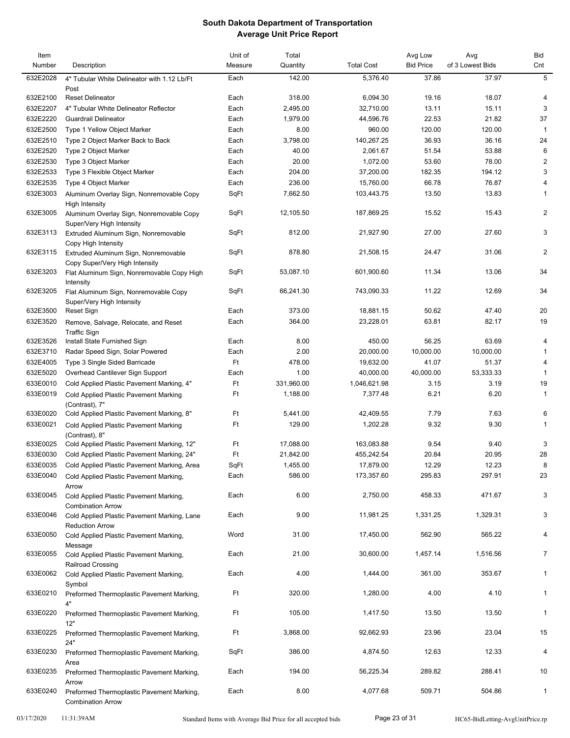# South Dakota Department of Transportation
## Average Unit Price Report

| Item Number | Description | Unit of Measure | Total Quantity | Total Cost | Avg Low Bid Price | Avg of 3 Lowest Bids | Bid Cnt |
|---|---|---|---|---|---|---|---|
| 632E2028 | 4" Tubular White Delineator with 1.12 Lb/Ft Post | Each | 142.00 | 5,376.40 | 37.86 | 37.97 | 5 |
| 632E2100 | Reset Delineator | Each | 318.00 | 6,094.30 | 19.16 | 18.07 | 4 |
| 632E2207 | 4" Tubular White Delineator Reflector | Each | 2,495.00 | 32,710.00 | 13.11 | 15.11 | 3 |
| 632E2220 | Guardrail Delineator | Each | 1,979.00 | 44,596.76 | 22.53 | 21.82 | 37 |
| 632E2500 | Type 1 Yellow Object Marker | Each | 8.00 | 960.00 | 120.00 | 120.00 | 1 |
| 632E2510 | Type 2 Object Marker Back to Back | Each | 3,798.00 | 140,267.25 | 36.93 | 36.16 | 24 |
| 632E2520 | Type 2 Object Marker | Each | 40.00 | 2,061.67 | 51.54 | 53.88 | 6 |
| 632E2530 | Type 3 Object Marker | Each | 20.00 | 1,072.00 | 53.60 | 78.00 | 2 |
| 632E2533 | Type 3 Flexible Object Marker | Each | 204.00 | 37,200.00 | 182.35 | 194.12 | 3 |
| 632E2535 | Type 4 Object Marker | Each | 236.00 | 15,760.00 | 66.78 | 76.87 | 4 |
| 632E3003 | Aluminum Overlay Sign, Nonremovable Copy High Intensity | SqFt | 7,662.50 | 103,443.75 | 13.50 | 13.83 | 1 |
| 632E3005 | Aluminum Overlay Sign, Nonremovable Copy Super/Very High Intensity | SqFt | 12,105.50 | 187,869.25 | 15.52 | 15.43 | 2 |
| 632E3113 | Extruded Aluminum Sign, Nonremovable Copy High Intensity | SqFt | 812.00 | 21,927.90 | 27.00 | 27.60 | 3 |
| 632E3115 | Extruded Aluminum Sign, Nonremovable Copy Super/Very High Intensity | SqFt | 878.80 | 21,508.15 | 24.47 | 31.06 | 2 |
| 632E3203 | Flat Aluminum Sign, Nonremovable Copy High Intensity | SqFt | 53,087.10 | 601,900.60 | 11.34 | 13.06 | 34 |
| 632E3205 | Flat Aluminum Sign, Nonremovable Copy Super/Very High Intensity | SqFt | 66,241.30 | 743,090.33 | 11.22 | 12.69 | 34 |
| 632E3500 | Reset Sign | Each | 373.00 | 18,881.15 | 50.62 | 47.40 | 20 |
| 632E3520 | Remove, Salvage, Relocate, and Reset Traffic Sign | Each | 364.00 | 23,228.01 | 63.81 | 82.17 | 19 |
| 632E3526 | Install State Furnished Sign | Each | 8.00 | 450.00 | 56.25 | 63.69 | 4 |
| 632E3710 | Radar Speed Sign, Solar Powered | Each | 2.00 | 20,000.00 | 10,000.00 | 10,000.00 | 1 |
| 632E4005 | Type 3 Single Sided Barricade | Ft | 478.00 | 19,632.00 | 41.07 | 51.37 | 4 |
| 632E5020 | Overhead Cantilever Sign Support | Each | 1.00 | 40,000.00 | 40,000.00 | 53,333.33 | 1 |
| 633E0010 | Cold Applied Plastic Pavement Marking, 4" | Ft | 331,960.00 | 1,046,621.98 | 3.15 | 3.19 | 19 |
| 633E0019 | Cold Applied Plastic Pavement Marking (Contrast), 7" | Ft | 1,188.00 | 7,377.48 | 6.21 | 6.20 | 1 |
| 633E0020 | Cold Applied Plastic Pavement Marking, 8" | Ft | 5,441.00 | 42,409.55 | 7.79 | 7.63 | 6 |
| 633E0021 | Cold Applied Plastic Pavement Marking (Contrast), 8" | Ft | 129.00 | 1,202.28 | 9.32 | 9.30 | 1 |
| 633E0025 | Cold Applied Plastic Pavement Marking, 12" | Ft | 17,088.00 | 163,083.88 | 9.54 | 9.40 | 3 |
| 633E0030 | Cold Applied Plastic Pavement Marking, 24" | Ft | 21,842.00 | 455,242.54 | 20.84 | 20.95 | 28 |
| 633E0035 | Cold Applied Plastic Pavement Marking, Area | SqFt | 1,455.00 | 17,879.00 | 12.29 | 12.23 | 8 |
| 633E0040 | Cold Applied Plastic Pavement Marking, Arrow | Each | 586.00 | 173,357.60 | 295.83 | 297.91 | 23 |
| 633E0045 | Cold Applied Plastic Pavement Marking, Combination Arrow | Each | 6.00 | 2,750.00 | 458.33 | 471.67 | 3 |
| 633E0046 | Cold Applied Plastic Pavement Marking, Lane Reduction Arrow | Each | 9.00 | 11,981.25 | 1,331.25 | 1,329.31 | 3 |
| 633E0050 | Cold Applied Plastic Pavement Marking, Message | Word | 31.00 | 17,450.00 | 562.90 | 565.22 | 4 |
| 633E0055 | Cold Applied Plastic Pavement Marking, Railroad Crossing | Each | 21.00 | 30,600.00 | 1,457.14 | 1,516.56 | 7 |
| 633E0062 | Cold Applied Plastic Pavement Marking, Symbol | Each | 4.00 | 1,444.00 | 361.00 | 353.67 | 1 |
| 633E0210 | Preformed Thermoplastic Pavement Marking, 4" | Ft | 320.00 | 1,280.00 | 4.00 | 4.10 | 1 |
| 633E0220 | Preformed Thermoplastic Pavement Marking, 12" | Ft | 105.00 | 1,417.50 | 13.50 | 13.50 | 1 |
| 633E0225 | Preformed Thermoplastic Pavement Marking, 24" | Ft | 3,868.00 | 92,662.93 | 23.96 | 23.04 | 15 |
| 633E0230 | Preformed Thermoplastic Pavement Marking, Area | SqFt | 386.00 | 4,874.50 | 12.63 | 12.33 | 4 |
| 633E0235 | Preformed Thermoplastic Pavement Marking, Arrow | Each | 194.00 | 56,225.34 | 289.82 | 288.41 | 10 |
| 633E0240 | Preformed Thermoplastic Pavement Marking, Combination Arrow | Each | 8.00 | 4,077.68 | 509.71 | 504.86 | 1 |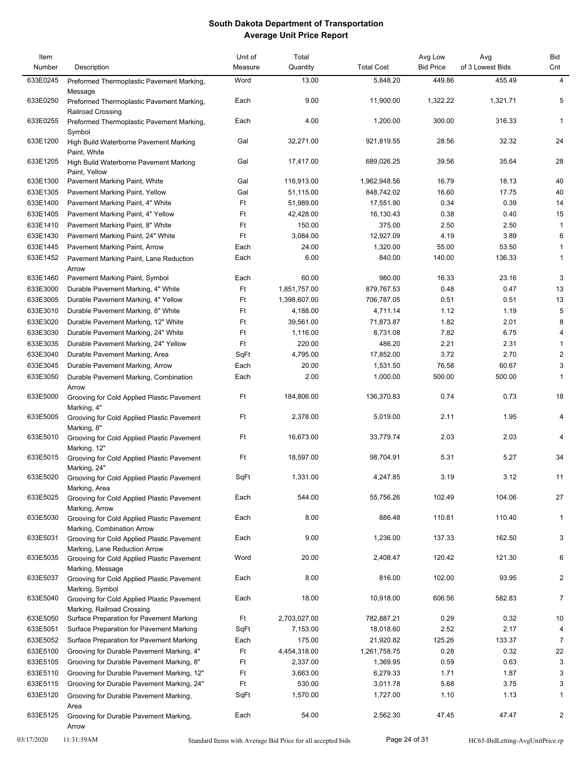# South Dakota Department of Transportation
## Average Unit Price Report

| Item Number | Description | Unit of Measure | Total Quantity | Total Cost | Avg Low Bid Price | Avg of 3 Lowest Bids | Bid Cnt |
|---|---|---|---|---|---|---|---|
| 633E0245 | Preformed Thermoplastic Pavement Marking, Message | Word | 13.00 | 5,848.20 | 449.86 | 455.49 | 4 |
| 633E0250 | Preformed Thermoplastic Pavement Marking, Railroad Crossing | Each | 9.00 | 11,900.00 | 1,322.22 | 1,321.71 | 5 |
| 633E0255 | Preformed Thermoplastic Pavement Marking, Symbol | Each | 4.00 | 1,200.00 | 300.00 | 316.33 | 1 |
| 633E1200 | High Build Waterborne Pavement Marking Paint, White | Gal | 32,271.00 | 921,819.55 | 28.56 | 32.32 | 24 |
| 633E1205 | High Build Waterborne Pavement Marking Paint, Yellow | Gal | 17,417.00 | 689,026.25 | 39.56 | 35.64 | 28 |
| 633E1300 | Pavement Marking Paint, White | Gal | 116,913.00 | 1,962,948.56 | 16.79 | 18.13 | 40 |
| 633E1305 | Pavement Marking Paint, Yellow | Gal | 51,115.00 | 848,742.02 | 16.60 | 17.75 | 40 |
| 633E1400 | Pavement Marking Paint, 4" White | Ft | 51,989.00 | 17,551.90 | 0.34 | 0.39 | 14 |
| 633E1405 | Pavement Marking Paint, 4" Yellow | Ft | 42,428.00 | 16,130.43 | 0.38 | 0.40 | 15 |
| 633E1410 | Pavement Marking Paint, 8" White | Ft | 150.00 | 375.00 | 2.50 | 2.50 | 1 |
| 633E1430 | Pavement Marking Paint, 24" White | Ft | 3,084.00 | 12,927.09 | 4.19 | 3.89 | 6 |
| 633E1445 | Pavement Marking Paint, Arrow | Each | 24.00 | 1,320.00 | 55.00 | 53.50 | 1 |
| 633E1452 | Pavement Marking Paint, Lane Reduction Arrow | Each | 6.00 | 840.00 | 140.00 | 136.33 | 1 |
| 633E1460 | Pavement Marking Paint, Symbol | Each | 60.00 | 980.00 | 16.33 | 23.16 | 3 |
| 633E3000 | Durable Pavement Marking, 4" White | Ft | 1,851,757.00 | 879,767.53 | 0.48 | 0.47 | 13 |
| 633E3005 | Durable Pavement Marking, 4" Yellow | Ft | 1,398,607.00 | 706,787.05 | 0.51 | 0.51 | 13 |
| 633E3010 | Durable Pavement Marking, 8" White | Ft | 4,188.00 | 4,711.14 | 1.12 | 1.19 | 5 |
| 633E3020 | Durable Pavement Marking, 12" White | Ft | 39,561.00 | 71,873.87 | 1.82 | 2.01 | 8 |
| 633E3030 | Durable Pavement Marking, 24" White | Ft | 1,116.00 | 8,731.08 | 7.82 | 6.75 | 4 |
| 633E3035 | Durable Pavement Marking, 24" Yellow | Ft | 220.00 | 486.20 | 2.21 | 2.31 | 1 |
| 633E3040 | Durable Pavement Marking, Area | SqFt | 4,795.00 | 17,852.00 | 3.72 | 2.70 | 2 |
| 633E3045 | Durable Pavement Marking, Arrow | Each | 20.00 | 1,531.50 | 76.58 | 60.67 | 3 |
| 633E3050 | Durable Pavement Marking, Combination Arrow | Each | 2.00 | 1,000.00 | 500.00 | 500.00 | 1 |
| 633E5000 | Grooving for Cold Applied Plastic Pavement Marking, 4" | Ft | 184,806.00 | 136,370.83 | 0.74 | 0.73 | 18 |
| 633E5005 | Grooving for Cold Applied Plastic Pavement Marking, 8" | Ft | 2,378.00 | 5,019.00 | 2.11 | 1.95 | 4 |
| 633E5010 | Grooving for Cold Applied Plastic Pavement Marking, 12" | Ft | 16,673.00 | 33,779.74 | 2.03 | 2.03 | 4 |
| 633E5015 | Grooving for Cold Applied Plastic Pavement Marking, 24" | Ft | 18,597.00 | 98,704.91 | 5.31 | 5.27 | 34 |
| 633E5020 | Grooving for Cold Applied Plastic Pavement Marking, Area | SqFt | 1,331.00 | 4,247.85 | 3.19 | 3.12 | 11 |
| 633E5025 | Grooving for Cold Applied Plastic Pavement Marking, Arrow | Each | 544.00 | 55,756.26 | 102.49 | 104.06 | 27 |
| 633E5030 | Grooving for Cold Applied Plastic Pavement Marking, Combination Arrow | Each | 8.00 | 886.48 | 110.81 | 110.40 | 1 |
| 633E5031 | Grooving for Cold Applied Plastic Pavement Marking, Lane Reduction Arrow | Each | 9.00 | 1,236.00 | 137.33 | 162.50 | 3 |
| 633E5035 | Grooving for Cold Applied Plastic Pavement Marking, Message | Word | 20.00 | 2,408.47 | 120.42 | 121.30 | 6 |
| 633E5037 | Grooving for Cold Applied Plastic Pavement Marking, Symbol | Each | 8.00 | 816.00 | 102.00 | 93.95 | 2 |
| 633E5040 | Grooving for Cold Applied Plastic Pavement Marking, Railroad Crossing | Each | 18.00 | 10,918.00 | 606.56 | 582.83 | 7 |
| 633E5050 | Surface Preparation for Pavement Marking | Ft | 2,703,027.00 | 782,887.21 | 0.29 | 0.32 | 10 |
| 633E5051 | Surface Preparation for Pavement Marking | SqFt | 7,153.00 | 18,018.60 | 2.52 | 2.17 | 4 |
| 633E5052 | Surface Preparation for Pavement Marking | Each | 175.00 | 21,920.82 | 125.26 | 133.37 | 7 |
| 633E5100 | Grooving for Durable Pavement Marking, 4" | Ft | 4,454,318.00 | 1,261,758.75 | 0.28 | 0.32 | 22 |
| 633E5105 | Grooving for Durable Pavement Marking, 8" | Ft | 2,337.00 | 1,369.95 | 0.59 | 0.63 | 3 |
| 633E5110 | Grooving for Durable Pavement Marking, 12" | Ft | 3,663.00 | 6,279.33 | 1.71 | 1.87 | 3 |
| 633E5115 | Grooving for Durable Pavement Marking, 24" | Ft | 530.00 | 3,011.78 | 5.68 | 3.75 | 3 |
| 633E5120 | Grooving for Durable Pavement Marking, Area | SqFt | 1,570.00 | 1,727.00 | 1.10 | 1.13 | 1 |
| 633E5125 | Grooving for Durable Pavement Marking, Arrow | Each | 54.00 | 2,562.30 | 47.45 | 47.47 | 2 |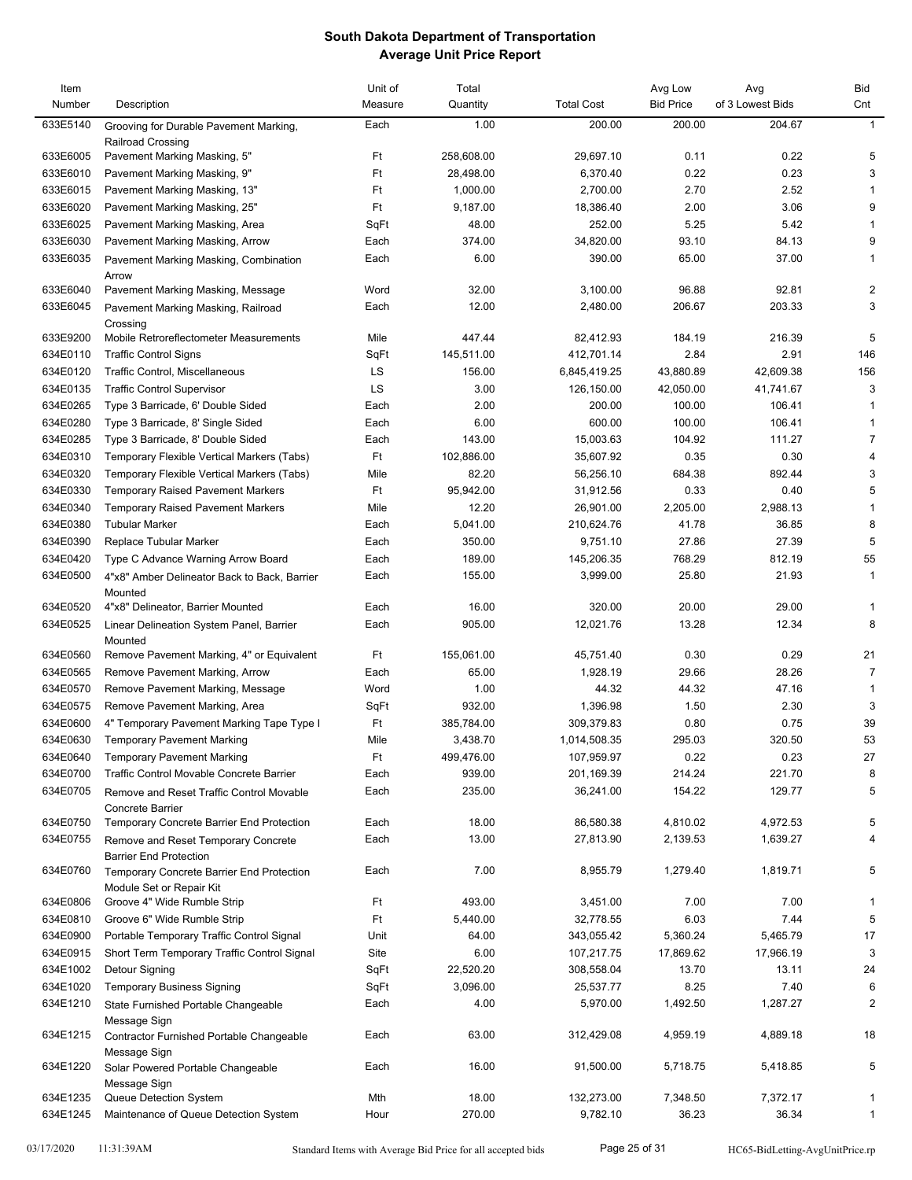# South Dakota Department of Transportation
## Average Unit Price Report

| Item Number | Description | Unit of Measure | Total Quantity | Total Cost | Avg Low Bid Price | Avg of 3 Lowest Bids | Bid Cnt |
|---|---|---|---|---|---|---|---|
| 633E5140 | Grooving for Durable Pavement Marking, Railroad Crossing | Each | 1.00 | 200.00 | 200.00 | 204.67 | 1 |
| 633E6005 | Pavement Marking Masking, 5" | Ft | 258,608.00 | 29,697.10 | 0.11 | 0.22 | 5 |
| 633E6010 | Pavement Marking Masking, 9" | Ft | 28,498.00 | 6,370.40 | 0.22 | 0.23 | 3 |
| 633E6015 | Pavement Marking Masking, 13" | Ft | 1,000.00 | 2,700.00 | 2.70 | 2.52 | 1 |
| 633E6020 | Pavement Marking Masking, 25" | Ft | 9,187.00 | 18,386.40 | 2.00 | 3.06 | 9 |
| 633E6025 | Pavement Marking Masking, Area | SqFt | 48.00 | 252.00 | 5.25 | 5.42 | 1 |
| 633E6030 | Pavement Marking Masking, Arrow | Each | 374.00 | 34,820.00 | 93.10 | 84.13 | 9 |
| 633E6035 | Pavement Marking Masking, Combination Arrow | Each | 6.00 | 390.00 | 65.00 | 37.00 | 1 |
| 633E6040 | Pavement Marking Masking, Message | Word | 32.00 | 3,100.00 | 96.88 | 92.81 | 2 |
| 633E6045 | Pavement Marking Masking, Railroad Crossing | Each | 12.00 | 2,480.00 | 206.67 | 203.33 | 3 |
| 633E9200 | Mobile Retroreflectometer Measurements | Mile | 447.44 | 82,412.93 | 184.19 | 216.39 | 5 |
| 634E0110 | Traffic Control Signs | SqFt | 145,511.00 | 412,701.14 | 2.84 | 2.91 | 146 |
| 634E0120 | Traffic Control, Miscellaneous | LS | 156.00 | 6,845,419.25 | 43,880.89 | 42,609.38 | 156 |
| 634E0135 | Traffic Control Supervisor | LS | 3.00 | 126,150.00 | 42,050.00 | 41,741.67 | 3 |
| 634E0265 | Type 3 Barricade, 6' Double Sided | Each | 2.00 | 200.00 | 100.00 | 106.41 | 1 |
| 634E0280 | Type 3 Barricade, 8' Single Sided | Each | 6.00 | 600.00 | 100.00 | 106.41 | 1 |
| 634E0285 | Type 3 Barricade, 8' Double Sided | Each | 143.00 | 15,003.63 | 104.92 | 111.27 | 7 |
| 634E0310 | Temporary Flexible Vertical Markers (Tabs) | Ft | 102,886.00 | 35,607.92 | 0.35 | 0.30 | 4 |
| 634E0320 | Temporary Flexible Vertical Markers (Tabs) | Mile | 82.20 | 56,256.10 | 684.38 | 892.44 | 3 |
| 634E0330 | Temporary Raised Pavement Markers | Ft | 95,942.00 | 31,912.56 | 0.33 | 0.40 | 5 |
| 634E0340 | Temporary Raised Pavement Markers | Mile | 12.20 | 26,901.00 | 2,205.00 | 2,988.13 | 1 |
| 634E0380 | Tubular Marker | Each | 5,041.00 | 210,624.76 | 41.78 | 36.85 | 8 |
| 634E0390 | Replace Tubular Marker | Each | 350.00 | 9,751.10 | 27.86 | 27.39 | 5 |
| 634E0420 | Type C Advance Warning Arrow Board | Each | 189.00 | 145,206.35 | 768.29 | 812.19 | 55 |
| 634E0500 | 4"x8" Amber Delineator Back to Back, Barrier Mounted | Each | 155.00 | 3,999.00 | 25.80 | 21.93 | 1 |
| 634E0520 | 4"x8" Delineator, Barrier Mounted | Each | 16.00 | 320.00 | 20.00 | 29.00 | 1 |
| 634E0525 | Linear Delineation System Panel, Barrier Mounted | Each | 905.00 | 12,021.76 | 13.28 | 12.34 | 8 |
| 634E0560 | Remove Pavement Marking, 4" or Equivalent | Ft | 155,061.00 | 45,751.40 | 0.30 | 0.29 | 21 |
| 634E0565 | Remove Pavement Marking, Arrow | Each | 65.00 | 1,928.19 | 29.66 | 28.26 | 7 |
| 634E0570 | Remove Pavement Marking, Message | Word | 1.00 | 44.32 | 44.32 | 47.16 | 1 |
| 634E0575 | Remove Pavement Marking, Area | SqFt | 932.00 | 1,396.98 | 1.50 | 2.30 | 3 |
| 634E0600 | 4" Temporary Pavement Marking Tape Type I | Ft | 385,784.00 | 309,379.83 | 0.80 | 0.75 | 39 |
| 634E0630 | Temporary Pavement Marking | Mile | 3,438.70 | 1,014,508.35 | 295.03 | 320.50 | 53 |
| 634E0640 | Temporary Pavement Marking | Ft | 499,476.00 | 107,959.97 | 0.22 | 0.23 | 27 |
| 634E0700 | Traffic Control Movable Concrete Barrier | Each | 939.00 | 201,169.39 | 214.24 | 221.70 | 8 |
| 634E0705 | Remove and Reset Traffic Control Movable Concrete Barrier | Each | 235.00 | 36,241.00 | 154.22 | 129.77 | 5 |
| 634E0750 | Temporary Concrete Barrier End Protection | Each | 18.00 | 86,580.38 | 4,810.02 | 4,972.53 | 5 |
| 634E0755 | Remove and Reset Temporary Concrete Barrier End Protection | Each | 13.00 | 27,813.90 | 2,139.53 | 1,639.27 | 4 |
| 634E0760 | Temporary Concrete Barrier End Protection Module Set or Repair Kit | Each | 7.00 | 8,955.79 | 1,279.40 | 1,819.71 | 5 |
| 634E0806 | Groove 4" Wide Rumble Strip | Ft | 493.00 | 3,451.00 | 7.00 | 7.00 | 1 |
| 634E0810 | Groove 6" Wide Rumble Strip | Ft | 5,440.00 | 32,778.55 | 6.03 | 7.44 | 5 |
| 634E0900 | Portable Temporary Traffic Control Signal | Unit | 64.00 | 343,055.42 | 5,360.24 | 5,465.79 | 17 |
| 634E0915 | Short Term Temporary Traffic Control Signal | Site | 6.00 | 107,217.75 | 17,869.62 | 17,966.19 | 3 |
| 634E1002 | Detour Signing | SqFt | 22,520.20 | 308,558.04 | 13.70 | 13.11 | 24 |
| 634E1020 | Temporary Business Signing | SqFt | 3,096.00 | 25,537.77 | 8.25 | 7.40 | 6 |
| 634E1210 | State Furnished Portable Changeable Message Sign | Each | 4.00 | 5,970.00 | 1,492.50 | 1,287.27 | 2 |
| 634E1215 | Contractor Furnished Portable Changeable Message Sign | Each | 63.00 | 312,429.08 | 4,959.19 | 4,889.18 | 18 |
| 634E1220 | Solar Powered Portable Changeable Message Sign | Each | 16.00 | 91,500.00 | 5,718.75 | 5,418.85 | 5 |
| 634E1235 | Queue Detection System | Mth | 18.00 | 132,273.00 | 7,348.50 | 7,372.17 | 1 |
| 634E1245 | Maintenance of Queue Detection System | Hour | 270.00 | 9,782.10 | 36.23 | 36.34 | 1 |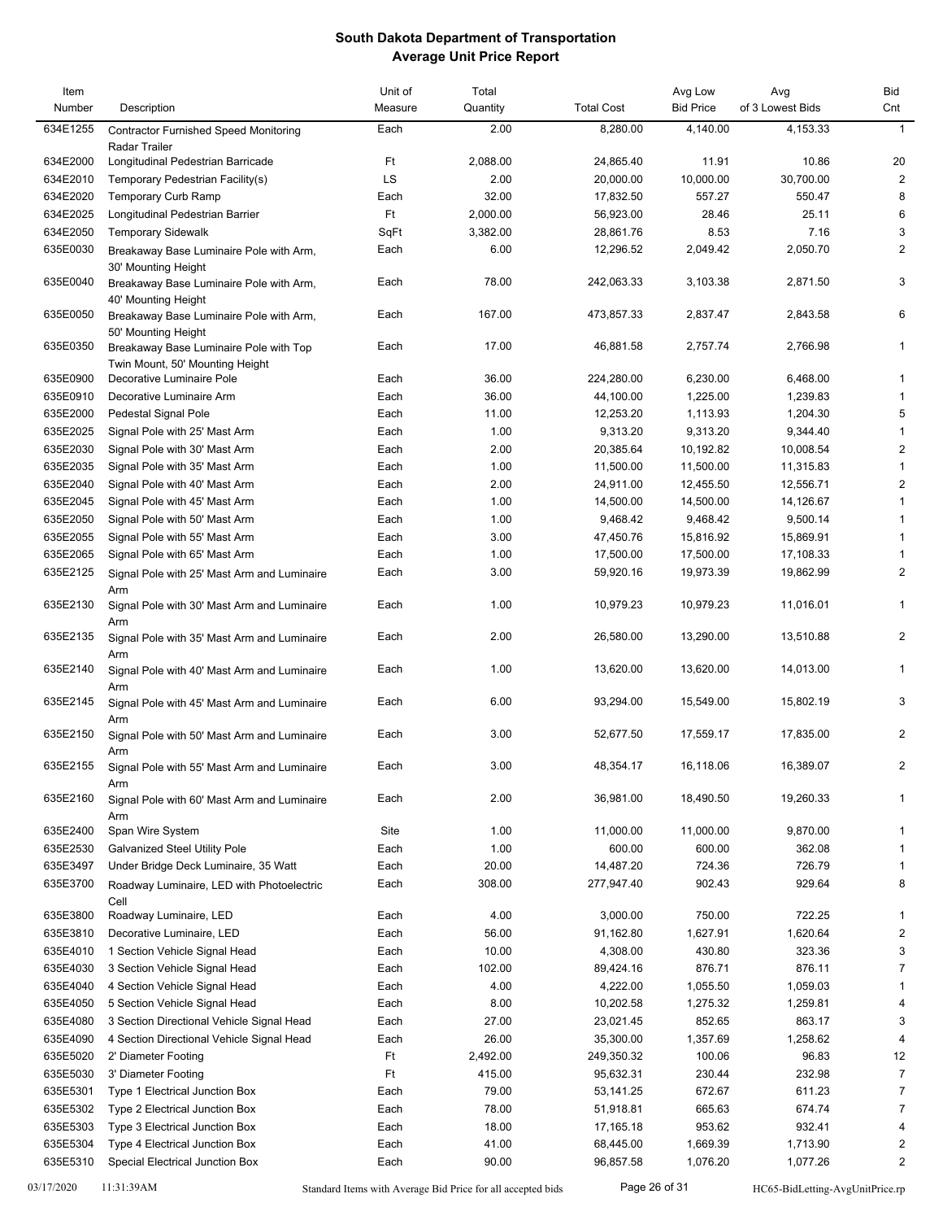# South Dakota Department of Transportation
## Average Unit Price Report

| Item Number | Description | Unit of Measure | Total Quantity | Total Cost | Avg Low Bid Price | Avg of 3 Lowest Bids | Bid Cnt |
|---|---|---|---|---|---|---|---|
| 634E1255 | Contractor Furnished Speed Monitoring Radar Trailer | Each | 2.00 | 8,280.00 | 4,140.00 | 4,153.33 | 1 |
| 634E2000 | Longitudinal Pedestrian Barricade | Ft | 2,088.00 | 24,865.40 | 11.91 | 10.86 | 20 |
| 634E2010 | Temporary Pedestrian Facility(s) | LS | 2.00 | 20,000.00 | 10,000.00 | 30,700.00 | 2 |
| 634E2020 | Temporary Curb Ramp | Each | 32.00 | 17,832.50 | 557.27 | 550.47 | 8 |
| 634E2025 | Longitudinal Pedestrian Barrier | Ft | 2,000.00 | 56,923.00 | 28.46 | 25.11 | 6 |
| 634E2050 | Temporary Sidewalk | SqFt | 3,382.00 | 28,861.76 | 8.53 | 7.16 | 3 |
| 635E0030 | Breakaway Base Luminaire Pole with Arm, 30' Mounting Height | Each | 6.00 | 12,296.52 | 2,049.42 | 2,050.70 | 2 |
| 635E0040 | Breakaway Base Luminaire Pole with Arm, 40' Mounting Height | Each | 78.00 | 242,063.33 | 3,103.38 | 2,871.50 | 3 |
| 635E0050 | Breakaway Base Luminaire Pole with Arm, 50' Mounting Height | Each | 167.00 | 473,857.33 | 2,837.47 | 2,843.58 | 6 |
| 635E0350 | Breakaway Base Luminaire Pole with Top Twin Mount, 50' Mounting Height | Each | 17.00 | 46,881.58 | 2,757.74 | 2,766.98 | 1 |
| 635E0900 | Decorative Luminaire Pole | Each | 36.00 | 224,280.00 | 6,230.00 | 6,468.00 | 1 |
| 635E0910 | Decorative Luminaire Arm | Each | 36.00 | 44,100.00 | 1,225.00 | 1,239.83 | 1 |
| 635E2000 | Pedestal Signal Pole | Each | 11.00 | 12,253.20 | 1,113.93 | 1,204.30 | 5 |
| 635E2025 | Signal Pole with 25' Mast Arm | Each | 1.00 | 9,313.20 | 9,313.20 | 9,344.40 | 1 |
| 635E2030 | Signal Pole with 30' Mast Arm | Each | 2.00 | 20,385.64 | 10,192.82 | 10,008.54 | 2 |
| 635E2035 | Signal Pole with 35' Mast Arm | Each | 1.00 | 11,500.00 | 11,500.00 | 11,315.83 | 1 |
| 635E2040 | Signal Pole with 40' Mast Arm | Each | 2.00 | 24,911.00 | 12,455.50 | 12,556.71 | 2 |
| 635E2045 | Signal Pole with 45' Mast Arm | Each | 1.00 | 14,500.00 | 14,500.00 | 14,126.67 | 1 |
| 635E2050 | Signal Pole with 50' Mast Arm | Each | 1.00 | 9,468.42 | 9,468.42 | 9,500.14 | 1 |
| 635E2055 | Signal Pole with 55' Mast Arm | Each | 3.00 | 47,450.76 | 15,816.92 | 15,869.91 | 1 |
| 635E2065 | Signal Pole with 65' Mast Arm | Each | 1.00 | 17,500.00 | 17,500.00 | 17,108.33 | 1 |
| 635E2125 | Signal Pole with 25' Mast Arm and Luminaire Arm | Each | 3.00 | 59,920.16 | 19,973.39 | 19,862.99 | 2 |
| 635E2130 | Signal Pole with 30' Mast Arm and Luminaire Arm | Each | 1.00 | 10,979.23 | 10,979.23 | 11,016.01 | 1 |
| 635E2135 | Signal Pole with 35' Mast Arm and Luminaire Arm | Each | 2.00 | 26,580.00 | 13,290.00 | 13,510.88 | 2 |
| 635E2140 | Signal Pole with 40' Mast Arm and Luminaire Arm | Each | 1.00 | 13,620.00 | 13,620.00 | 14,013.00 | 1 |
| 635E2145 | Signal Pole with 45' Mast Arm and Luminaire Arm | Each | 6.00 | 93,294.00 | 15,549.00 | 15,802.19 | 3 |
| 635E2150 | Signal Pole with 50' Mast Arm and Luminaire Arm | Each | 3.00 | 52,677.50 | 17,559.17 | 17,835.00 | 2 |
| 635E2155 | Signal Pole with 55' Mast Arm and Luminaire Arm | Each | 3.00 | 48,354.17 | 16,118.06 | 16,389.07 | 2 |
| 635E2160 | Signal Pole with 60' Mast Arm and Luminaire Arm | Each | 2.00 | 36,981.00 | 18,490.50 | 19,260.33 | 1 |
| 635E2400 | Span Wire System | Site | 1.00 | 11,000.00 | 11,000.00 | 9,870.00 | 1 |
| 635E2530 | Galvanized Steel Utility Pole | Each | 1.00 | 600.00 | 600.00 | 362.08 | 1 |
| 635E3497 | Under Bridge Deck Luminaire, 35 Watt | Each | 20.00 | 14,487.20 | 724.36 | 726.79 | 1 |
| 635E3700 | Roadway Luminaire, LED with Photoelectric Cell | Each | 308.00 | 277,947.40 | 902.43 | 929.64 | 8 |
| 635E3800 | Roadway Luminaire, LED | Each | 4.00 | 3,000.00 | 750.00 | 722.25 | 1 |
| 635E3810 | Decorative Luminaire, LED | Each | 56.00 | 91,162.80 | 1,627.91 | 1,620.64 | 2 |
| 635E4010 | 1 Section Vehicle Signal Head | Each | 10.00 | 4,308.00 | 430.80 | 323.36 | 3 |
| 635E4030 | 3 Section Vehicle Signal Head | Each | 102.00 | 89,424.16 | 876.71 | 876.11 | 7 |
| 635E4040 | 4 Section Vehicle Signal Head | Each | 4.00 | 4,222.00 | 1,055.50 | 1,059.03 | 1 |
| 635E4050 | 5 Section Vehicle Signal Head | Each | 8.00 | 10,202.58 | 1,275.32 | 1,259.81 | 4 |
| 635E4080 | 3 Section Directional Vehicle Signal Head | Each | 27.00 | 23,021.45 | 852.65 | 863.17 | 3 |
| 635E4090 | 4 Section Directional Vehicle Signal Head | Each | 26.00 | 35,300.00 | 1,357.69 | 1,258.62 | 4 |
| 635E5020 | 2' Diameter Footing | Ft | 2,492.00 | 249,350.32 | 100.06 | 96.83 | 12 |
| 635E5030 | 3' Diameter Footing | Ft | 415.00 | 95,632.31 | 230.44 | 232.98 | 7 |
| 635E5301 | Type 1 Electrical Junction Box | Each | 79.00 | 53,141.25 | 672.67 | 611.23 | 7 |
| 635E5302 | Type 2 Electrical Junction Box | Each | 78.00 | 51,918.81 | 665.63 | 674.74 | 7 |
| 635E5303 | Type 3 Electrical Junction Box | Each | 18.00 | 17,165.18 | 953.62 | 932.41 | 4 |
| 635E5304 | Type 4 Electrical Junction Box | Each | 41.00 | 68,445.00 | 1,669.39 | 1,713.90 | 2 |
| 635E5310 | Special Electrical Junction Box | Each | 90.00 | 96,857.58 | 1,076.20 | 1,077.26 | 2 |

Standard Items with Average Bid Price for all accepted bids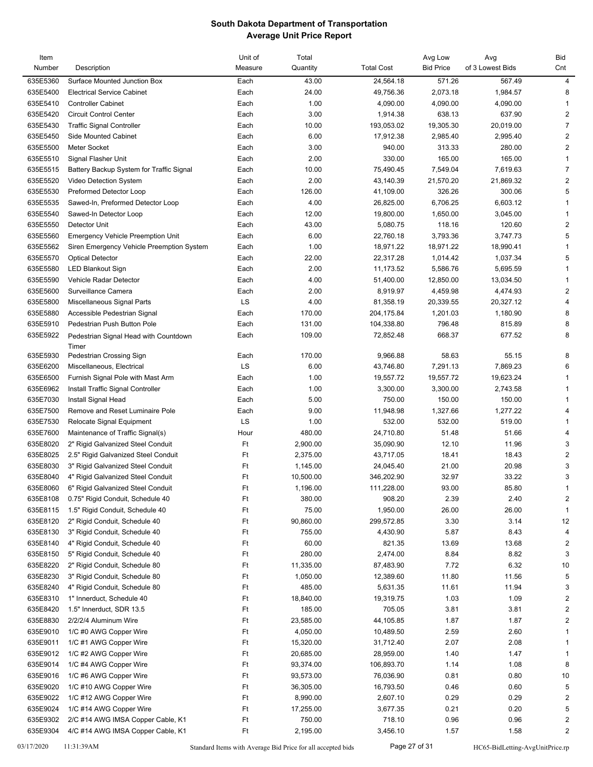# South Dakota Department of Transportation
## Average Unit Price Report

| Item Number | Description | Unit of Measure | Total Quantity | Total Cost | Avg Low Bid Price | Avg of 3 Lowest Bids | Bid Cnt |
|---|---|---|---|---|---|---|---|
| 635E5360 | Surface Mounted Junction Box | Each | 43.00 | 24,564.18 | 571.26 | 567.49 | 4 |
| 635E5400 | Electrical Service Cabinet | Each | 24.00 | 49,756.36 | 2,073.18 | 1,984.57 | 8 |
| 635E5410 | Controller Cabinet | Each | 1.00 | 4,090.00 | 4,090.00 | 4,090.00 | 1 |
| 635E5420 | Circuit Control Center | Each | 3.00 | 1,914.38 | 638.13 | 637.90 | 2 |
| 635E5430 | Traffic Signal Controller | Each | 10.00 | 193,053.02 | 19,305.30 | 20,019.00 | 7 |
| 635E5450 | Side Mounted Cabinet | Each | 6.00 | 17,912.38 | 2,985.40 | 2,995.40 | 2 |
| 635E5500 | Meter Socket | Each | 3.00 | 940.00 | 313.33 | 280.00 | 2 |
| 635E5510 | Signal Flasher Unit | Each | 2.00 | 330.00 | 165.00 | 165.00 | 1 |
| 635E5515 | Battery Backup System for Traffic Signal | Each | 10.00 | 75,490.45 | 7,549.04 | 7,619.63 | 7 |
| 635E5520 | Video Detection System | Each | 2.00 | 43,140.39 | 21,570.20 | 21,869.32 | 2 |
| 635E5530 | Preformed Detector Loop | Each | 126.00 | 41,109.00 | 326.26 | 300.06 | 5 |
| 635E5535 | Sawed-In, Preformed Detector Loop | Each | 4.00 | 26,825.00 | 6,706.25 | 6,603.12 | 1 |
| 635E5540 | Sawed-In Detector Loop | Each | 12.00 | 19,800.00 | 1,650.00 | 3,045.00 | 1 |
| 635E5550 | Detector Unit | Each | 43.00 | 5,080.75 | 118.16 | 120.60 | 2 |
| 635E5560 | Emergency Vehicle Preemption Unit | Each | 6.00 | 22,760.18 | 3,793.36 | 3,747.73 | 5 |
| 635E5562 | Siren Emergency Vehicle Preemption System | Each | 1.00 | 18,971.22 | 18,971.22 | 18,990.41 | 1 |
| 635E5570 | Optical Detector | Each | 22.00 | 22,317.28 | 1,014.42 | 1,037.34 | 5 |
| 635E5580 | LED Blankout Sign | Each | 2.00 | 11,173.52 | 5,586.76 | 5,695.59 | 1 |
| 635E5590 | Vehicle Radar Detector | Each | 4.00 | 51,400.00 | 12,850.00 | 13,034.50 | 1 |
| 635E5600 | Surveillance Camera | Each | 2.00 | 8,919.97 | 4,459.98 | 4,474.93 | 2 |
| 635E5800 | Miscellaneous Signal Parts | LS | 4.00 | 81,358.19 | 20,339.55 | 20,327.12 | 4 |
| 635E5880 | Accessible Pedestrian Signal | Each | 170.00 | 204,175.84 | 1,201.03 | 1,180.90 | 8 |
| 635E5910 | Pedestrian Push Button Pole | Each | 131.00 | 104,338.80 | 796.48 | 815.89 | 8 |
| 635E5922 | Pedestrian Signal Head with Countdown Timer | Each | 109.00 | 72,852.48 | 668.37 | 677.52 | 8 |
| 635E5930 | Pedestrian Crossing Sign | Each | 170.00 | 9,966.88 | 58.63 | 55.15 | 8 |
| 635E6200 | Miscellaneous, Electrical | LS | 6.00 | 43,746.80 | 7,291.13 | 7,869.23 | 6 |
| 635E6500 | Furnish Signal Pole with Mast Arm | Each | 1.00 | 19,557.72 | 19,557.72 | 19,623.24 | 1 |
| 635E6962 | Install Traffic Signal Controller | Each | 1.00 | 3,300.00 | 3,300.00 | 2,743.58 | 1 |
| 635E7030 | Install Signal Head | Each | 5.00 | 750.00 | 150.00 | 150.00 | 1 |
| 635E7500 | Remove and Reset Luminaire Pole | Each | 9.00 | 11,948.98 | 1,327.66 | 1,277.22 | 4 |
| 635E7530 | Relocate Signal Equipment | LS | 1.00 | 532.00 | 532.00 | 519.00 | 1 |
| 635E7600 | Maintenance of Traffic Signal(s) | Hour | 480.00 | 24,710.80 | 51.48 | 51.66 | 4 |
| 635E8020 | 2" Rigid Galvanized Steel Conduit | Ft | 2,900.00 | 35,090.90 | 12.10 | 11.96 | 3 |
| 635E8025 | 2.5" Rigid Galvanized Steel Conduit | Ft | 2,375.00 | 43,717.05 | 18.41 | 18.43 | 2 |
| 635E8030 | 3" Rigid Galvanized Steel Conduit | Ft | 1,145.00 | 24,045.40 | 21.00 | 20.98 | 3 |
| 635E8040 | 4" Rigid Galvanized Steel Conduit | Ft | 10,500.00 | 346,202.90 | 32.97 | 33.22 | 3 |
| 635E8060 | 6" Rigid Galvanized Steel Conduit | Ft | 1,196.00 | 111,228.00 | 93.00 | 85.80 | 1 |
| 635E8108 | 0.75" Rigid Conduit, Schedule 40 | Ft | 380.00 | 908.20 | 2.39 | 2.40 | 2 |
| 635E8115 | 1.5" Rigid Conduit, Schedule 40 | Ft | 75.00 | 1,950.00 | 26.00 | 26.00 | 1 |
| 635E8120 | 2" Rigid Conduit, Schedule 40 | Ft | 90,860.00 | 299,572.85 | 3.30 | 3.14 | 12 |
| 635E8130 | 3" Rigid Conduit, Schedule 40 | Ft | 755.00 | 4,430.90 | 5.87 | 8.43 | 4 |
| 635E8140 | 4" Rigid Conduit, Schedule 40 | Ft | 60.00 | 821.35 | 13.69 | 13.68 | 2 |
| 635E8150 | 5" Rigid Conduit, Schedule 40 | Ft | 280.00 | 2,474.00 | 8.84 | 8.82 | 3 |
| 635E8220 | 2" Rigid Conduit, Schedule 80 | Ft | 11,335.00 | 87,483.90 | 7.72 | 6.32 | 10 |
| 635E8230 | 3" Rigid Conduit, Schedule 80 | Ft | 1,050.00 | 12,389.60 | 11.80 | 11.56 | 5 |
| 635E8240 | 4" Rigid Conduit, Schedule 80 | Ft | 485.00 | 5,631.35 | 11.61 | 11.94 | 3 |
| 635E8310 | 1" Innerduct, Schedule 40 | Ft | 18,840.00 | 19,319.75 | 1.03 | 1.09 | 2 |
| 635E8420 | 1.5" Innerduct, SDR 13.5 | Ft | 185.00 | 705.05 | 3.81 | 3.81 | 2 |
| 635E8830 | 2/2/2/4 Aluminum Wire | Ft | 23,585.00 | 44,105.85 | 1.87 | 1.87 | 2 |
| 635E9010 | 1/C #0 AWG Copper Wire | Ft | 4,050.00 | 10,489.50 | 2.59 | 2.60 | 1 |
| 635E9011 | 1/C #1 AWG Copper Wire | Ft | 15,320.00 | 31,712.40 | 2.07 | 2.08 | 1 |
| 635E9012 | 1/C #2 AWG Copper Wire | Ft | 20,685.00 | 28,959.00 | 1.40 | 1.47 | 1 |
| 635E9014 | 1/C #4 AWG Copper Wire | Ft | 93,374.00 | 106,893.70 | 1.14 | 1.08 | 8 |
| 635E9016 | 1/C #6 AWG Copper Wire | Ft | 93,573.00 | 76,036.90 | 0.81 | 0.80 | 10 |
| 635E9020 | 1/C #10 AWG Copper Wire | Ft | 36,305.00 | 16,793.50 | 0.46 | 0.60 | 5 |
| 635E9022 | 1/C #12 AWG Copper Wire | Ft | 8,990.00 | 2,607.10 | 0.29 | 0.29 | 2 |
| 635E9024 | 1/C #14 AWG Copper Wire | Ft | 17,255.00 | 3,677.35 | 0.21 | 0.20 | 5 |
| 635E9302 | 2/C #14 AWG IMSA Copper Cable, K1 | Ft | 750.00 | 718.10 | 0.96 | 0.96 | 2 |
| 635E9304 | 4/C #14 AWG IMSA Copper Cable, K1 | Ft | 2,195.00 | 3,456.10 | 1.57 | 1.58 | 2 |

03/17/2020 11:31:39AM Standard Items with Average Bid Price for all accepted bids HC65-BidLetting-AvgUnitPrice.rp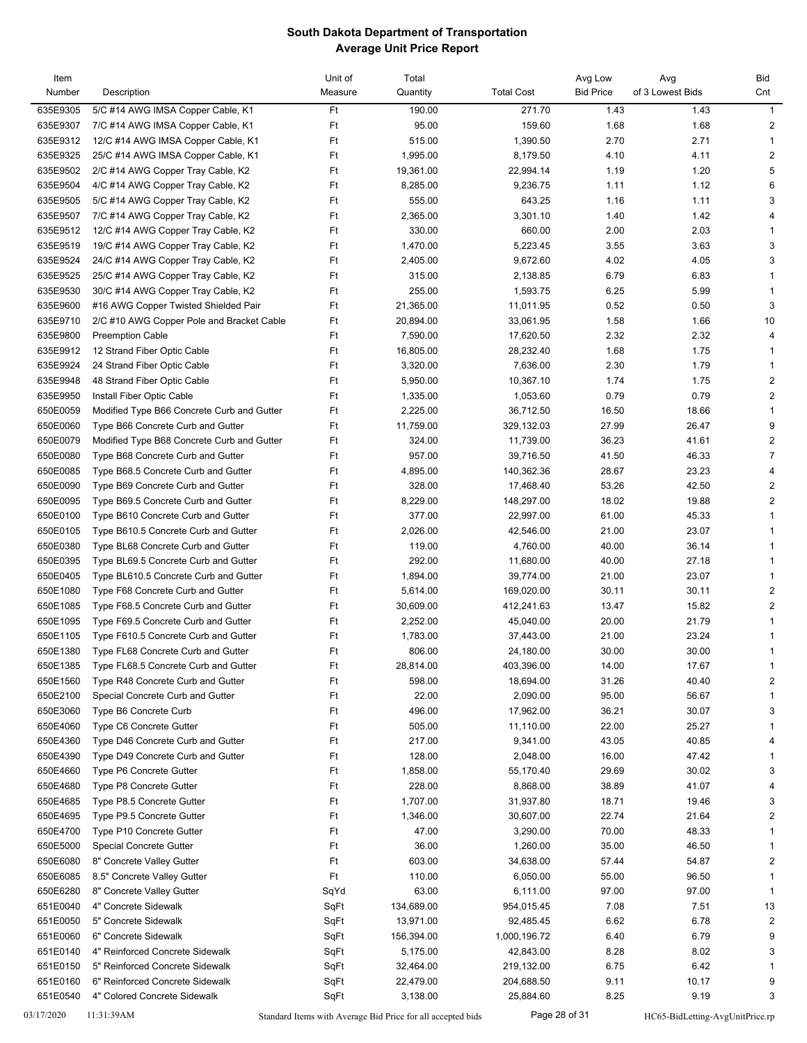# South Dakota Department of Transportation
## Average Unit Price Report

| Item Number | Description | Unit of Measure | Total Quantity | Total Cost | Avg Low Bid Price | Avg of 3 Lowest Bids | Bid Cnt |
|---|---|---|---|---|---|---|---|
| 635E9305 | 5/C #14 AWG IMSA Copper Cable, K1 | Ft | 190.00 | 271.70 | 1.43 | 1.43 | 1 |
| 635E9307 | 7/C #14 AWG IMSA Copper Cable, K1 | Ft | 95.00 | 159.60 | 1.68 | 1.68 | 2 |
| 635E9312 | 12/C #14 AWG IMSA Copper Cable, K1 | Ft | 515.00 | 1,390.50 | 2.70 | 2.71 | 1 |
| 635E9325 | 25/C #14 AWG IMSA Copper Cable, K1 | Ft | 1,995.00 | 8,179.50 | 4.10 | 4.11 | 2 |
| 635E9502 | 2/C #14 AWG Copper Tray Cable, K2 | Ft | 19,361.00 | 22,994.14 | 1.19 | 1.20 | 5 |
| 635E9504 | 4/C #14 AWG Copper Tray Cable, K2 | Ft | 8,285.00 | 9,236.75 | 1.11 | 1.12 | 6 |
| 635E9505 | 5/C #14 AWG Copper Tray Cable, K2 | Ft | 555.00 | 643.25 | 1.16 | 1.11 | 3 |
| 635E9507 | 7/C #14 AWG Copper Tray Cable, K2 | Ft | 2,365.00 | 3,301.10 | 1.40 | 1.42 | 4 |
| 635E9512 | 12/C #14 AWG Copper Tray Cable, K2 | Ft | 330.00 | 660.00 | 2.00 | 2.03 | 1 |
| 635E9519 | 19/C #14 AWG Copper Tray Cable, K2 | Ft | 1,470.00 | 5,223.45 | 3.55 | 3.63 | 3 |
| 635E9524 | 24/C #14 AWG Copper Tray Cable, K2 | Ft | 2,405.00 | 9,672.60 | 4.02 | 4.05 | 3 |
| 635E9525 | 25/C #14 AWG Copper Tray Cable, K2 | Ft | 315.00 | 2,138.85 | 6.79 | 6.83 | 1 |
| 635E9530 | 30/C #14 AWG Copper Tray Cable, K2 | Ft | 255.00 | 1,593.75 | 6.25 | 5.99 | 1 |
| 635E9600 | #16 AWG Copper Twisted Shielded Pair | Ft | 21,365.00 | 11,011.95 | 0.52 | 0.50 | 3 |
| 635E9710 | 2/C #10 AWG Copper Pole and Bracket Cable | Ft | 20,894.00 | 33,061.95 | 1.58 | 1.66 | 10 |
| 635E9800 | Preemption Cable | Ft | 7,590.00 | 17,620.50 | 2.32 | 2.32 | 4 |
| 635E9912 | 12 Strand Fiber Optic Cable | Ft | 16,805.00 | 28,232.40 | 1.68 | 1.75 | 1 |
| 635E9924 | 24 Strand Fiber Optic Cable | Ft | 3,320.00 | 7,636.00 | 2.30 | 1.79 | 1 |
| 635E9948 | 48 Strand Fiber Optic Cable | Ft | 5,950.00 | 10,367.10 | 1.74 | 1.75 | 2 |
| 635E9950 | Install Fiber Optic Cable | Ft | 1,335.00 | 1,053.60 | 0.79 | 0.79 | 2 |
| 650E0059 | Modified Type B66 Concrete Curb and Gutter | Ft | 2,225.00 | 36,712.50 | 16.50 | 18.66 | 1 |
| 650E0060 | Type B66 Concrete Curb and Gutter | Ft | 11,759.00 | 329,132.03 | 27.99 | 26.47 | 9 |
| 650E0079 | Modified Type B68 Concrete Curb and Gutter | Ft | 324.00 | 11,739.00 | 36.23 | 41.61 | 2 |
| 650E0080 | Type B68 Concrete Curb and Gutter | Ft | 957.00 | 39,716.50 | 41.50 | 46.33 | 7 |
| 650E0085 | Type B68.5 Concrete Curb and Gutter | Ft | 4,895.00 | 140,362.36 | 28.67 | 23.23 | 4 |
| 650E0090 | Type B69 Concrete Curb and Gutter | Ft | 328.00 | 17,468.40 | 53.26 | 42.50 | 2 |
| 650E0095 | Type B69.5 Concrete Curb and Gutter | Ft | 8,229.00 | 148,297.00 | 18.02 | 19.88 | 2 |
| 650E0100 | Type B610 Concrete Curb and Gutter | Ft | 377.00 | 22,997.00 | 61.00 | 45.33 | 1 |
| 650E0105 | Type B610.5 Concrete Curb and Gutter | Ft | 2,026.00 | 42,546.00 | 21.00 | 23.07 | 1 |
| 650E0380 | Type BL68 Concrete Curb and Gutter | Ft | 119.00 | 4,760.00 | 40.00 | 36.14 | 1 |
| 650E0395 | Type BL69.5 Concrete Curb and Gutter | Ft | 292.00 | 11,680.00 | 40.00 | 27.18 | 1 |
| 650E0405 | Type BL610.5 Concrete Curb and Gutter | Ft | 1,894.00 | 39,774.00 | 21.00 | 23.07 | 1 |
| 650E1080 | Type F68 Concrete Curb and Gutter | Ft | 5,614.00 | 169,020.00 | 30.11 | 30.11 | 2 |
| 650E1085 | Type F68.5 Concrete Curb and Gutter | Ft | 30,609.00 | 412,241.63 | 13.47 | 15.82 | 2 |
| 650E1095 | Type F69.5 Concrete Curb and Gutter | Ft | 2,252.00 | 45,040.00 | 20.00 | 21.79 | 1 |
| 650E1105 | Type F610.5 Concrete Curb and Gutter | Ft | 1,783.00 | 37,443.00 | 21.00 | 23.24 | 1 |
| 650E1380 | Type FL68 Concrete Curb and Gutter | Ft | 806.00 | 24,180.00 | 30.00 | 30.00 | 1 |
| 650E1385 | Type FL68.5 Concrete Curb and Gutter | Ft | 28,814.00 | 403,396.00 | 14.00 | 17.67 | 1 |
| 650E1560 | Type R48 Concrete Curb and Gutter | Ft | 598.00 | 18,694.00 | 31.26 | 40.40 | 2 |
| 650E2100 | Special Concrete Curb and Gutter | Ft | 22.00 | 2,090.00 | 95.00 | 56.67 | 1 |
| 650E3060 | Type B6 Concrete Curb | Ft | 496.00 | 17,962.00 | 36.21 | 30.07 | 3 |
| 650E4060 | Type C6 Concrete Gutter | Ft | 505.00 | 11,110.00 | 22.00 | 25.27 | 1 |
| 650E4360 | Type D46 Concrete Curb and Gutter | Ft | 217.00 | 9,341.00 | 43.05 | 40.85 | 4 |
| 650E4390 | Type D49 Concrete Curb and Gutter | Ft | 128.00 | 2,048.00 | 16.00 | 47.42 | 1 |
| 650E4660 | Type P6 Concrete Gutter | Ft | 1,858.00 | 55,170.40 | 29.69 | 30.02 | 3 |
| 650E4680 | Type P8 Concrete Gutter | Ft | 228.00 | 8,868.00 | 38.89 | 41.07 | 4 |
| 650E4685 | Type P8.5 Concrete Gutter | Ft | 1,707.00 | 31,937.80 | 18.71 | 19.46 | 3 |
| 650E4695 | Type P9.5 Concrete Gutter | Ft | 1,346.00 | 30,607.00 | 22.74 | 21.64 | 2 |
| 650E4700 | Type P10 Concrete Gutter | Ft | 47.00 | 3,290.00 | 70.00 | 48.33 | 1 |
| 650E5000 | Special Concrete Gutter | Ft | 36.00 | 1,260.00 | 35.00 | 46.50 | 1 |
| 650E6080 | 8" Concrete Valley Gutter | Ft | 603.00 | 34,638.00 | 57.44 | 54.87 | 2 |
| 650E6085 | 8.5" Concrete Valley Gutter | Ft | 110.00 | 6,050.00 | 55.00 | 96.50 | 1 |
| 650E6280 | 8" Concrete Valley Gutter | SqYd | 63.00 | 6,111.00 | 97.00 | 97.00 | 1 |
| 651E0040 | 4" Concrete Sidewalk | SqFt | 134,689.00 | 954,015.45 | 7.08 | 7.51 | 13 |
| 651E0050 | 5" Concrete Sidewalk | SqFt | 13,971.00 | 92,485.45 | 6.62 | 6.78 | 2 |
| 651E0060 | 6" Concrete Sidewalk | SqFt | 156,394.00 | 1,000,196.72 | 6.40 | 6.79 | 9 |
| 651E0140 | 4" Reinforced Concrete Sidewalk | SqFt | 5,175.00 | 42,843.00 | 8.28 | 8.02 | 3 |
| 651E0150 | 5" Reinforced Concrete Sidewalk | SqFt | 32,464.00 | 219,132.00 | 6.75 | 6.42 | 1 |
| 651E0160 | 6" Reinforced Concrete Sidewalk | SqFt | 22,479.00 | 204,688.50 | 9.11 | 10.17 | 9 |
| 651E0540 | 4" Colored Concrete Sidewalk | SqFt | 3,138.00 | 25,884.60 | 8.25 | 9.19 | 3 |

03/17/2020 11:31:39AM Standard Items with Average Bid Price for all accepted bids HC65-BidLetting-AvgUnitPrice.rp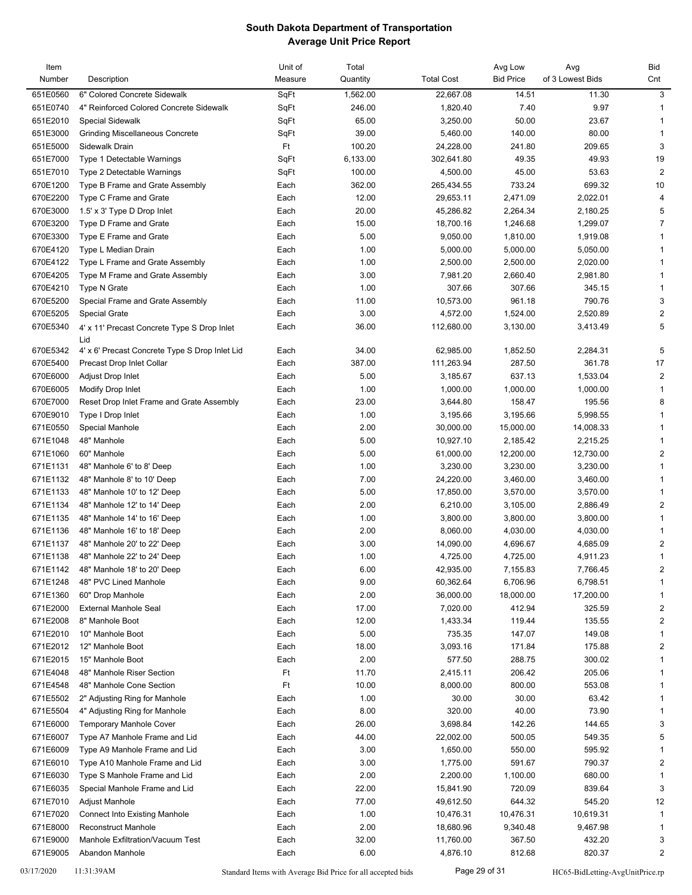# South Dakota Department of Transportation
## Average Unit Price Report

| Item Number | Description | Unit of Measure | Total Quantity | Total Cost | Avg Low Bid Price | Avg of 3 Lowest Bids | Bid Cnt |
|---|---|---|---|---|---|---|---|
| 651E0560 | 6" Colored Concrete Sidewalk | SqFt | 1,562.00 | 22,667.08 | 14.51 | 11.30 | 3 |
| 651E0740 | 4" Reinforced Colored Concrete Sidewalk | SqFt | 246.00 | 1,820.40 | 7.40 | 9.97 | 1 |
| 651E2010 | Special Sidewalk | SqFt | 65.00 | 3,250.00 | 50.00 | 23.67 | 1 |
| 651E3000 | Grinding Miscellaneous Concrete | SqFt | 39.00 | 5,460.00 | 140.00 | 80.00 | 1 |
| 651E5000 | Sidewalk Drain | Ft | 100.20 | 24,228.00 | 241.80 | 209.65 | 3 |
| 651E7000 | Type 1 Detectable Warnings | SqFt | 6,133.00 | 302,641.80 | 49.35 | 49.93 | 19 |
| 651E7010 | Type 2 Detectable Warnings | SqFt | 100.00 | 4,500.00 | 45.00 | 53.63 | 2 |
| 670E1200 | Type B Frame and Grate Assembly | Each | 362.00 | 265,434.55 | 733.24 | 699.32 | 10 |
| 670E2200 | Type C Frame and Grate | Each | 12.00 | 29,653.11 | 2,471.09 | 2,022.01 | 4 |
| 670E3000 | 1.5' x 3' Type D Drop Inlet | Each | 20.00 | 45,286.82 | 2,264.34 | 2,180.25 | 5 |
| 670E3200 | Type D Frame and Grate | Each | 15.00 | 18,700.16 | 1,246.68 | 1,299.07 | 7 |
| 670E3300 | Type E Frame and Grate | Each | 5.00 | 9,050.00 | 1,810.00 | 1,919.08 | 1 |
| 670E4120 | Type L Median Drain | Each | 1.00 | 5,000.00 | 5,000.00 | 5,050.00 | 1 |
| 670E4122 | Type L Frame and Grate Assembly | Each | 1.00 | 2,500.00 | 2,500.00 | 2,020.00 | 1 |
| 670E4205 | Type M Frame and Grate Assembly | Each | 3.00 | 7,981.20 | 2,660.40 | 2,981.80 | 1 |
| 670E4210 | Type N Grate | Each | 1.00 | 307.66 | 307.66 | 345.15 | 1 |
| 670E5200 | Special Frame and Grate Assembly | Each | 11.00 | 10,573.00 | 961.18 | 790.76 | 3 |
| 670E5205 | Special Grate | Each | 3.00 | 4,572.00 | 1,524.00 | 2,520.89 | 2 |
| 670E5340 | 4' x 11' Precast Concrete Type S Drop Inlet Lid | Each | 36.00 | 112,680.00 | 3,130.00 | 3,413.49 | 5 |
| 670E5342 | 4' x 6' Precast Concrete Type S Drop Inlet Lid | Each | 34.00 | 62,985.00 | 1,852.50 | 2,284.31 | 5 |
| 670E5400 | Precast Drop Inlet Collar | Each | 387.00 | 111,263.94 | 287.50 | 361.78 | 17 |
| 670E6000 | Adjust Drop Inlet | Each | 5.00 | 3,185.67 | 637.13 | 1,533.04 | 2 |
| 670E6005 | Modify Drop Inlet | Each | 1.00 | 1,000.00 | 1,000.00 | 1,000.00 | 1 |
| 670E7000 | Reset Drop Inlet Frame and Grate Assembly | Each | 23.00 | 3,644.80 | 158.47 | 195.56 | 8 |
| 670E9010 | Type I Drop Inlet | Each | 1.00 | 3,195.66 | 3,195.66 | 5,998.55 | 1 |
| 671E0550 | Special Manhole | Each | 2.00 | 30,000.00 | 15,000.00 | 14,008.33 | 1 |
| 671E1048 | 48" Manhole | Each | 5.00 | 10,927.10 | 2,185.42 | 2,215.25 | 1 |
| 671E1060 | 60" Manhole | Each | 5.00 | 61,000.00 | 12,200.00 | 12,730.00 | 2 |
| 671E1131 | 48" Manhole 6' to 8' Deep | Each | 1.00 | 3,230.00 | 3,230.00 | 3,230.00 | 1 |
| 671E1132 | 48" Manhole 8' to 10' Deep | Each | 7.00 | 24,220.00 | 3,460.00 | 3,460.00 | 1 |
| 671E1133 | 48" Manhole 10' to 12' Deep | Each | 5.00 | 17,850.00 | 3,570.00 | 3,570.00 | 1 |
| 671E1134 | 48" Manhole 12' to 14' Deep | Each | 2.00 | 6,210.00 | 3,105.00 | 2,886.49 | 2 |
| 671E1135 | 48" Manhole 14' to 16' Deep | Each | 1.00 | 3,800.00 | 3,800.00 | 3,800.00 | 1 |
| 671E1136 | 48" Manhole 16' to 18' Deep | Each | 2.00 | 8,060.00 | 4,030.00 | 4,030.00 | 1 |
| 671E1137 | 48" Manhole 20' to 22' Deep | Each | 3.00 | 14,090.00 | 4,696.67 | 4,685.09 | 2 |
| 671E1138 | 48" Manhole 22' to 24' Deep | Each | 1.00 | 4,725.00 | 4,725.00 | 4,911.23 | 1 |
| 671E1142 | 48" Manhole 18' to 20' Deep | Each | 6.00 | 42,935.00 | 7,155.83 | 7,766.45 | 2 |
| 671E1248 | 48" PVC Lined Manhole | Each | 9.00 | 60,362.64 | 6,706.96 | 6,798.51 | 1 |
| 671E1360 | 60" Drop Manhole | Each | 2.00 | 36,000.00 | 18,000.00 | 17,200.00 | 1 |
| 671E2000 | External Manhole Seal | Each | 17.00 | 7,020.00 | 412.94 | 325.59 | 2 |
| 671E2008 | 8" Manhole Boot | Each | 12.00 | 1,433.34 | 119.44 | 135.55 | 2 |
| 671E2010 | 10" Manhole Boot | Each | 5.00 | 735.35 | 147.07 | 149.08 | 1 |
| 671E2012 | 12" Manhole Boot | Each | 18.00 | 3,093.16 | 171.84 | 175.88 | 2 |
| 671E2015 | 15" Manhole Boot | Each | 2.00 | 577.50 | 288.75 | 300.02 | 1 |
| 671E4048 | 48" Manhole Riser Section | Ft | 11.70 | 2,415.11 | 206.42 | 205.06 | 1 |
| 671E4548 | 48" Manhole Cone Section | Ft | 10.00 | 8,000.00 | 800.00 | 553.08 | 1 |
| 671E5502 | 2" Adjusting Ring for Manhole | Each | 1.00 | 30.00 | 30.00 | 63.42 | 1 |
| 671E5504 | 4" Adjusting Ring for Manhole | Each | 8.00 | 320.00 | 40.00 | 73.90 | 1 |
| 671E6000 | Temporary Manhole Cover | Each | 26.00 | 3,698.84 | 142.26 | 144.65 | 3 |
| 671E6007 | Type A7 Manhole Frame and Lid | Each | 44.00 | 22,002.00 | 500.05 | 549.35 | 5 |
| 671E6009 | Type A9 Manhole Frame and Lid | Each | 3.00 | 1,650.00 | 550.00 | 595.92 | 1 |
| 671E6010 | Type A10 Manhole Frame and Lid | Each | 3.00 | 1,775.00 | 591.67 | 790.37 | 2 |
| 671E6030 | Type S Manhole Frame and Lid | Each | 2.00 | 2,200.00 | 1,100.00 | 680.00 | 1 |
| 671E6035 | Special Manhole Frame and Lid | Each | 22.00 | 15,841.90 | 720.09 | 839.64 | 3 |
| 671E7010 | Adjust Manhole | Each | 77.00 | 49,612.50 | 644.32 | 545.20 | 12 |
| 671E7020 | Connect Into Existing Manhole | Each | 1.00 | 10,476.31 | 10,476.31 | 10,619.31 | 1 |
| 671E8000 | Reconstruct Manhole | Each | 2.00 | 18,680.96 | 9,340.48 | 9,467.98 | 1 |
| 671E9000 | Manhole Exfiltration/Vacuum Test | Each | 32.00 | 11,760.00 | 367.50 | 432.20 | 3 |
| 671E9005 | Abandon Manhole | Each | 6.00 | 4,876.10 | 812.68 | 820.37 | 2 |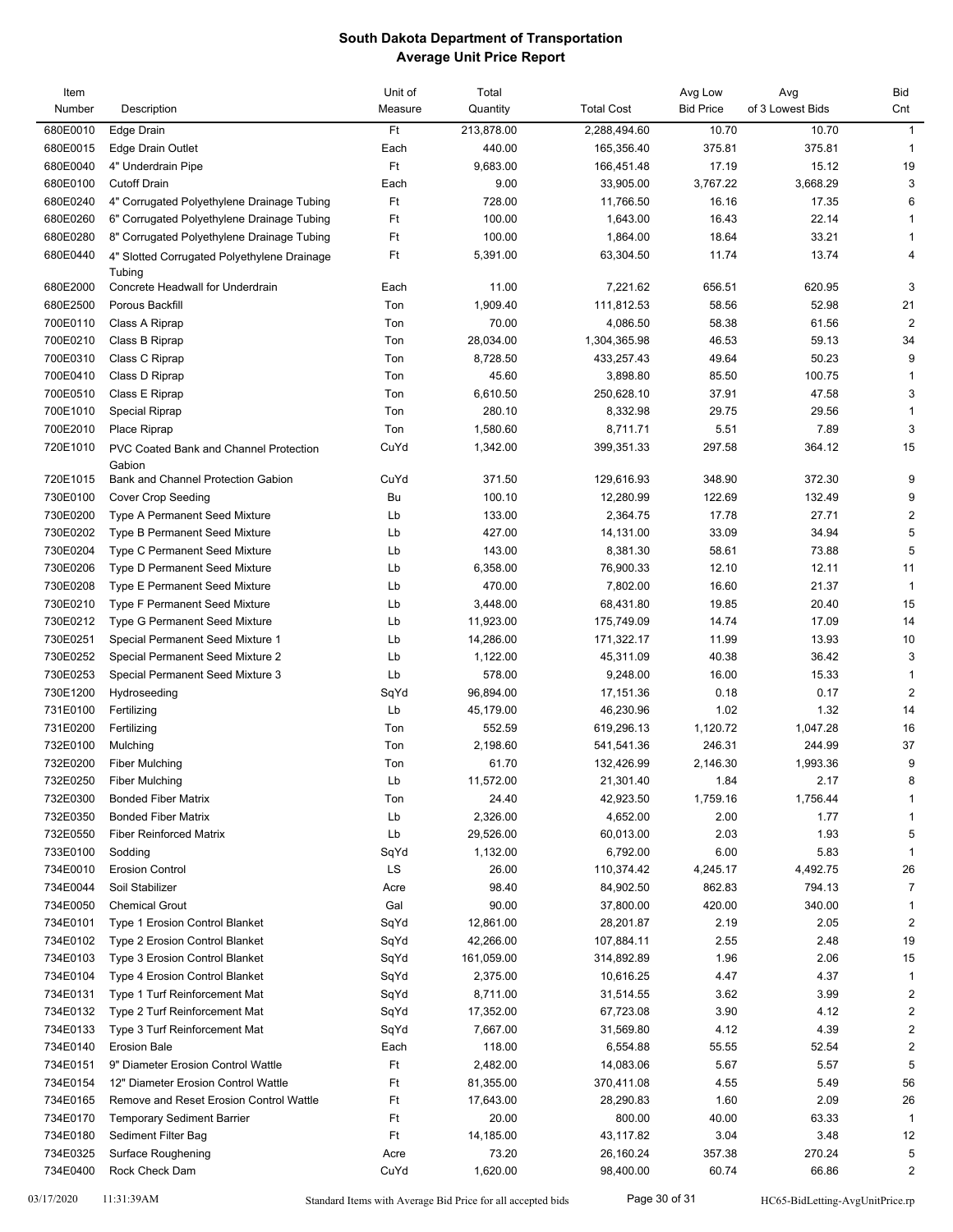# South Dakota Department of Transportation
## Average Unit Price Report

| Item Number | Description | Unit of Measure | Total Quantity | Total Cost | Avg Low Bid Price | Avg of 3 Lowest Bids | Bid Cnt |
|---|---|---|---|---|---|---|---|
| 680E0010 | Edge Drain | Ft | 213,878.00 | 2,288,494.60 | 10.70 | 10.70 | 1 |
| 680E0015 | Edge Drain Outlet | Each | 440.00 | 165,356.40 | 375.81 | 375.81 | 1 |
| 680E0040 | 4" Underdrain Pipe | Ft | 9,683.00 | 166,451.48 | 17.19 | 15.12 | 19 |
| 680E0100 | Cutoff Drain | Each | 9.00 | 33,905.00 | 3,767.22 | 3,668.29 | 3 |
| 680E0240 | 4" Corrugated Polyethylene Drainage Tubing | Ft | 728.00 | 11,766.50 | 16.16 | 17.35 | 6 |
| 680E0260 | 6" Corrugated Polyethylene Drainage Tubing | Ft | 100.00 | 1,643.00 | 16.43 | 22.14 | 1 |
| 680E0280 | 8" Corrugated Polyethylene Drainage Tubing | Ft | 100.00 | 1,864.00 | 18.64 | 33.21 | 1 |
| 680E0440 | 4" Slotted Corrugated Polyethylene Drainage Tubing | Ft | 5,391.00 | 63,304.50 | 11.74 | 13.74 | 4 |
| 680E2000 | Concrete Headwall for Underdrain | Each | 11.00 | 7,221.62 | 656.51 | 620.95 | 3 |
| 680E2500 | Porous Backfill | Ton | 1,909.40 | 111,812.53 | 58.56 | 52.98 | 21 |
| 700E0110 | Class A Riprap | Ton | 70.00 | 4,086.50 | 58.38 | 61.56 | 2 |
| 700E0210 | Class B Riprap | Ton | 28,034.00 | 1,304,365.98 | 46.53 | 59.13 | 34 |
| 700E0310 | Class C Riprap | Ton | 8,728.50 | 433,257.43 | 49.64 | 50.23 | 9 |
| 700E0410 | Class D Riprap | Ton | 45.60 | 3,898.80 | 85.50 | 100.75 | 1 |
| 700E0510 | Class E Riprap | Ton | 6,610.50 | 250,628.10 | 37.91 | 47.58 | 3 |
| 700E1010 | Special Riprap | Ton | 280.10 | 8,332.98 | 29.75 | 29.56 | 1 |
| 700E2010 | Place Riprap | Ton | 1,580.60 | 8,711.71 | 5.51 | 7.89 | 3 |
| 720E1010 | PVC Coated Bank and Channel Protection Gabion | CuYd | 1,342.00 | 399,351.33 | 297.58 | 364.12 | 15 |
| 720E1015 | Bank and Channel Protection Gabion | CuYd | 371.50 | 129,616.93 | 348.90 | 372.30 | 9 |
| 730E0100 | Cover Crop Seeding | Bu | 100.10 | 12,280.99 | 122.69 | 132.49 | 9 |
| 730E0200 | Type A Permanent Seed Mixture | Lb | 133.00 | 2,364.75 | 17.78 | 27.71 | 2 |
| 730E0202 | Type B Permanent Seed Mixture | Lb | 427.00 | 14,131.00 | 33.09 | 34.94 | 5 |
| 730E0204 | Type C Permanent Seed Mixture | Lb | 143.00 | 8,381.30 | 58.61 | 73.88 | 5 |
| 730E0206 | Type D Permanent Seed Mixture | Lb | 6,358.00 | 76,900.33 | 12.10 | 12.11 | 11 |
| 730E0208 | Type E Permanent Seed Mixture | Lb | 470.00 | 7,802.00 | 16.60 | 21.37 | 1 |
| 730E0210 | Type F Permanent Seed Mixture | Lb | 3,448.00 | 68,431.80 | 19.85 | 20.40 | 15 |
| 730E0212 | Type G Permanent Seed Mixture | Lb | 11,923.00 | 175,749.09 | 14.74 | 17.09 | 14 |
| 730E0251 | Special Permanent Seed Mixture 1 | Lb | 14,286.00 | 171,322.17 | 11.99 | 13.93 | 10 |
| 730E0252 | Special Permanent Seed Mixture 2 | Lb | 1,122.00 | 45,311.09 | 40.38 | 36.42 | 3 |
| 730E0253 | Special Permanent Seed Mixture 3 | Lb | 578.00 | 9,248.00 | 16.00 | 15.33 | 1 |
| 730E1200 | Hydroseeding | SqYd | 96,894.00 | 17,151.36 | 0.18 | 0.17 | 2 |
| 731E0100 | Fertilizing | Lb | 45,179.00 | 46,230.96 | 1.02 | 1.32 | 14 |
| 731E0200 | Fertilizing | Ton | 552.59 | 619,296.13 | 1,120.72 | 1,047.28 | 16 |
| 732E0100 | Mulching | Ton | 2,198.60 | 541,541.36 | 246.31 | 244.99 | 37 |
| 732E0200 | Fiber Mulching | Ton | 61.70 | 132,426.99 | 2,146.30 | 1,993.36 | 9 |
| 732E0250 | Fiber Mulching | Lb | 11,572.00 | 21,301.40 | 1.84 | 2.17 | 8 |
| 732E0300 | Bonded Fiber Matrix | Ton | 24.40 | 42,923.50 | 1,759.16 | 1,756.44 | 1 |
| 732E0350 | Bonded Fiber Matrix | Lb | 2,326.00 | 4,652.00 | 2.00 | 1.77 | 1 |
| 732E0550 | Fiber Reinforced Matrix | Lb | 29,526.00 | 60,013.00 | 2.03 | 1.93 | 5 |
| 733E0100 | Sodding | SqYd | 1,132.00 | 6,792.00 | 6.00 | 5.83 | 1 |
| 734E0010 | Erosion Control | LS | 26.00 | 110,374.42 | 4,245.17 | 4,492.75 | 26 |
| 734E0044 | Soil Stabilizer | Acre | 98.40 | 84,902.50 | 862.83 | 794.13 | 7 |
| 734E0050 | Chemical Grout | Gal | 90.00 | 37,800.00 | 420.00 | 340.00 | 1 |
| 734E0101 | Type 1 Erosion Control Blanket | SqYd | 12,861.00 | 28,201.87 | 2.19 | 2.05 | 2 |
| 734E0102 | Type 2 Erosion Control Blanket | SqYd | 42,266.00 | 107,884.11 | 2.55 | 2.48 | 19 |
| 734E0103 | Type 3 Erosion Control Blanket | SqYd | 161,059.00 | 314,892.89 | 1.96 | 2.06 | 15 |
| 734E0104 | Type 4 Erosion Control Blanket | SqYd | 2,375.00 | 10,616.25 | 4.47 | 4.37 | 1 |
| 734E0131 | Type 1 Turf Reinforcement Mat | SqYd | 8,711.00 | 31,514.55 | 3.62 | 3.99 | 2 |
| 734E0132 | Type 2 Turf Reinforcement Mat | SqYd | 17,352.00 | 67,723.08 | 3.90 | 4.12 | 2 |
| 734E0133 | Type 3 Turf Reinforcement Mat | SqYd | 7,667.00 | 31,569.80 | 4.12 | 4.39 | 2 |
| 734E0140 | Erosion Bale | Each | 118.00 | 6,554.88 | 55.55 | 52.54 | 2 |
| 734E0151 | 9" Diameter Erosion Control Wattle | Ft | 2,482.00 | 14,083.06 | 5.67 | 5.57 | 5 |
| 734E0154 | 12" Diameter Erosion Control Wattle | Ft | 81,355.00 | 370,411.08 | 4.55 | 5.49 | 56 |
| 734E0165 | Remove and Reset Erosion Control Wattle | Ft | 17,643.00 | 28,290.83 | 1.60 | 2.09 | 26 |
| 734E0170 | Temporary Sediment Barrier | Ft | 20.00 | 800.00 | 40.00 | 63.33 | 1 |
| 734E0180 | Sediment Filter Bag | Ft | 14,185.00 | 43,117.82 | 3.04 | 3.48 | 12 |
| 734E0325 | Surface Roughening | Acre | 73.20 | 26,160.24 | 357.38 | 270.24 | 5 |
| 734E0400 | Rock Check Dam | CuYd | 1,620.00 | 98,400.00 | 60.74 | 66.86 | 2 |

03/17/2020 11:31:39AM Standard Items with Average Bid Price for all accepted bids HC65-BidLetting-AvgUnitPrice.rp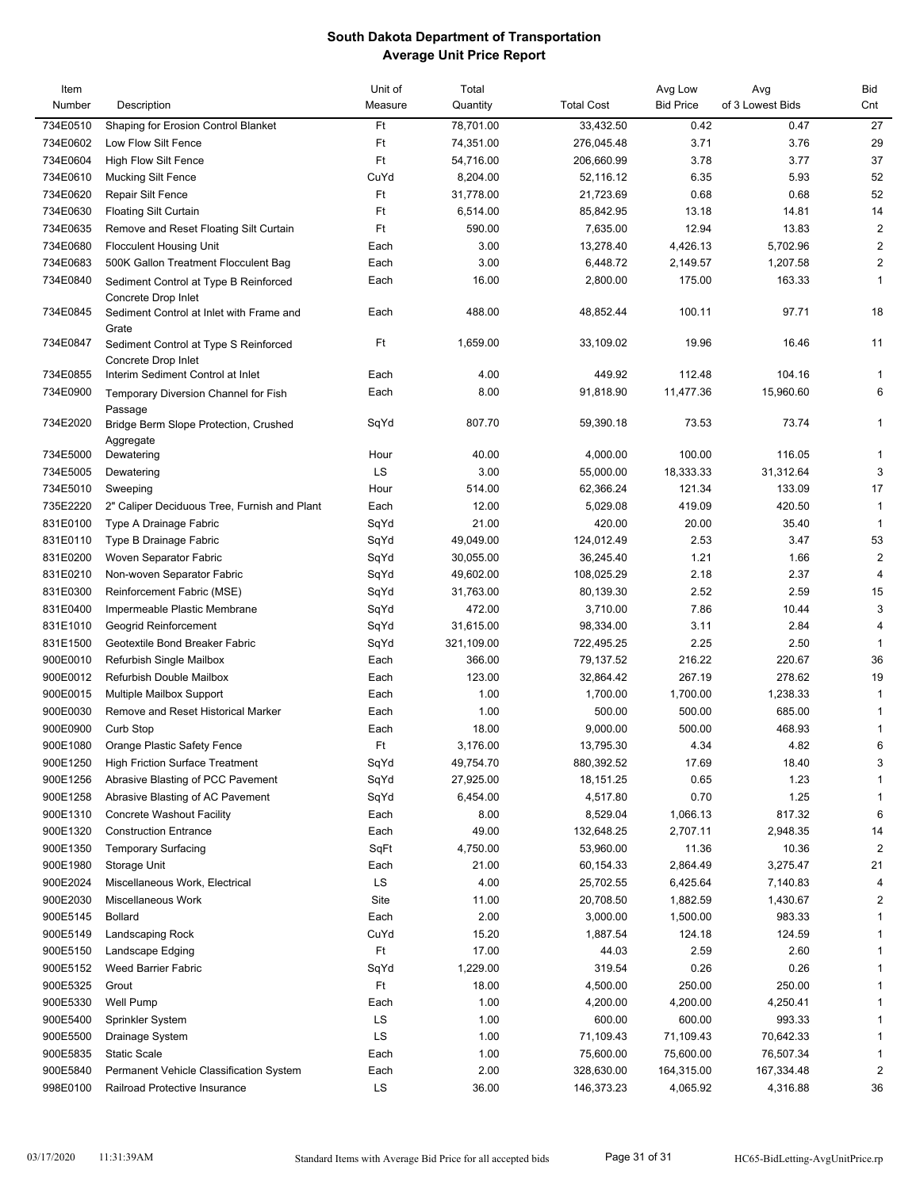# South Dakota Department of Transportation
## Average Unit Price Report

| Item Number | Description | Unit of Measure | Total Quantity | Total Cost | Avg Low Bid Price | Avg of 3 Lowest Bids | Bid Cnt |
|---|---|---|---|---|---|---|---|
| 734E0510 | Shaping for Erosion Control Blanket | Ft | 78,701.00 | 33,432.50 | 0.42 | 0.47 | 27 |
| 734E0602 | Low Flow Silt Fence | Ft | 74,351.00 | 276,045.48 | 3.71 | 3.76 | 29 |
| 734E0604 | High Flow Silt Fence | Ft | 54,716.00 | 206,660.99 | 3.78 | 3.77 | 37 |
| 734E0610 | Mucking Silt Fence | CuYd | 8,204.00 | 52,116.12 | 6.35 | 5.93 | 52 |
| 734E0620 | Repair Silt Fence | Ft | 31,778.00 | 21,723.69 | 0.68 | 0.68 | 52 |
| 734E0630 | Floating Silt Curtain | Ft | 6,514.00 | 85,842.95 | 13.18 | 14.81 | 14 |
| 734E0635 | Remove and Reset Floating Silt Curtain | Ft | 590.00 | 7,635.00 | 12.94 | 13.83 | 2 |
| 734E0680 | Flocculent Housing Unit | Each | 3.00 | 13,278.40 | 4,426.13 | 5,702.96 | 2 |
| 734E0683 | 500K Gallon Treatment Flocculent Bag | Each | 3.00 | 6,448.72 | 2,149.57 | 1,207.58 | 2 |
| 734E0840 | Sediment Control at Type B Reinforced Concrete Drop Inlet | Each | 16.00 | 2,800.00 | 175.00 | 163.33 | 1 |
| 734E0845 | Sediment Control at Inlet with Frame and Grate | Each | 488.00 | 48,852.44 | 100.11 | 97.71 | 18 |
| 734E0847 | Sediment Control at Type S Reinforced Concrete Drop Inlet | Ft | 1,659.00 | 33,109.02 | 19.96 | 16.46 | 11 |
| 734E0855 | Interim Sediment Control at Inlet | Each | 4.00 | 449.92 | 112.48 | 104.16 | 1 |
| 734E0900 | Temporary Diversion Channel for Fish Passage | Each | 8.00 | 91,818.90 | 11,477.36 | 15,960.60 | 6 |
| 734E2020 | Bridge Berm Slope Protection, Crushed Aggregate | SqYd | 807.70 | 59,390.18 | 73.53 | 73.74 | 1 |
| 734E5000 | Dewatering | Hour | 40.00 | 4,000.00 | 100.00 | 116.05 | 1 |
| 734E5005 | Dewatering | LS | 3.00 | 55,000.00 | 18,333.33 | 31,312.64 | 3 |
| 734E5010 | Sweeping | Hour | 514.00 | 62,366.24 | 121.34 | 133.09 | 17 |
| 735E2220 | 2" Caliper Deciduous Tree, Furnish and Plant | Each | 12.00 | 5,029.08 | 419.09 | 420.50 | 1 |
| 831E0100 | Type A Drainage Fabric | SqYd | 21.00 | 420.00 | 20.00 | 35.40 | 1 |
| 831E0110 | Type B Drainage Fabric | SqYd | 49,049.00 | 124,012.49 | 2.53 | 3.47 | 53 |
| 831E0200 | Woven Separator Fabric | SqYd | 30,055.00 | 36,245.40 | 1.21 | 1.66 | 2 |
| 831E0210 | Non-woven Separator Fabric | SqYd | 49,602.00 | 108,025.29 | 2.18 | 2.37 | 4 |
| 831E0300 | Reinforcement Fabric (MSE) | SqYd | 31,763.00 | 80,139.30 | 2.52 | 2.59 | 15 |
| 831E0400 | Impermeable Plastic Membrane | SqYd | 472.00 | 3,710.00 | 7.86 | 10.44 | 3 |
| 831E1010 | Geogrid Reinforcement | SqYd | 31,615.00 | 98,334.00 | 3.11 | 2.84 | 4 |
| 831E1500 | Geotextile Bond Breaker Fabric | SqYd | 321,109.00 | 722,495.25 | 2.25 | 2.50 | 1 |
| 900E0010 | Refurbish Single Mailbox | Each | 366.00 | 79,137.52 | 216.22 | 220.67 | 36 |
| 900E0012 | Refurbish Double Mailbox | Each | 123.00 | 32,864.42 | 267.19 | 278.62 | 19 |
| 900E0015 | Multiple Mailbox Support | Each | 1.00 | 1,700.00 | 1,700.00 | 1,238.33 | 1 |
| 900E0030 | Remove and Reset Historical Marker | Each | 1.00 | 500.00 | 500.00 | 685.00 | 1 |
| 900E0900 | Curb Stop | Each | 18.00 | 9,000.00 | 500.00 | 468.93 | 1 |
| 900E1080 | Orange Plastic Safety Fence | Ft | 3,176.00 | 13,795.30 | 4.34 | 4.82 | 6 |
| 900E1250 | High Friction Surface Treatment | SqYd | 49,754.70 | 880,392.52 | 17.69 | 18.40 | 3 |
| 900E1256 | Abrasive Blasting of PCC Pavement | SqYd | 27,925.00 | 18,151.25 | 0.65 | 1.23 | 1 |
| 900E1258 | Abrasive Blasting of AC Pavement | SqYd | 6,454.00 | 4,517.80 | 0.70 | 1.25 | 1 |
| 900E1310 | Concrete Washout Facility | Each | 8.00 | 8,529.04 | 1,066.13 | 817.32 | 6 |
| 900E1320 | Construction Entrance | Each | 49.00 | 132,648.25 | 2,707.11 | 2,948.35 | 14 |
| 900E1350 | Temporary Surfacing | SqFt | 4,750.00 | 53,960.00 | 11.36 | 10.36 | 2 |
| 900E1980 | Storage Unit | Each | 21.00 | 60,154.33 | 2,864.49 | 3,275.47 | 21 |
| 900E2024 | Miscellaneous Work, Electrical | LS | 4.00 | 25,702.55 | 6,425.64 | 7,140.83 | 4 |
| 900E2030 | Miscellaneous Work | Site | 11.00 | 20,708.50 | 1,882.59 | 1,430.67 | 2 |
| 900E5145 | Bollard | Each | 2.00 | 3,000.00 | 1,500.00 | 983.33 | 1 |
| 900E5149 | Landscaping Rock | CuYd | 15.20 | 1,887.54 | 124.18 | 124.59 | 1 |
| 900E5150 | Landscape Edging | Ft | 17.00 | 44.03 | 2.59 | 2.60 | 1 |
| 900E5152 | Weed Barrier Fabric | SqYd | 1,229.00 | 319.54 | 0.26 | 0.26 | 1 |
| 900E5325 | Grout | Ft | 18.00 | 4,500.00 | 250.00 | 250.00 | 1 |
| 900E5330 | Well Pump | Each | 1.00 | 4,200.00 | 4,200.00 | 4,250.41 | 1 |
| 900E5400 | Sprinkler System | LS | 1.00 | 600.00 | 600.00 | 993.33 | 1 |
| 900E5500 | Drainage System | LS | 1.00 | 71,109.43 | 71,109.43 | 70,642.33 | 1 |
| 900E5835 | Static Scale | Each | 1.00 | 75,600.00 | 75,600.00 | 76,507.34 | 1 |
| 900E5840 | Permanent Vehicle Classification System | Each | 2.00 | 328,630.00 | 164,315.00 | 167,334.48 | 2 |
| 998E0100 | Railroad Protective Insurance | LS | 36.00 | 146,373.23 | 4,065.92 | 4,316.88 | 36 |

03/17/2020 11:31:39AM Standard Items with Average Bid Price for all accepted bids HC65-BidLetting-AvgUnitPrice.rp